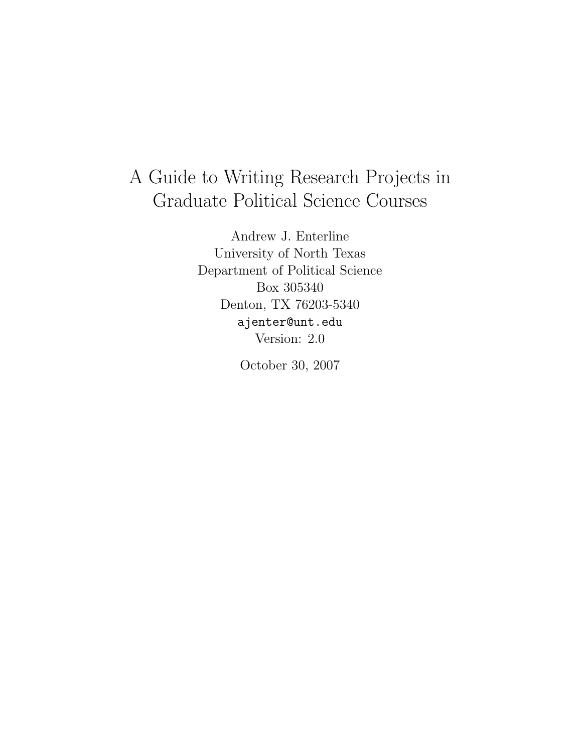# A Guide to Writing Research Projects in Graduate Political Science Courses

Andrew J. Enterline
University of North Texas
Department of Political Science
Box 305340
Denton, TX 76203-5340
ajenter@unt.edu
Version: 2.0

October 30, 2007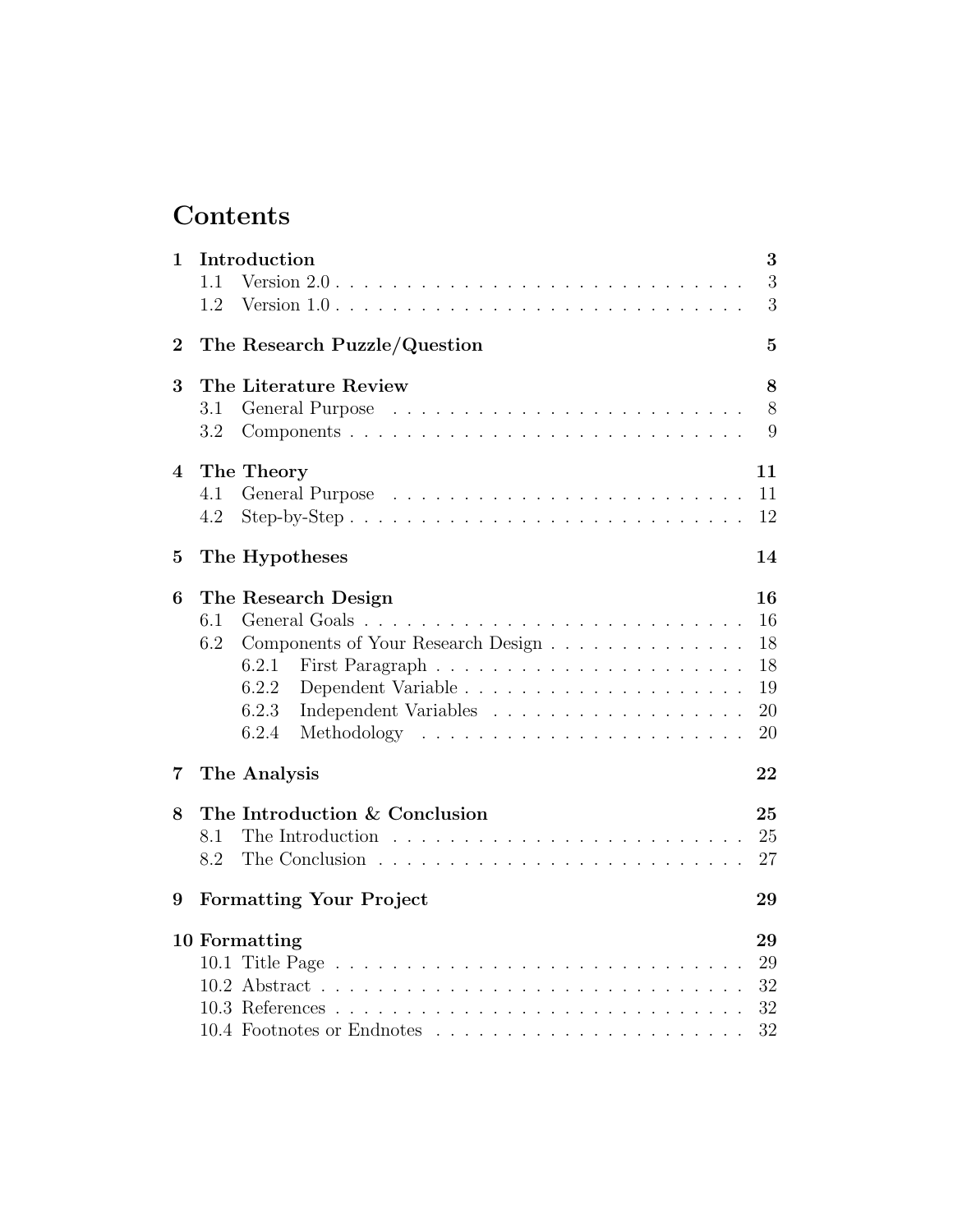# Contents

- **1 Introduction** — **3**
  - 1.1 Version 2.0 — 3
  - 1.2 Version 1.0 — 3
- **2 The Research Puzzle/Question** — **5**
- **3 The Literature Review** — **8**
  - 3.1 General Purpose — 8
  - 3.2 Components — 9
- **4 The Theory** — **11**
  - 4.1 General Purpose — 11
  - 4.2 Step-by-Step — 12
- **5 The Hypotheses** — **14**
- **6 The Research Design** — **16**
  - 6.1 General Goals — 16
  - 6.2 Components of Your Research Design — 18
    - 6.2.1 First Paragraph — 18
    - 6.2.2 Dependent Variable — 19
    - 6.2.3 Independent Variables — 20
    - 6.2.4 Methodology — 20
- **7 The Analysis** — **22**
- **8 The Introduction & Conclusion** — **25**
  - 8.1 The Introduction — 25
  - 8.2 The Conclusion — 27
- **9 Formatting Your Project** — **29**
- **10 Formatting** — **29**
  - 10.1 Title Page — 29
  - 10.2 Abstract — 32
  - 10.3 References — 32
  - 10.4 Footnotes or Endnotes — 32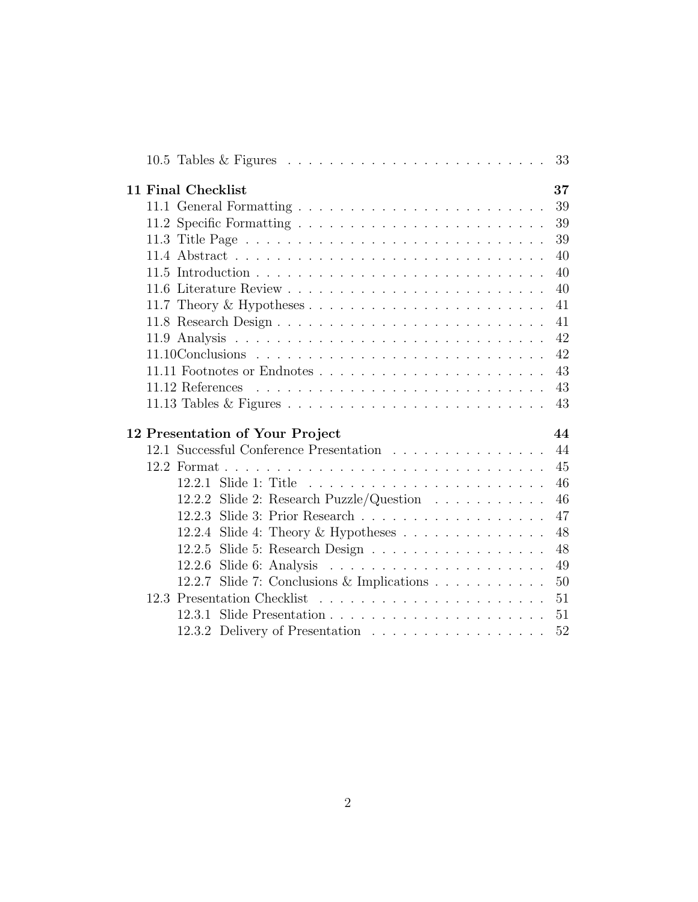- 10.5 Tables & Figures . . . . . 33

**11 Final Checklist** **37**
- 11.1 General Formatting . . . . . 39
- 11.2 Specific Formatting . . . . . 39
- 11.3 Title Page . . . . . 39
- 11.4 Abstract . . . . . 40
- 11.5 Introduction . . . . . 40
- 11.6 Literature Review . . . . . 40
- 11.7 Theory & Hypotheses . . . . . 41
- 11.8 Research Design . . . . . 41
- 11.9 Analysis . . . . . 42
- 11.10 Conclusions . . . . . 42
- 11.11 Footnotes or Endnotes . . . . . 43
- 11.12 References . . . . . 43
- 11.13 Tables & Figures . . . . . 43

**12 Presentation of Your Project** **44**
- 12.1 Successful Conference Presentation . . . . . 44
- 12.2 Format . . . . . 45
  - 12.2.1 Slide 1: Title . . . . . 46
  - 12.2.2 Slide 2: Research Puzzle/Question . . . . . 46
  - 12.2.3 Slide 3: Prior Research . . . . . 47
  - 12.2.4 Slide 4: Theory & Hypotheses . . . . . 48
  - 12.2.5 Slide 5: Research Design . . . . . 48
  - 12.2.6 Slide 6: Analysis . . . . . 49
  - 12.2.7 Slide 7: Conclusions & Implications . . . . . 50
- 12.3 Presentation Checklist . . . . . 51
  - 12.3.1 Slide Presentation . . . . . 51
  - 12.3.2 Delivery of Presentation . . . . . 52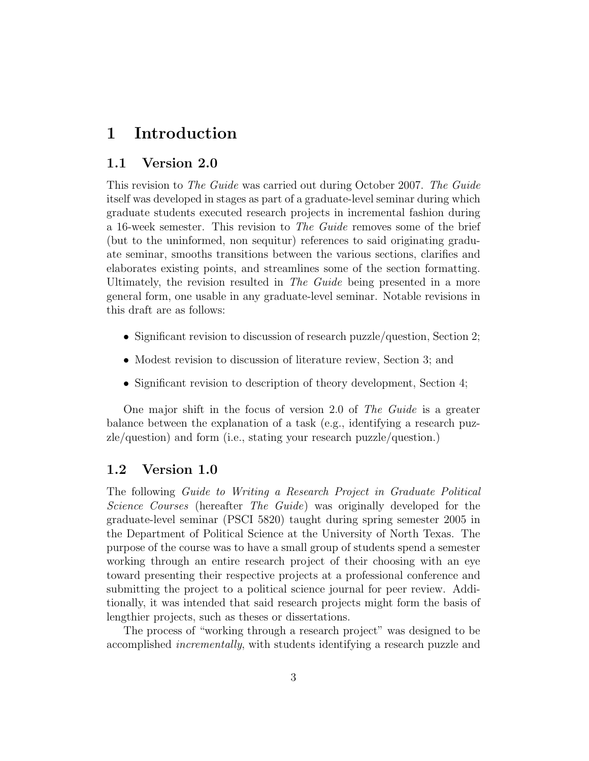# 1 Introduction

## 1.1 Version 2.0

This revision to *The Guide* was carried out during October 2007. *The Guide* itself was developed in stages as part of a graduate-level seminar during which graduate students executed research projects in incremental fashion during a 16-week semester. This revision to *The Guide* removes some of the brief (but to the uninformed, non sequitur) references to said originating graduate seminar, smooths transitions between the various sections, clarifies and elaborates existing points, and streamlines some of the section formatting. Ultimately, the revision resulted in *The Guide* being presented in a more general form, one usable in any graduate-level seminar. Notable revisions in this draft are as follows:

- Significant revision to discussion of research puzzle/question, Section 2;
- Modest revision to discussion of literature review, Section 3; and
- Significant revision to description of theory development, Section 4;

One major shift in the focus of version 2.0 of *The Guide* is a greater balance between the explanation of a task (e.g., identifying a research puzzle/question) and form (i.e., stating your research puzzle/question.)

## 1.2 Version 1.0

The following *Guide to Writing a Research Project in Graduate Political Science Courses* (hereafter *The Guide*) was originally developed for the graduate-level seminar (PSCI 5820) taught during spring semester 2005 in the Department of Political Science at the University of North Texas. The purpose of the course was to have a small group of students spend a semester working through an entire research project of their choosing with an eye toward presenting their respective projects at a professional conference and submitting the project to a political science journal for peer review. Additionally, it was intended that said research projects might form the basis of lengthier projects, such as theses or dissertations.

The process of "working through a research project" was designed to be accomplished *incrementally*, with students identifying a research puzzle and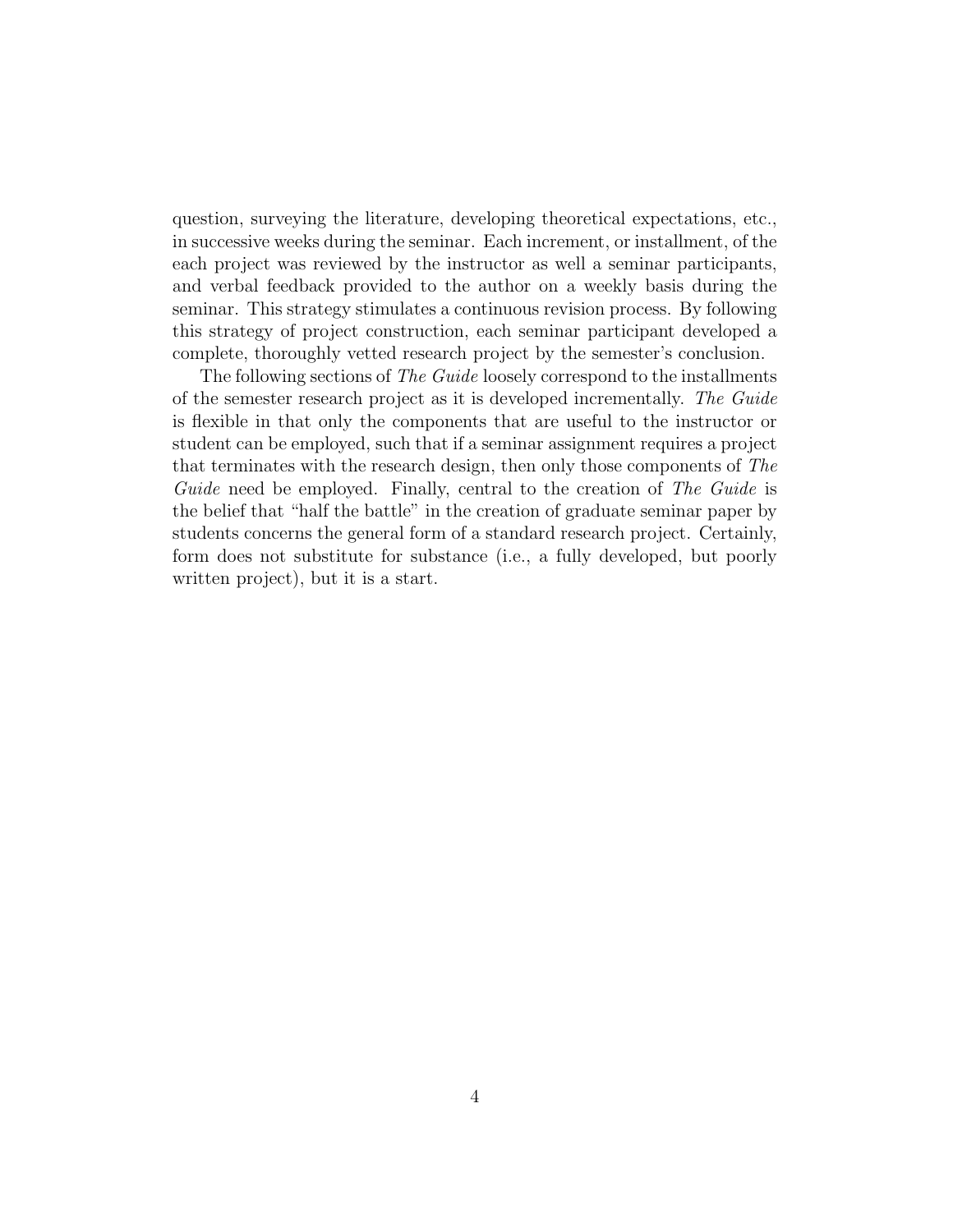question, surveying the literature, developing theoretical expectations, etc., in successive weeks during the seminar. Each increment, or installment, of the each project was reviewed by the instructor as well a seminar participants, and verbal feedback provided to the author on a weekly basis during the seminar. This strategy stimulates a continuous revision process. By following this strategy of project construction, each seminar participant developed a complete, thoroughly vetted research project by the semester's conclusion.

The following sections of *The Guide* loosely correspond to the installments of the semester research project as it is developed incrementally. *The Guide* is flexible in that only the components that are useful to the instructor or student can be employed, such that if a seminar assignment requires a project that terminates with the research design, then only those components of *The Guide* need be employed. Finally, central to the creation of *The Guide* is the belief that "half the battle" in the creation of graduate seminar paper by students concerns the general form of a standard research project. Certainly, form does not substitute for substance (i.e., a fully developed, but poorly written project), but it is a start.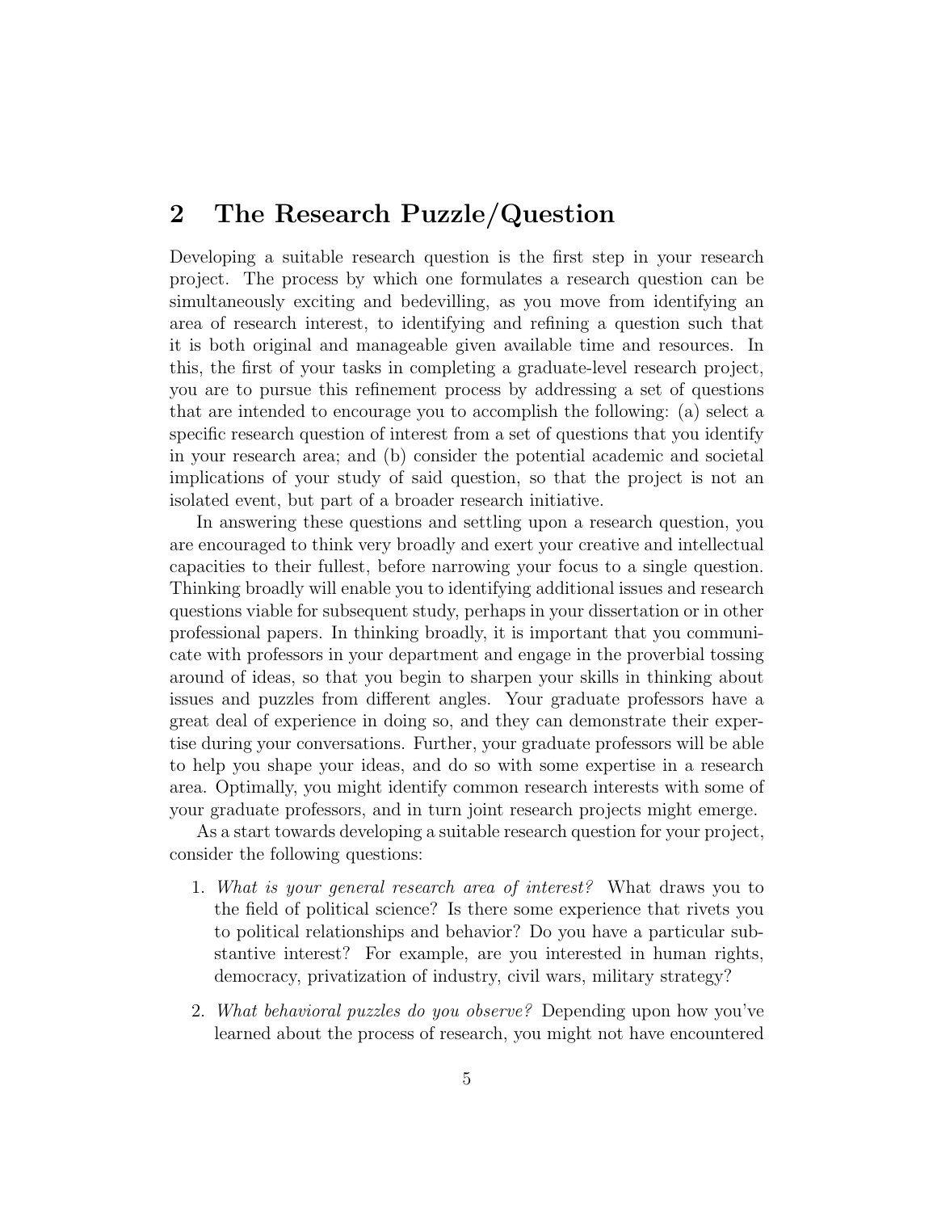## 2 The Research Puzzle/Question

Developing a suitable research question is the first step in your research project. The process by which one formulates a research question can be simultaneously exciting and bedevilling, as you move from identifying an area of research interest, to identifying and refining a question such that it is both original and manageable given available time and resources. In this, the first of your tasks in completing a graduate-level research project, you are to pursue this refinement process by addressing a set of questions that are intended to encourage you to accomplish the following: (a) select a specific research question of interest from a set of questions that you identify in your research area; and (b) consider the potential academic and societal implications of your study of said question, so that the project is not an isolated event, but part of a broader research initiative.

In answering these questions and settling upon a research question, you are encouraged to think very broadly and exert your creative and intellectual capacities to their fullest, before narrowing your focus to a single question. Thinking broadly will enable you to identifying additional issues and research questions viable for subsequent study, perhaps in your dissertation or in other professional papers. In thinking broadly, it is important that you communicate with professors in your department and engage in the proverbial tossing around of ideas, so that you begin to sharpen your skills in thinking about issues and puzzles from different angles. Your graduate professors have a great deal of experience in doing so, and they can demonstrate their expertise during your conversations. Further, your graduate professors will be able to help you shape your ideas, and do so with some expertise in a research area. Optimally, you might identify common research interests with some of your graduate professors, and in turn joint research projects might emerge.

As a start towards developing a suitable research question for your project, consider the following questions:

1. *What is your general research area of interest?* What draws you to the field of political science? Is there some experience that rivets you to political relationships and behavior? Do you have a particular substantive interest? For example, are you interested in human rights, democracy, privatization of industry, civil wars, military strategy?

2. *What behavioral puzzles do you observe?* Depending upon how you've learned about the process of research, you might not have encountered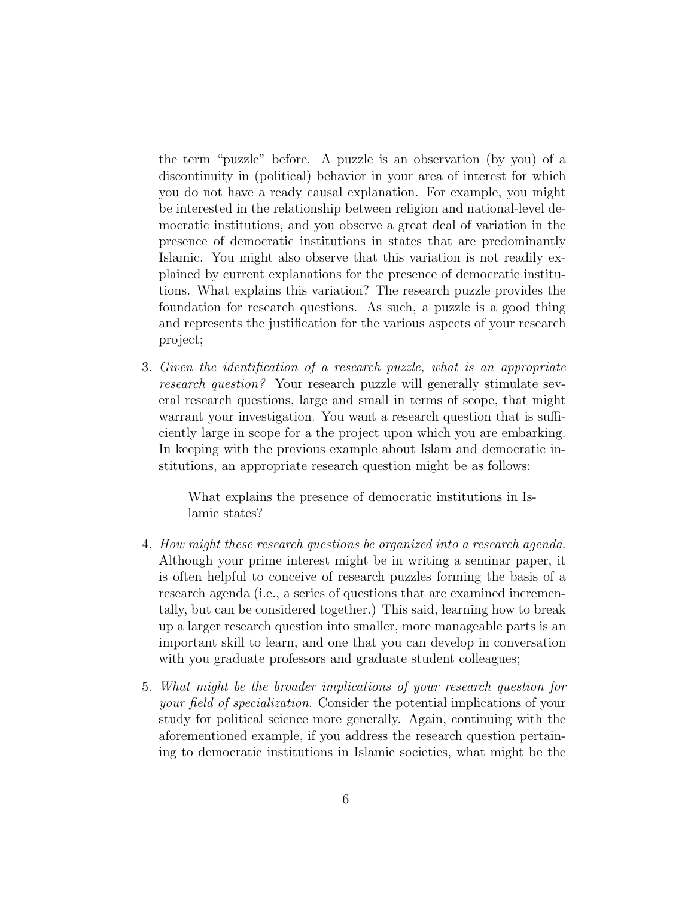the term "puzzle" before. A puzzle is an observation (by you) of a discontinuity in (political) behavior in your area of interest for which you do not have a ready causal explanation. For example, you might be interested in the relationship between religion and national-level democratic institutions, and you observe a great deal of variation in the presence of democratic institutions in states that are predominantly Islamic. You might also observe that this variation is not readily explained by current explanations for the presence of democratic institutions. What explains this variation? The research puzzle provides the foundation for research questions. As such, a puzzle is a good thing and represents the justification for the various aspects of your research project;

3. *Given the identification of a research puzzle, what is an appropriate research question?* Your research puzzle will generally stimulate several research questions, large and small in terms of scope, that might warrant your investigation. You want a research question that is sufficiently large in scope for a the project upon which you are embarking. In keeping with the previous example about Islam and democratic institutions, an appropriate research question might be as follows:

   > What explains the presence of democratic institutions in Islamic states?

4. *How might these research questions be organized into a research agenda.* Although your prime interest might be in writing a seminar paper, it is often helpful to conceive of research puzzles forming the basis of a research agenda (i.e., a series of questions that are examined incrementally, but can be considered together.) This said, learning how to break up a larger research question into smaller, more manageable parts is an important skill to learn, and one that you can develop in conversation with you graduate professors and graduate student colleagues;

5. *What might be the broader implications of your research question for your field of specialization.* Consider the potential implications of your study for political science more generally. Again, continuing with the aforementioned example, if you address the research question pertaining to democratic institutions in Islamic societies, what might be the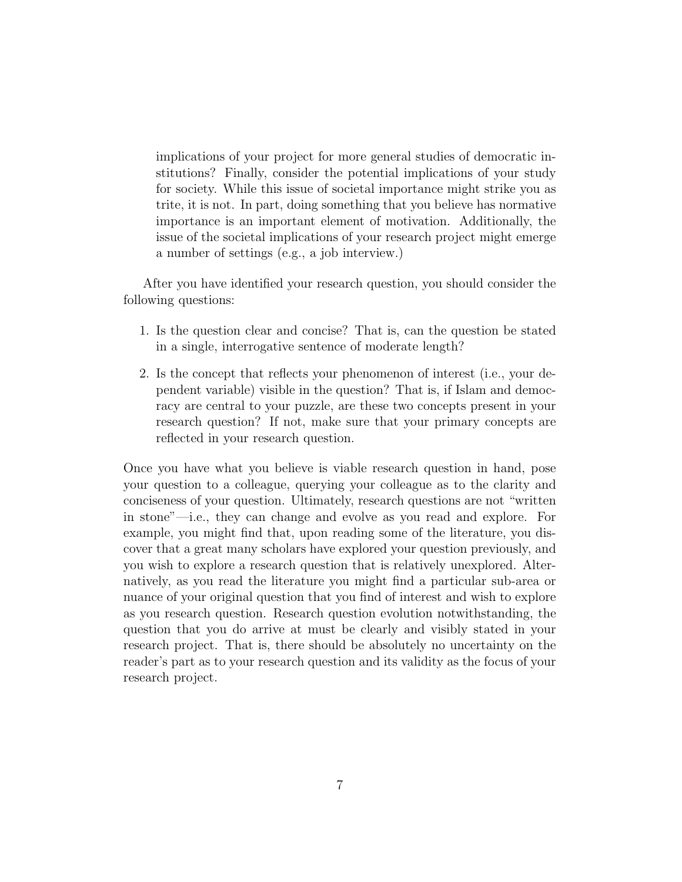implications of your project for more general studies of democratic institutions? Finally, consider the potential implications of your study for society. While this issue of societal importance might strike you as trite, it is not. In part, doing something that you believe has normative importance is an important element of motivation. Additionally, the issue of the societal implications of your research project might emerge a number of settings (e.g., a job interview.)

After you have identified your research question, you should consider the following questions:

1. Is the question clear and concise? That is, can the question be stated in a single, interrogative sentence of moderate length?

2. Is the concept that reflects your phenomenon of interest (i.e., your dependent variable) visible in the question? That is, if Islam and democracy are central to your puzzle, are these two concepts present in your research question? If not, make sure that your primary concepts are reflected in your research question.

Once you have what you believe is viable research question in hand, pose your question to a colleague, querying your colleague as to the clarity and conciseness of your question. Ultimately, research questions are not "written in stone"—i.e., they can change and evolve as you read and explore. For example, you might find that, upon reading some of the literature, you discover that a great many scholars have explored your question previously, and you wish to explore a research question that is relatively unexplored. Alternatively, as you read the literature you might find a particular sub-area or nuance of your original question that you find of interest and wish to explore as you research question. Research question evolution notwithstanding, the question that you do arrive at must be clearly and visibly stated in your research project. That is, there should be absolutely no uncertainty on the reader's part as to your research question and its validity as the focus of your research project.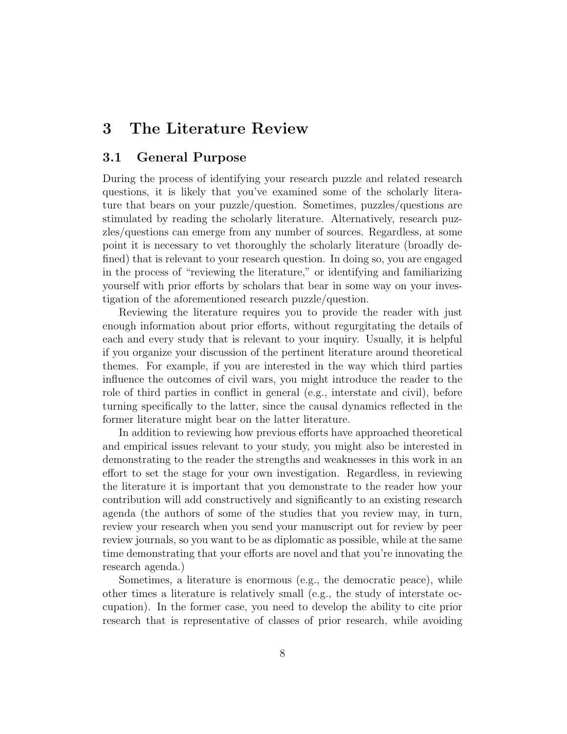# 3 The Literature Review

## 3.1 General Purpose

During the process of identifying your research puzzle and related research questions, it is likely that you've examined some of the scholarly literature that bears on your puzzle/question. Sometimes, puzzles/questions are stimulated by reading the scholarly literature. Alternatively, research puzzles/questions can emerge from any number of sources. Regardless, at some point it is necessary to vet thoroughly the scholarly literature (broadly defined) that is relevant to your research question. In doing so, you are engaged in the process of "reviewing the literature," or identifying and familiarizing yourself with prior efforts by scholars that bear in some way on your investigation of the aforementioned research puzzle/question.

Reviewing the literature requires you to provide the reader with just enough information about prior efforts, without regurgitating the details of each and every study that is relevant to your inquiry. Usually, it is helpful if you organize your discussion of the pertinent literature around theoretical themes. For example, if you are interested in the way which third parties influence the outcomes of civil wars, you might introduce the reader to the role of third parties in conflict in general (e.g., interstate and civil), before turning specifically to the latter, since the causal dynamics reflected in the former literature might bear on the latter literature.

In addition to reviewing how previous efforts have approached theoretical and empirical issues relevant to your study, you might also be interested in demonstrating to the reader the strengths and weaknesses in this work in an effort to set the stage for your own investigation. Regardless, in reviewing the literature it is important that you demonstrate to the reader how your contribution will add constructively and significantly to an existing research agenda (the authors of some of the studies that you review may, in turn, review your research when you send your manuscript out for review by peer review journals, so you want to be as diplomatic as possible, while at the same time demonstrating that your efforts are novel and that you're innovating the research agenda.)

Sometimes, a literature is enormous (e.g., the democratic peace), while other times a literature is relatively small (e.g., the study of interstate occupation). In the former case, you need to develop the ability to cite prior research that is representative of classes of prior research, while avoiding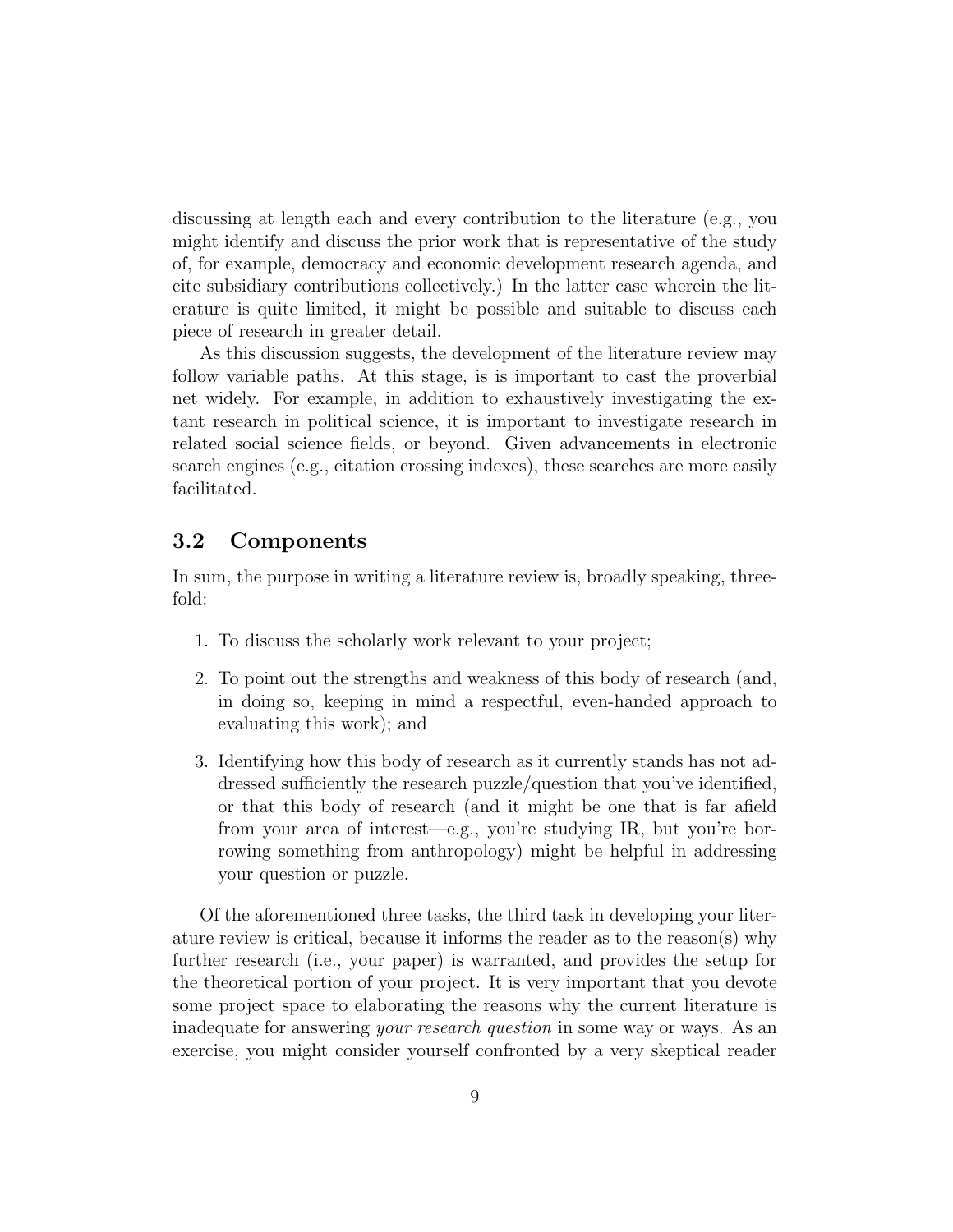discussing at length each and every contribution to the literature (e.g., you might identify and discuss the prior work that is representative of the study of, for example, democracy and economic development research agenda, and cite subsidiary contributions collectively.) In the latter case wherein the literature is quite limited, it might be possible and suitable to discuss each piece of research in greater detail.

As this discussion suggests, the development of the literature review may follow variable paths. At this stage, is is important to cast the proverbial net widely. For example, in addition to exhaustively investigating the extant research in political science, it is important to investigate research in related social science fields, or beyond. Given advancements in electronic search engines (e.g., citation crossing indexes), these searches are more easily facilitated.

## 3.2 Components

In sum, the purpose in writing a literature review is, broadly speaking, threefold:

1. To discuss the scholarly work relevant to your project;
2. To point out the strengths and weakness of this body of research (and, in doing so, keeping in mind a respectful, even-handed approach to evaluating this work); and
3. Identifying how this body of research as it currently stands has not addressed sufficiently the research puzzle/question that you've identified, or that this body of research (and it might be one that is far afield from your area of interest—e.g., you're studying IR, but you're borrowing something from anthropology) might be helpful in addressing your question or puzzle.

Of the aforementioned three tasks, the third task in developing your literature review is critical, because it informs the reader as to the reason(s) why further research (i.e., your paper) is warranted, and provides the setup for the theoretical portion of your project. It is very important that you devote some project space to elaborating the reasons why the current literature is inadequate for answering *your research question* in some way or ways. As an exercise, you might consider yourself confronted by a very skeptical reader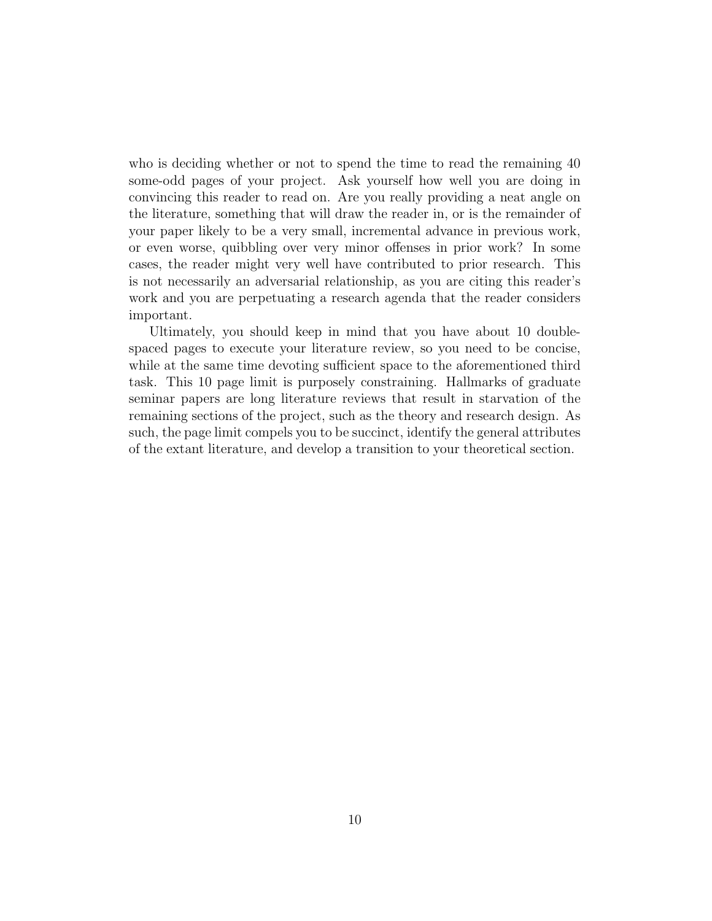who is deciding whether or not to spend the time to read the remaining 40 some-odd pages of your project. Ask yourself how well you are doing in convincing this reader to read on. Are you really providing a neat angle on the literature, something that will draw the reader in, or is the remainder of your paper likely to be a very small, incremental advance in previous work, or even worse, quibbling over very minor offenses in prior work? In some cases, the reader might very well have contributed to prior research. This is not necessarily an adversarial relationship, as you are citing this reader's work and you are perpetuating a research agenda that the reader considers important.

Ultimately, you should keep in mind that you have about 10 double-spaced pages to execute your literature review, so you need to be concise, while at the same time devoting sufficient space to the aforementioned third task. This 10 page limit is purposely constraining. Hallmarks of graduate seminar papers are long literature reviews that result in starvation of the remaining sections of the project, such as the theory and research design. As such, the page limit compels you to be succinct, identify the general attributes of the extant literature, and develop a transition to your theoretical section.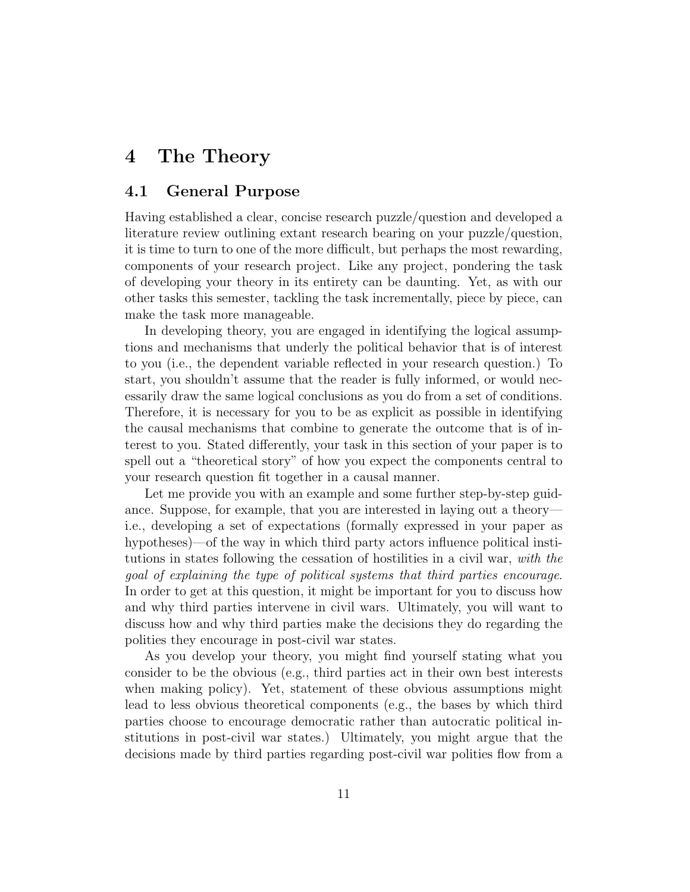# 4 The Theory

## 4.1 General Purpose

Having established a clear, concise research puzzle/question and developed a literature review outlining extant research bearing on your puzzle/question, it is time to turn to one of the more difficult, but perhaps the most rewarding, components of your research project. Like any project, pondering the task of developing your theory in its entirety can be daunting. Yet, as with our other tasks this semester, tackling the task incrementally, piece by piece, can make the task more manageable.

In developing theory, you are engaged in identifying the logical assumptions and mechanisms that underly the political behavior that is of interest to you (i.e., the dependent variable reflected in your research question.) To start, you shouldn't assume that the reader is fully informed, or would necessarily draw the same logical conclusions as you do from a set of conditions. Therefore, it is necessary for you to be as explicit as possible in identifying the causal mechanisms that combine to generate the outcome that is of interest to you. Stated differently, your task in this section of your paper is to spell out a "theoretical story" of how you expect the components central to your research question fit together in a causal manner.

Let me provide you with an example and some further step-by-step guidance. Suppose, for example, that you are interested in laying out a theory—i.e., developing a set of expectations (formally expressed in your paper as hypotheses)—of the way in which third party actors influence political institutions in states following the cessation of hostilities in a civil war, *with the goal of explaining the type of political systems that third parties encourage*. In order to get at this question, it might be important for you to discuss how and why third parties intervene in civil wars. Ultimately, you will want to discuss how and why third parties make the decisions they do regarding the polities they encourage in post-civil war states.

As you develop your theory, you might find yourself stating what you consider to be the obvious (e.g., third parties act in their own best interests when making policy). Yet, statement of these obvious assumptions might lead to less obvious theoretical components (e.g., the bases by which third parties choose to encourage democratic rather than autocratic political institutions in post-civil war states.) Ultimately, you might argue that the decisions made by third parties regarding post-civil war polities flow from a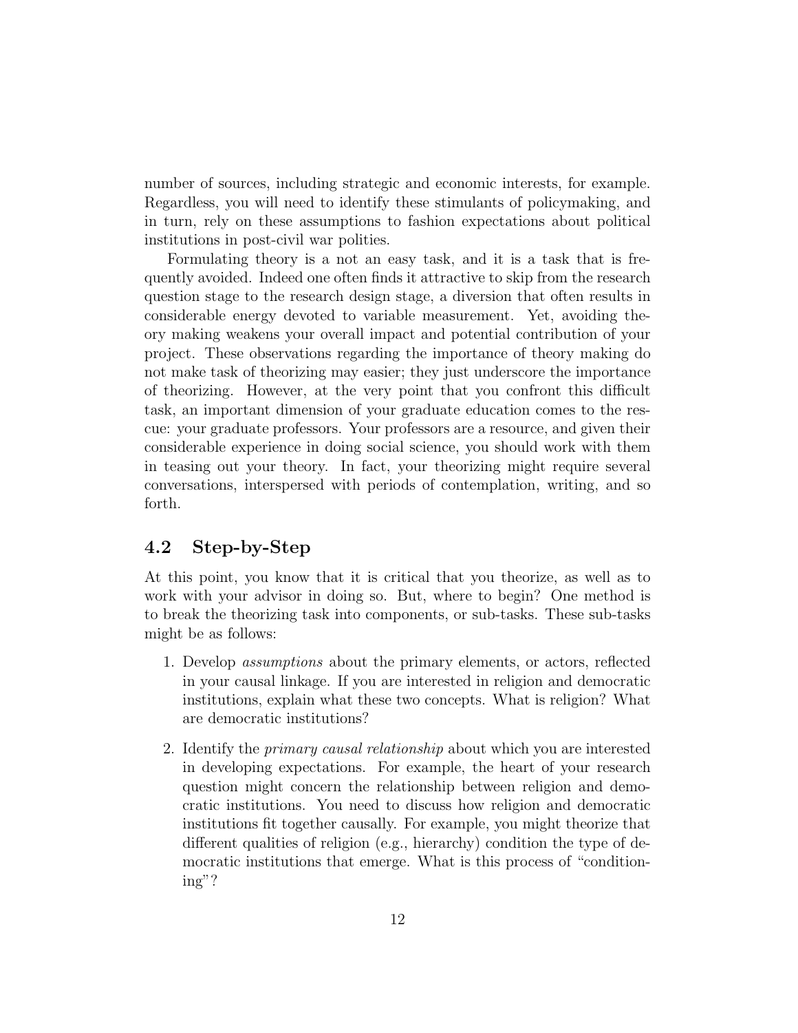number of sources, including strategic and economic interests, for example. Regardless, you will need to identify these stimulants of policymaking, and in turn, rely on these assumptions to fashion expectations about political institutions in post-civil war polities.

Formulating theory is a not an easy task, and it is a task that is frequently avoided. Indeed one often finds it attractive to skip from the research question stage to the research design stage, a diversion that often results in considerable energy devoted to variable measurement. Yet, avoiding theory making weakens your overall impact and potential contribution of your project. These observations regarding the importance of theory making do not make task of theorizing may easier; they just underscore the importance of theorizing. However, at the very point that you confront this difficult task, an important dimension of your graduate education comes to the rescue: your graduate professors. Your professors are a resource, and given their considerable experience in doing social science, you should work with them in teasing out your theory. In fact, your theorizing might require several conversations, interspersed with periods of contemplation, writing, and so forth.

## 4.2 Step-by-Step

At this point, you know that it is critical that you theorize, as well as to work with your advisor in doing so. But, where to begin? One method is to break the theorizing task into components, or sub-tasks. These sub-tasks might be as follows:

1. Develop *assumptions* about the primary elements, or actors, reflected in your causal linkage. If you are interested in religion and democratic institutions, explain what these two concepts. What is religion? What are democratic institutions?

2. Identify the *primary causal relationship* about which you are interested in developing expectations. For example, the heart of your research question might concern the relationship between religion and democratic institutions. You need to discuss how religion and democratic institutions fit together causally. For example, you might theorize that different qualities of religion (e.g., hierarchy) condition the type of democratic institutions that emerge. What is this process of "conditioning"?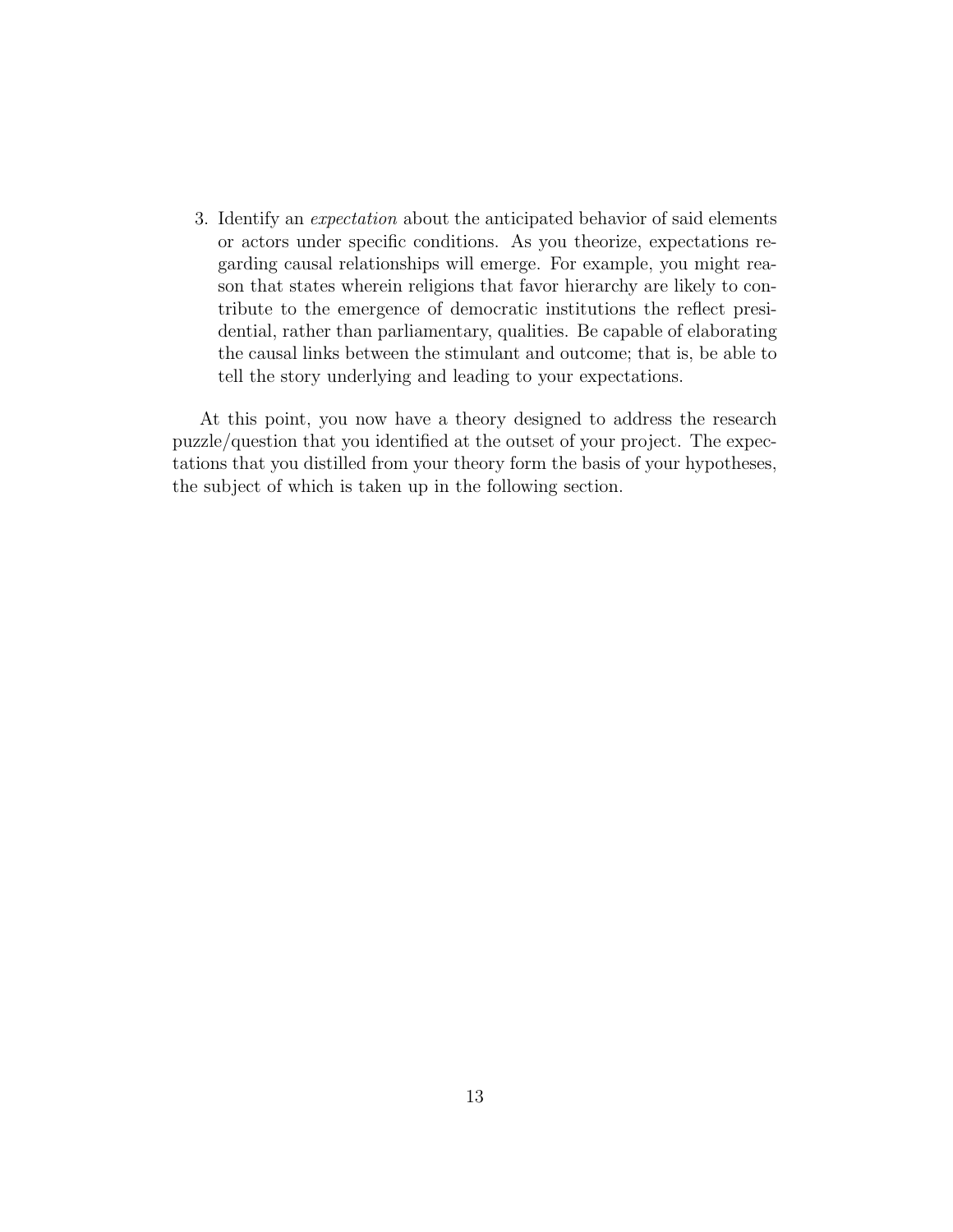3. Identify an *expectation* about the anticipated behavior of said elements or actors under specific conditions. As you theorize, expectations regarding causal relationships will emerge. For example, you might reason that states wherein religions that favor hierarchy are likely to contribute to the emergence of democratic institutions the reflect presidential, rather than parliamentary, qualities. Be capable of elaborating the causal links between the stimulant and outcome; that is, be able to tell the story underlying and leading to your expectations.

At this point, you now have a theory designed to address the research puzzle/question that you identified at the outset of your project. The expectations that you distilled from your theory form the basis of your hypotheses, the subject of which is taken up in the following section.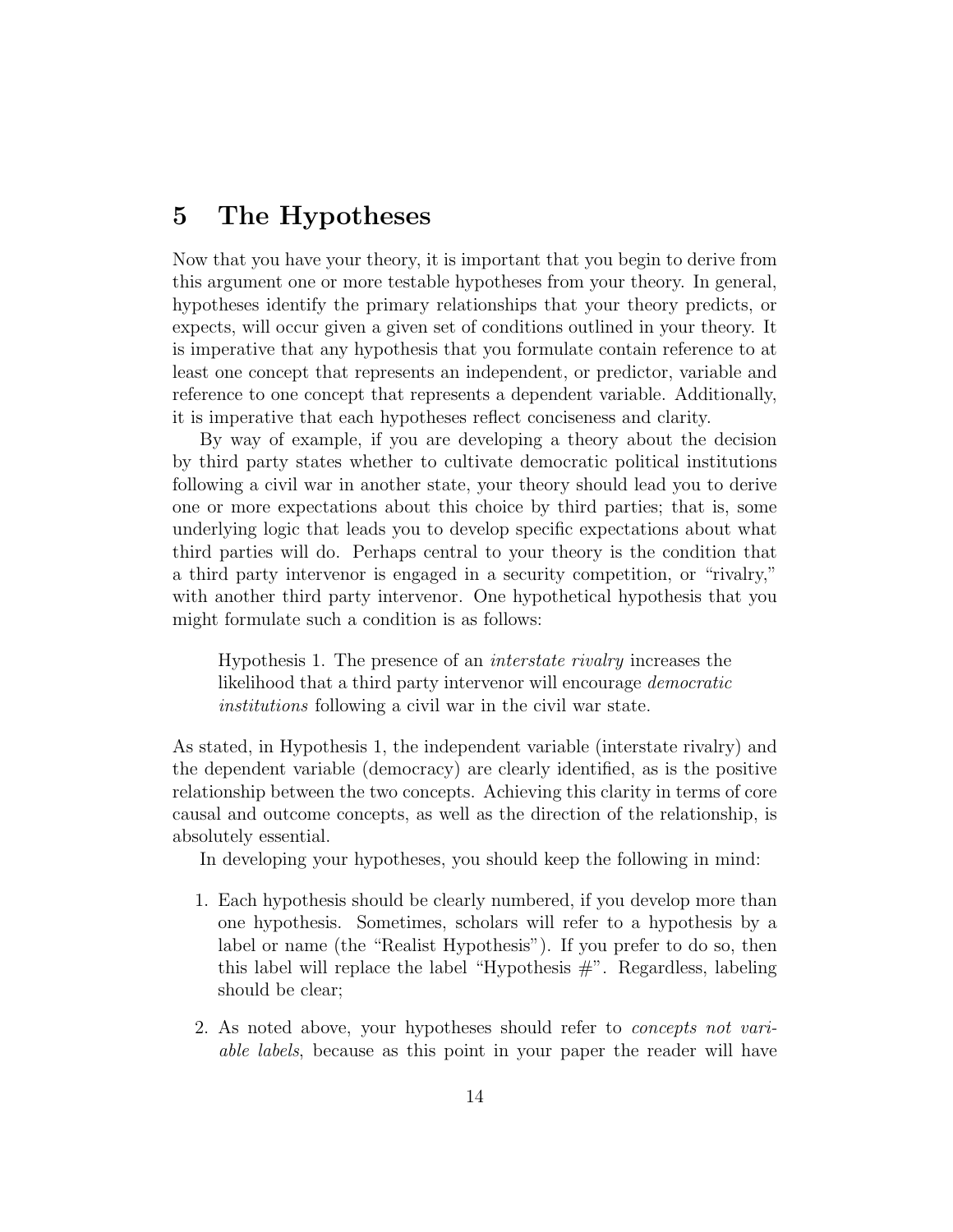## 5 The Hypotheses

Now that you have your theory, it is important that you begin to derive from this argument one or more testable hypotheses from your theory. In general, hypotheses identify the primary relationships that your theory predicts, or expects, will occur given a given set of conditions outlined in your theory. It is imperative that any hypothesis that you formulate contain reference to at least one concept that represents an independent, or predictor, variable and reference to one concept that represents a dependent variable. Additionally, it is imperative that each hypotheses reflect conciseness and clarity.

By way of example, if you are developing a theory about the decision by third party states whether to cultivate democratic political institutions following a civil war in another state, your theory should lead you to derive one or more expectations about this choice by third parties; that is, some underlying logic that leads you to develop specific expectations about what third parties will do. Perhaps central to your theory is the condition that a third party intervenor is engaged in a security competition, or "rivalry," with another third party intervenor. One hypothetical hypothesis that you might formulate such a condition is as follows:

> Hypothesis 1. The presence of an *interstate rivalry* increases the likelihood that a third party intervenor will encourage *democratic institutions* following a civil war in the civil war state.

As stated, in Hypothesis 1, the independent variable (interstate rivalry) and the dependent variable (democracy) are clearly identified, as is the positive relationship between the two concepts. Achieving this clarity in terms of core causal and outcome concepts, as well as the direction of the relationship, is absolutely essential.

In developing your hypotheses, you should keep the following in mind:

1. Each hypothesis should be clearly numbered, if you develop more than one hypothesis. Sometimes, scholars will refer to a hypothesis by a label or name (the "Realist Hypothesis"). If you prefer to do so, then this label will replace the label "Hypothesis #". Regardless, labeling should be clear;

2. As noted above, your hypotheses should refer to *concepts not variable labels*, because as this point in your paper the reader will have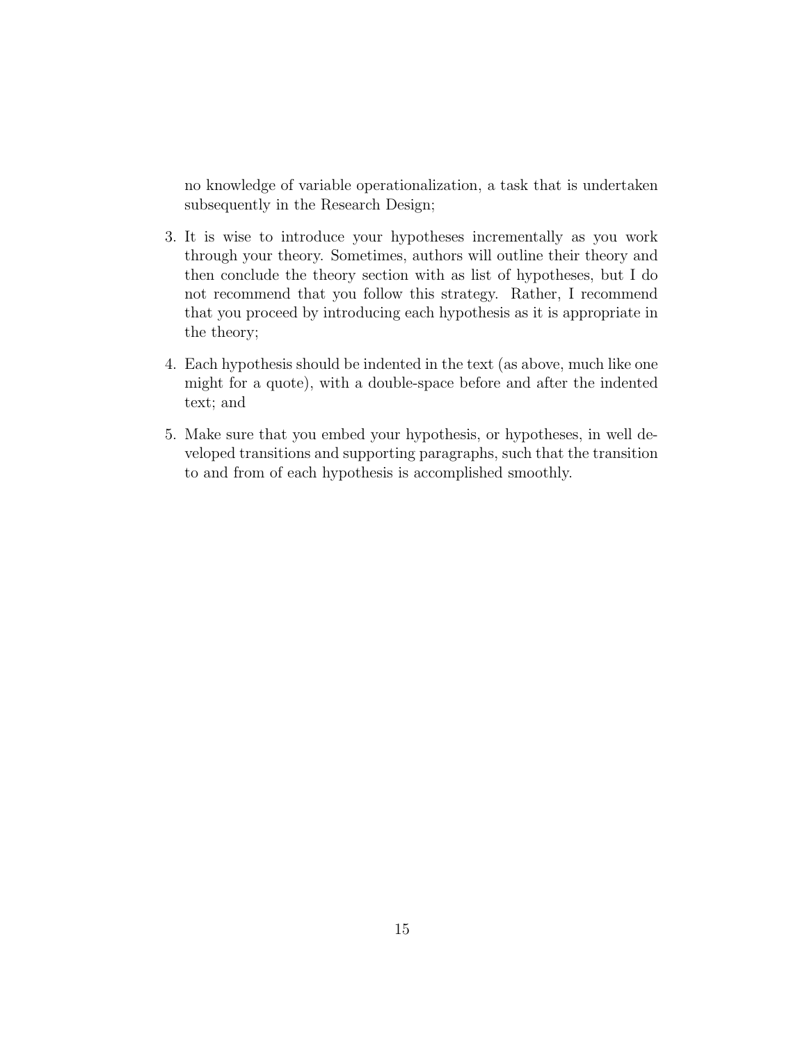no knowledge of variable operationalization, a task that is undertaken subsequently in the Research Design;

3. It is wise to introduce your hypotheses incrementally as you work through your theory. Sometimes, authors will outline their theory and then conclude the theory section with as list of hypotheses, but I do not recommend that you follow this strategy. Rather, I recommend that you proceed by introducing each hypothesis as it is appropriate in the theory;

4. Each hypothesis should be indented in the text (as above, much like one might for a quote), with a double-space before and after the indented text; and

5. Make sure that you embed your hypothesis, or hypotheses, in well developed transitions and supporting paragraphs, such that the transition to and from of each hypothesis is accomplished smoothly.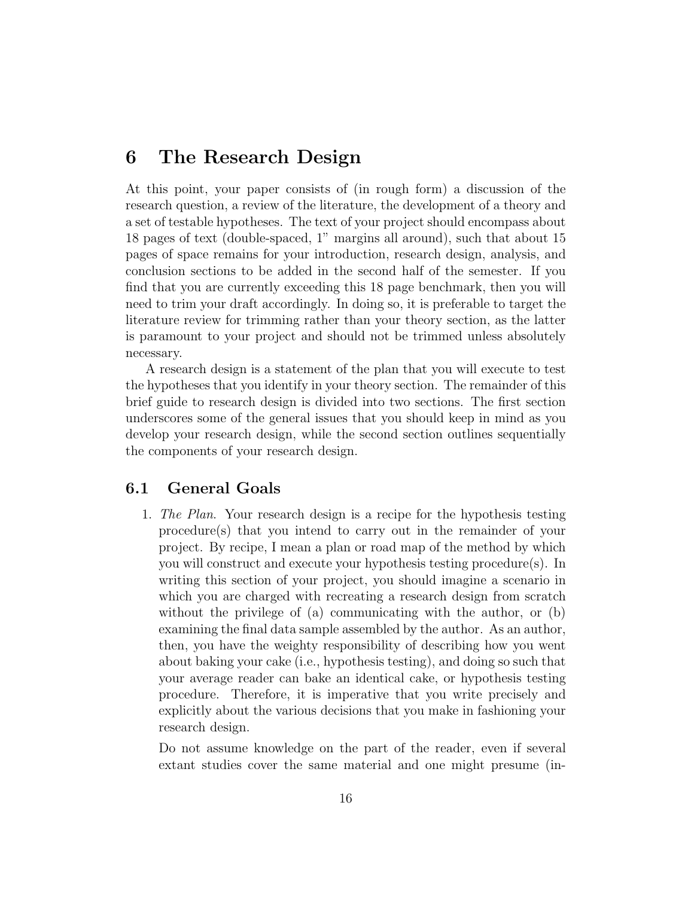# 6 The Research Design

At this point, your paper consists of (in rough form) a discussion of the research question, a review of the literature, the development of a theory and a set of testable hypotheses. The text of your project should encompass about 18 pages of text (double-spaced, 1" margins all around), such that about 15 pages of space remains for your introduction, research design, analysis, and conclusion sections to be added in the second half of the semester. If you find that you are currently exceeding this 18 page benchmark, then you will need to trim your draft accordingly. In doing so, it is preferable to target the literature review for trimming rather than your theory section, as the latter is paramount to your project and should not be trimmed unless absolutely necessary.

A research design is a statement of the plan that you will execute to test the hypotheses that you identify in your theory section. The remainder of this brief guide to research design is divided into two sections. The first section underscores some of the general issues that you should keep in mind as you develop your research design, while the second section outlines sequentially the components of your research design.

## 6.1 General Goals

1. *The Plan.* Your research design is a recipe for the hypothesis testing procedure(s) that you intend to carry out in the remainder of your project. By recipe, I mean a plan or road map of the method by which you will construct and execute your hypothesis testing procedure(s). In writing this section of your project, you should imagine a scenario in which you are charged with recreating a research design from scratch without the privilege of (a) communicating with the author, or (b) examining the final data sample assembled by the author. As an author, then, you have the weighty responsibility of describing how you went about baking your cake (i.e., hypothesis testing), and doing so such that your average reader can bake an identical cake, or hypothesis testing procedure. Therefore, it is imperative that you write precisely and explicitly about the various decisions that you make in fashioning your research design.

   Do not assume knowledge on the part of the reader, even if several extant studies cover the same material and one might presume (in-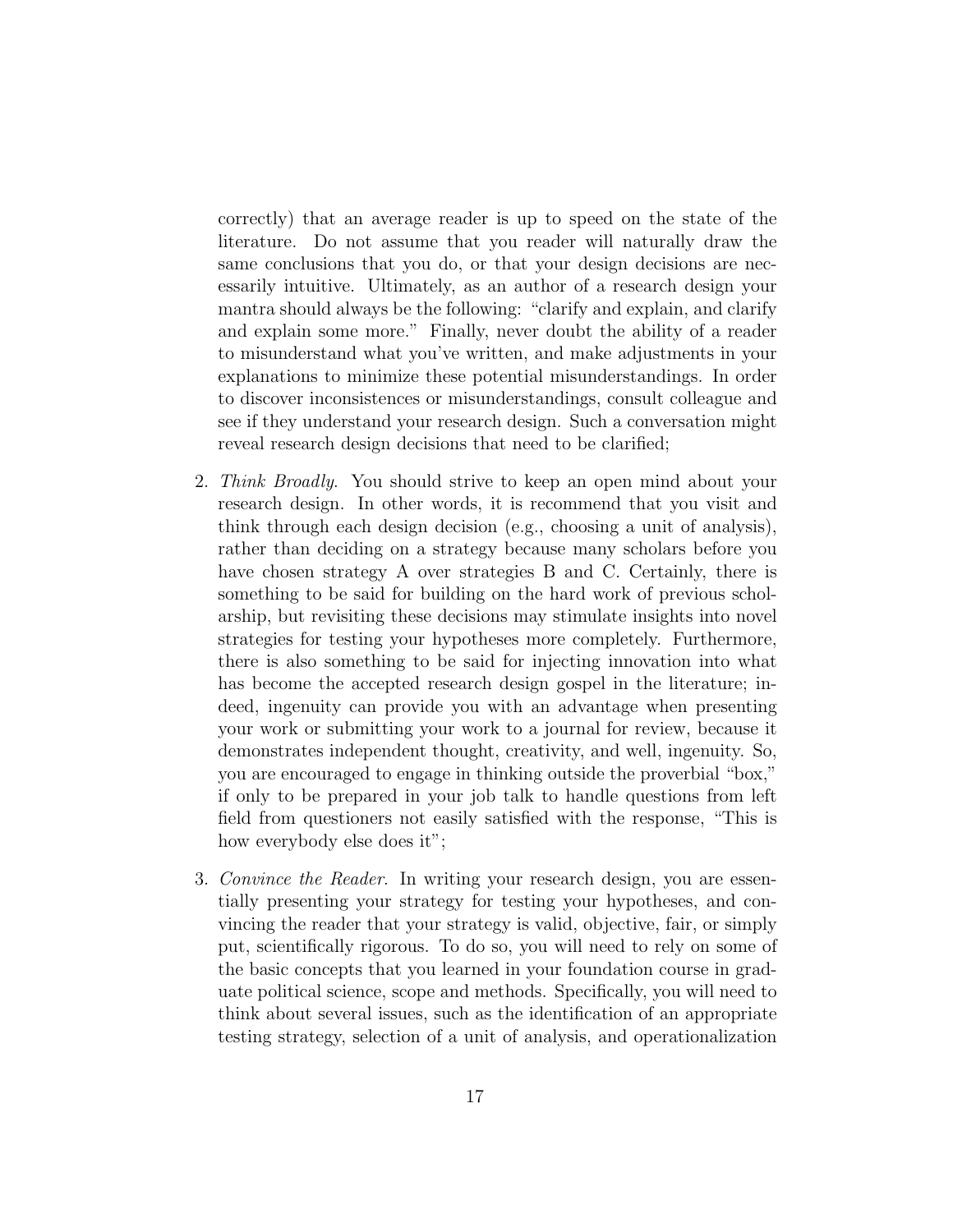correctly) that an average reader is up to speed on the state of the literature. Do not assume that you reader will naturally draw the same conclusions that you do, or that your design decisions are necessarily intuitive. Ultimately, as an author of a research design your mantra should always be the following: "clarify and explain, and clarify and explain some more." Finally, never doubt the ability of a reader to misunderstand what you've written, and make adjustments in your explanations to minimize these potential misunderstandings. In order to discover inconsistences or misunderstandings, consult colleague and see if they understand your research design. Such a conversation might reveal research design decisions that need to be clarified;

2. *Think Broadly*. You should strive to keep an open mind about your research design. In other words, it is recommend that you visit and think through each design decision (e.g., choosing a unit of analysis), rather than deciding on a strategy because many scholars before you have chosen strategy A over strategies B and C. Certainly, there is something to be said for building on the hard work of previous scholarship, but revisiting these decisions may stimulate insights into novel strategies for testing your hypotheses more completely. Furthermore, there is also something to be said for injecting innovation into what has become the accepted research design gospel in the literature; indeed, ingenuity can provide you with an advantage when presenting your work or submitting your work to a journal for review, because it demonstrates independent thought, creativity, and well, ingenuity. So, you are encouraged to engage in thinking outside the proverbial "box," if only to be prepared in your job talk to handle questions from left field from questioners not easily satisfied with the response, "This is how everybody else does it";

3. *Convince the Reader*. In writing your research design, you are essentially presenting your strategy for testing your hypotheses, and convincing the reader that your strategy is valid, objective, fair, or simply put, scientifically rigorous. To do so, you will need to rely on some of the basic concepts that you learned in your foundation course in graduate political science, scope and methods. Specifically, you will need to think about several issues, such as the identification of an appropriate testing strategy, selection of a unit of analysis, and operationalization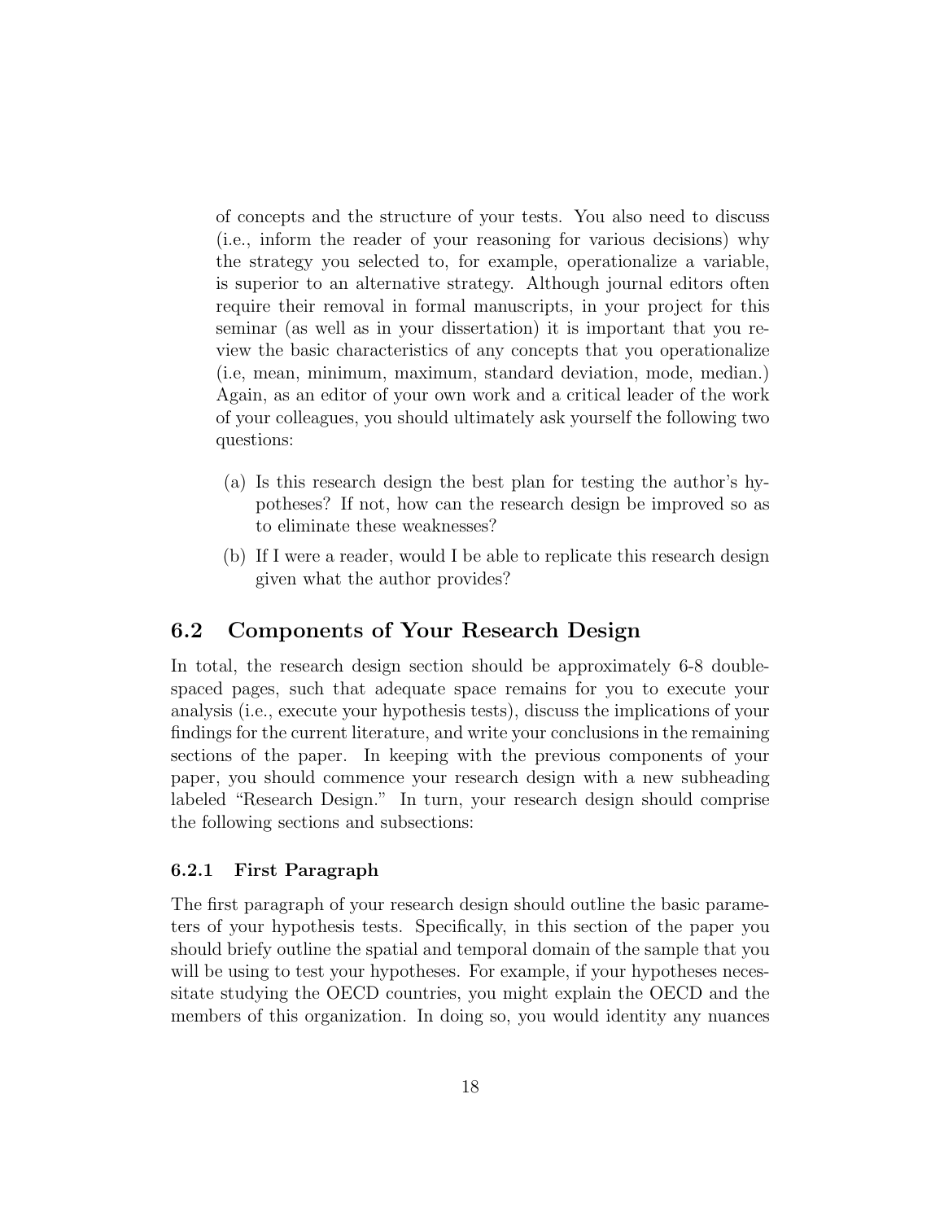of concepts and the structure of your tests. You also need to discuss (i.e., inform the reader of your reasoning for various decisions) why the strategy you selected to, for example, operationalize a variable, is superior to an alternative strategy. Although journal editors often require their removal in formal manuscripts, in your project for this seminar (as well as in your dissertation) it is important that you review the basic characteristics of any concepts that you operationalize (i.e, mean, minimum, maximum, standard deviation, mode, median.) Again, as an editor of your own work and a critical leader of the work of your colleagues, you should ultimately ask yourself the following two questions:

(a) Is this research design the best plan for testing the author's hypotheses? If not, how can the research design be improved so as to eliminate these weaknesses?

(b) If I were a reader, would I be able to replicate this research design given what the author provides?

## 6.2 Components of Your Research Design

In total, the research design section should be approximately 6-8 double-spaced pages, such that adequate space remains for you to execute your analysis (i.e., execute your hypothesis tests), discuss the implications of your findings for the current literature, and write your conclusions in the remaining sections of the paper. In keeping with the previous components of your paper, you should commence your research design with a new subheading labeled "Research Design." In turn, your research design should comprise the following sections and subsections:

### 6.2.1 First Paragraph

The first paragraph of your research design should outline the basic parameters of your hypothesis tests. Specifically, in this section of the paper you should briefy outline the spatial and temporal domain of the sample that you will be using to test your hypotheses. For example, if your hypotheses necessitate studying the OECD countries, you might explain the OECD and the members of this organization. In doing so, you would identity any nuances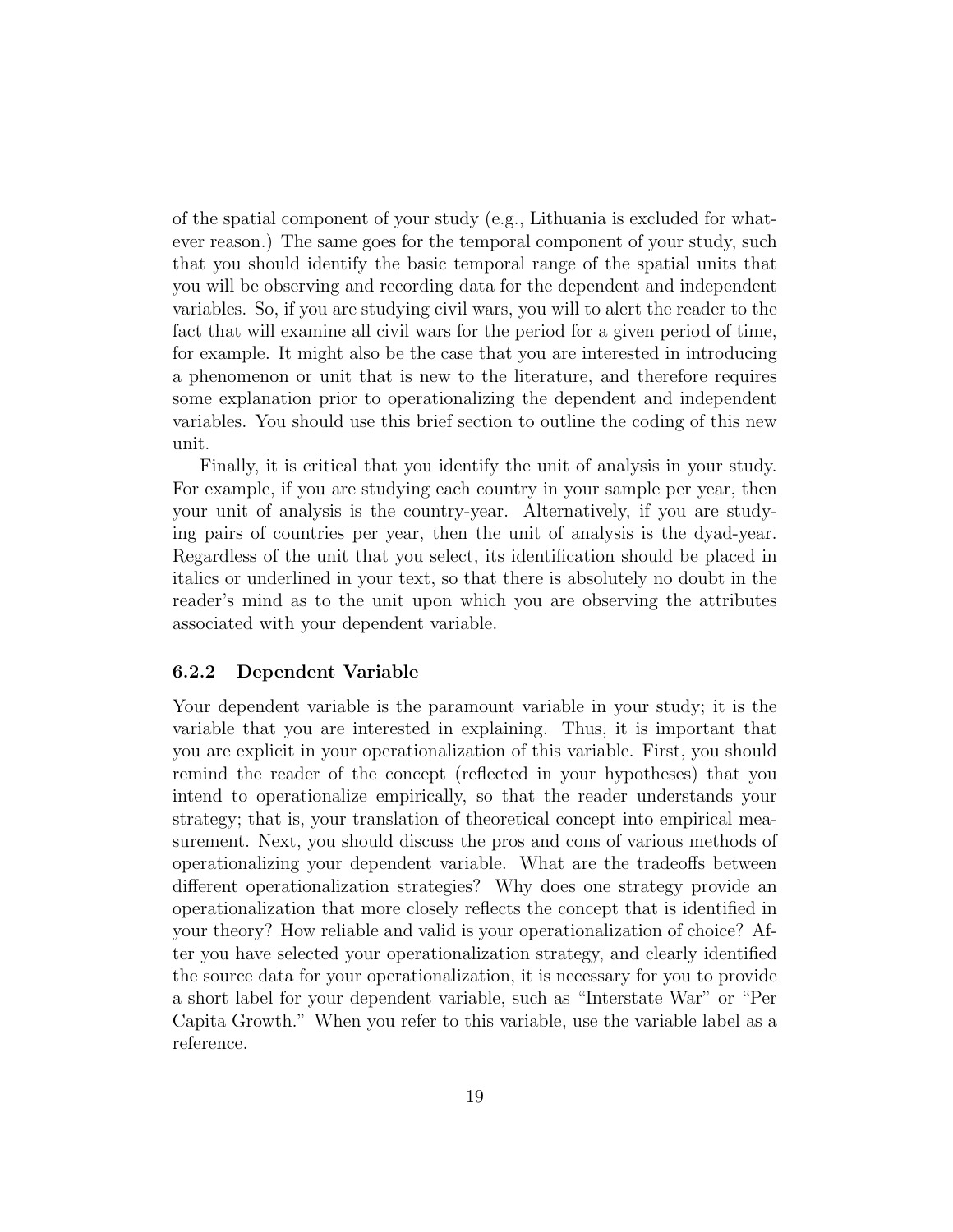of the spatial component of your study (e.g., Lithuania is excluded for whatever reason.) The same goes for the temporal component of your study, such that you should identify the basic temporal range of the spatial units that you will be observing and recording data for the dependent and independent variables. So, if you are studying civil wars, you will to alert the reader to the fact that will examine all civil wars for the period for a given period of time, for example. It might also be the case that you are interested in introducing a phenomenon or unit that is new to the literature, and therefore requires some explanation prior to operationalizing the dependent and independent variables. You should use this brief section to outline the coding of this new unit.

Finally, it is critical that you identify the unit of analysis in your study. For example, if you are studying each country in your sample per year, then your unit of analysis is the country-year. Alternatively, if you are studying pairs of countries per year, then the unit of analysis is the dyad-year. Regardless of the unit that you select, its identification should be placed in italics or underlined in your text, so that there is absolutely no doubt in the reader's mind as to the unit upon which you are observing the attributes associated with your dependent variable.

### 6.2.2 Dependent Variable

Your dependent variable is the paramount variable in your study; it is the variable that you are interested in explaining. Thus, it is important that you are explicit in your operationalization of this variable. First, you should remind the reader of the concept (reflected in your hypotheses) that you intend to operationalize empirically, so that the reader understands your strategy; that is, your translation of theoretical concept into empirical measurement. Next, you should discuss the pros and cons of various methods of operationalizing your dependent variable. What are the tradeoffs between different operationalization strategies? Why does one strategy provide an operationalization that more closely reflects the concept that is identified in your theory? How reliable and valid is your operationalization of choice? After you have selected your operationalization strategy, and clearly identified the source data for your operationalization, it is necessary for you to provide a short label for your dependent variable, such as "Interstate War" or "Per Capita Growth." When you refer to this variable, use the variable label as a reference.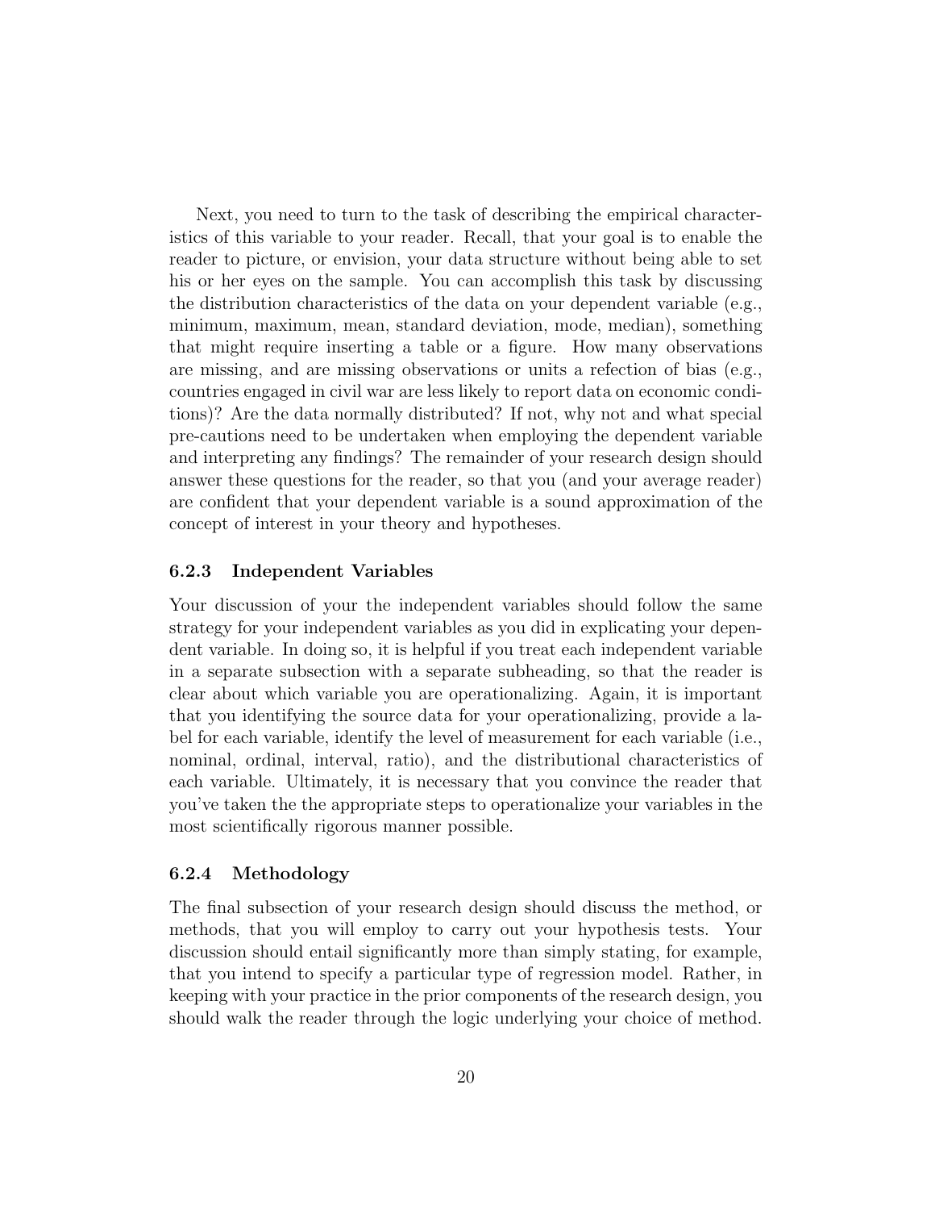Next, you need to turn to the task of describing the empirical characteristics of this variable to your reader. Recall, that your goal is to enable the reader to picture, or envision, your data structure without being able to set his or her eyes on the sample. You can accomplish this task by discussing the distribution characteristics of the data on your dependent variable (e.g., minimum, maximum, mean, standard deviation, mode, median), something that might require inserting a table or a figure. How many observations are missing, and are missing observations or units a refection of bias (e.g., countries engaged in civil war are less likely to report data on economic conditions)? Are the data normally distributed? If not, why not and what special pre-cautions need to be undertaken when employing the dependent variable and interpreting any findings? The remainder of your research design should answer these questions for the reader, so that you (and your average reader) are confident that your dependent variable is a sound approximation of the concept of interest in your theory and hypotheses.

### 6.2.3 Independent Variables

Your discussion of your the independent variables should follow the same strategy for your independent variables as you did in explicating your dependent variable. In doing so, it is helpful if you treat each independent variable in a separate subsection with a separate subheading, so that the reader is clear about which variable you are operationalizing. Again, it is important that you identifying the source data for your operationalizing, provide a label for each variable, identify the level of measurement for each variable (i.e., nominal, ordinal, interval, ratio), and the distributional characteristics of each variable. Ultimately, it is necessary that you convince the reader that you've taken the the appropriate steps to operationalize your variables in the most scientifically rigorous manner possible.

### 6.2.4 Methodology

The final subsection of your research design should discuss the method, or methods, that you will employ to carry out your hypothesis tests. Your discussion should entail significantly more than simply stating, for example, that you intend to specify a particular type of regression model. Rather, in keeping with your practice in the prior components of the research design, you should walk the reader through the logic underlying your choice of method.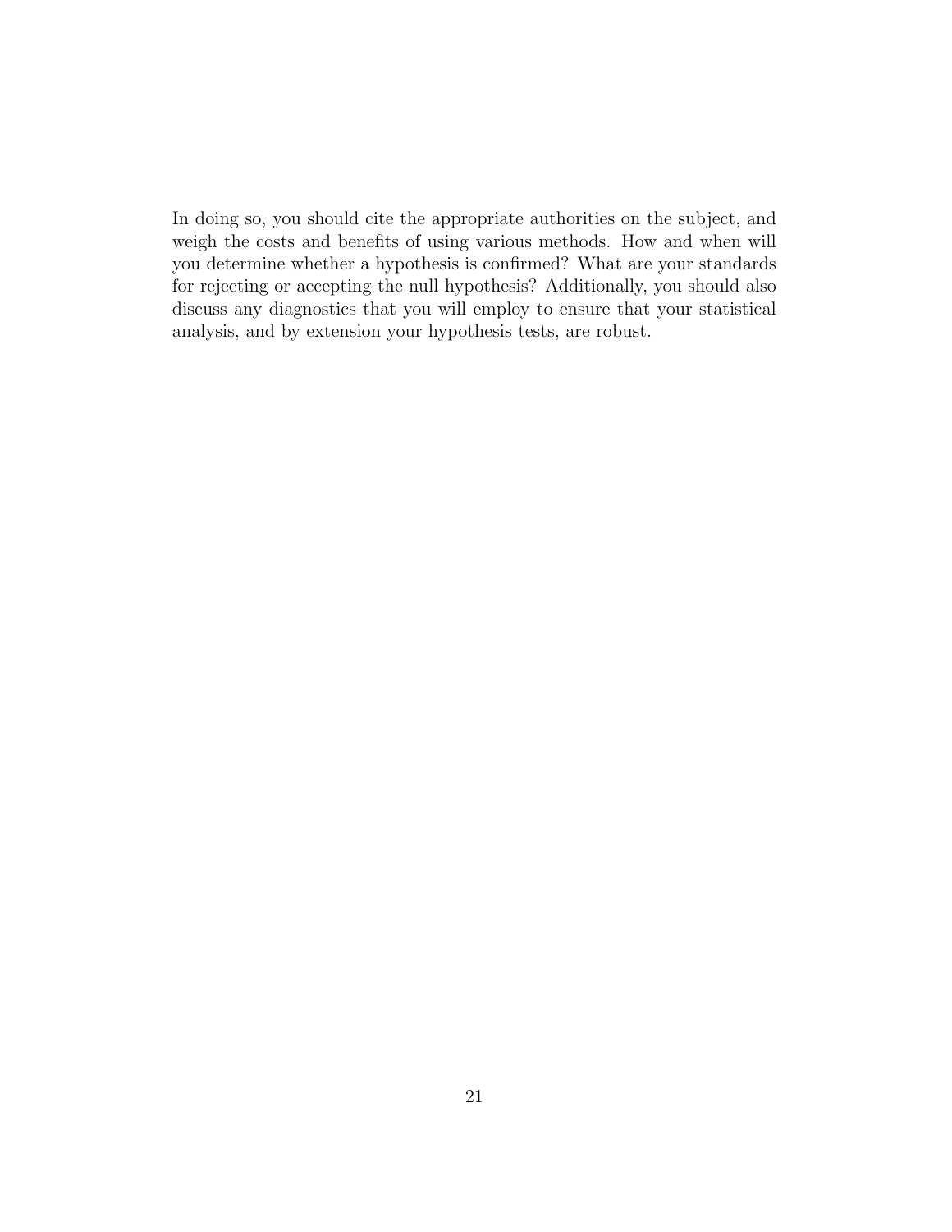In doing so, you should cite the appropriate authorities on the subject, and weigh the costs and benefits of using various methods. How and when will you determine whether a hypothesis is confirmed? What are your standards for rejecting or accepting the null hypothesis? Additionally, you should also discuss any diagnostics that you will employ to ensure that your statistical analysis, and by extension your hypothesis tests, are robust.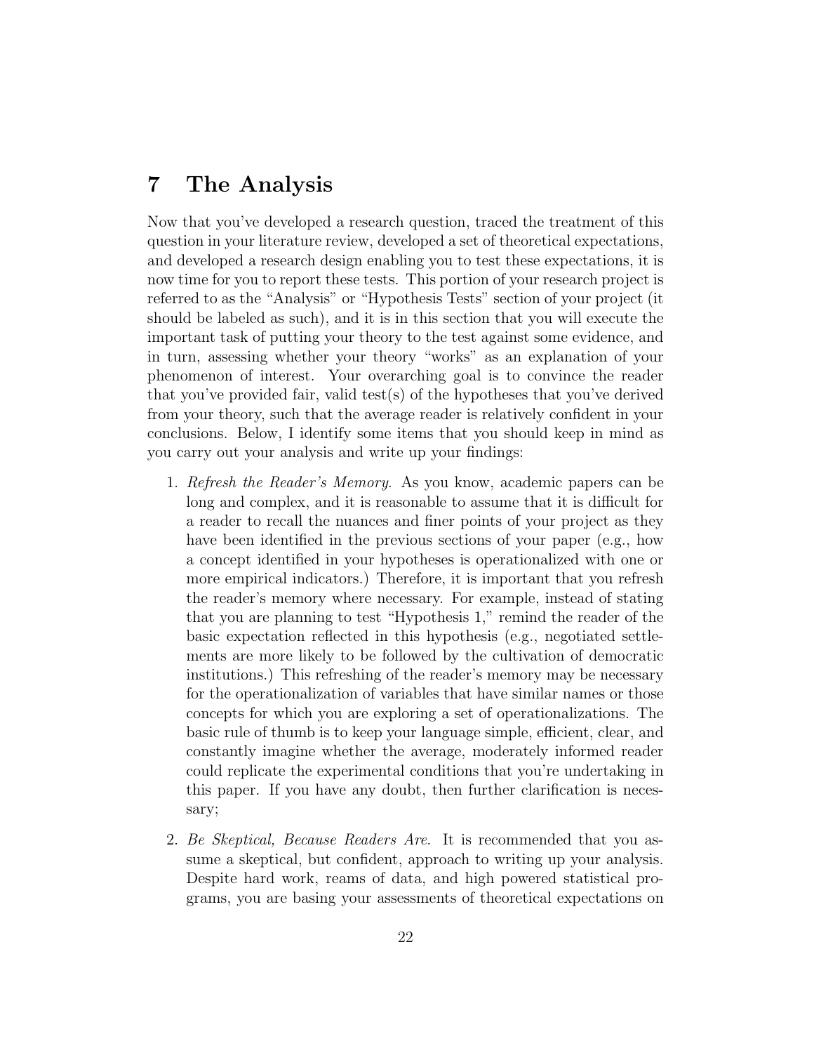# 7 The Analysis

Now that you've developed a research question, traced the treatment of this question in your literature review, developed a set of theoretical expectations, and developed a research design enabling you to test these expectations, it is now time for you to report these tests. This portion of your research project is referred to as the "Analysis" or "Hypothesis Tests" section of your project (it should be labeled as such), and it is in this section that you will execute the important task of putting your theory to the test against some evidence, and in turn, assessing whether your theory "works" as an explanation of your phenomenon of interest. Your overarching goal is to convince the reader that you've provided fair, valid test(s) of the hypotheses that you've derived from your theory, such that the average reader is relatively confident in your conclusions. Below, I identify some items that you should keep in mind as you carry out your analysis and write up your findings:

1. *Refresh the Reader's Memory*. As you know, academic papers can be long and complex, and it is reasonable to assume that it is difficult for a reader to recall the nuances and finer points of your project as they have been identified in the previous sections of your paper (e.g., how a concept identified in your hypotheses is operationalized with one or more empirical indicators.) Therefore, it is important that you refresh the reader's memory where necessary. For example, instead of stating that you are planning to test "Hypothesis 1," remind the reader of the basic expectation reflected in this hypothesis (e.g., negotiated settlements are more likely to be followed by the cultivation of democratic institutions.) This refreshing of the reader's memory may be necessary for the operationalization of variables that have similar names or those concepts for which you are exploring a set of operationalizations. The basic rule of thumb is to keep your language simple, efficient, clear, and constantly imagine whether the average, moderately informed reader could replicate the experimental conditions that you're undertaking in this paper. If you have any doubt, then further clarification is necessary;

2. *Be Skeptical, Because Readers Are*. It is recommended that you assume a skeptical, but confident, approach to writing up your analysis. Despite hard work, reams of data, and high powered statistical programs, you are basing your assessments of theoretical expectations on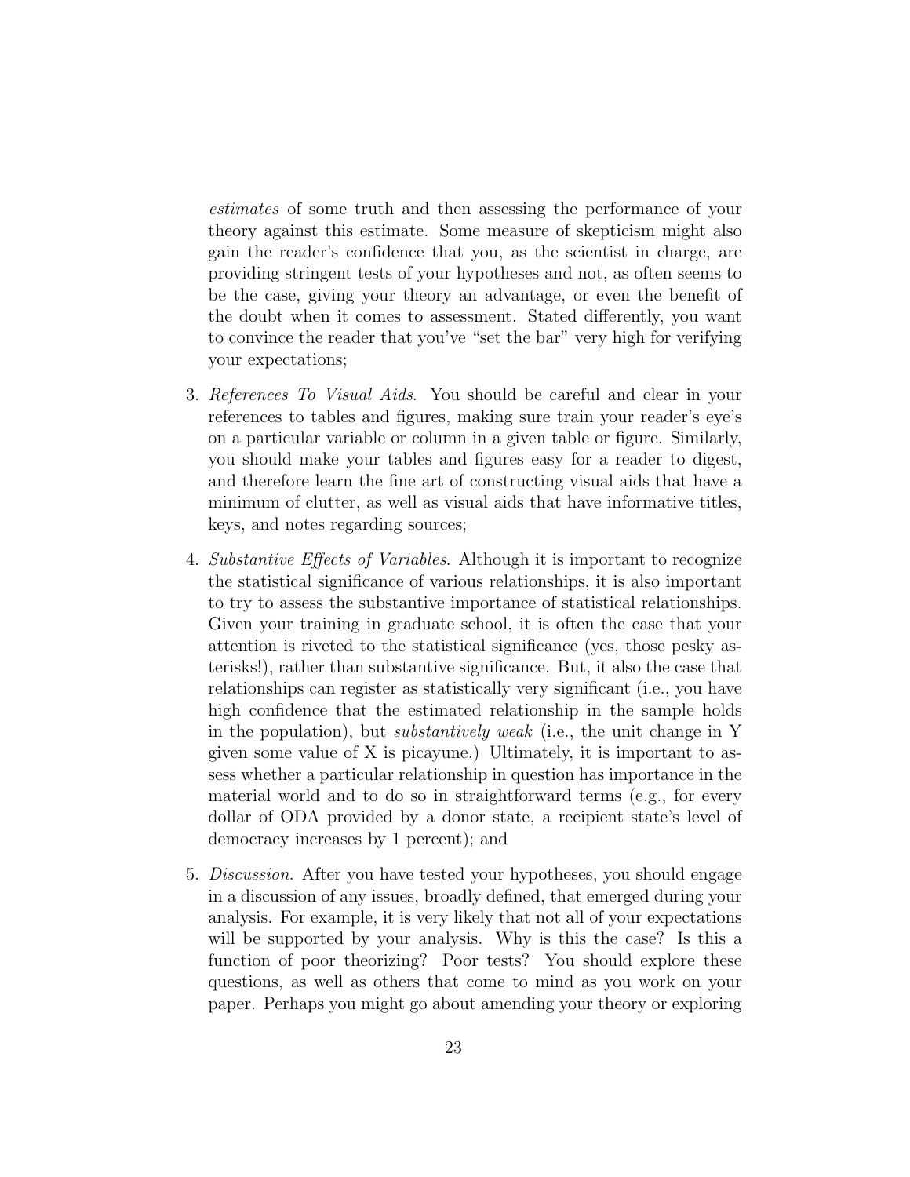*estimates* of some truth and then assessing the performance of your theory against this estimate. Some measure of skepticism might also gain the reader's confidence that you, as the scientist in charge, are providing stringent tests of your hypotheses and not, as often seems to be the case, giving your theory an advantage, or even the benefit of the doubt when it comes to assessment. Stated differently, you want to convince the reader that you've "set the bar" very high for verifying your expectations;

3. *References To Visual Aids*. You should be careful and clear in your references to tables and figures, making sure train your reader's eye's on a particular variable or column in a given table or figure. Similarly, you should make your tables and figures easy for a reader to digest, and therefore learn the fine art of constructing visual aids that have a minimum of clutter, as well as visual aids that have informative titles, keys, and notes regarding sources;

4. *Substantive Effects of Variables*. Although it is important to recognize the statistical significance of various relationships, it is also important to try to assess the substantive importance of statistical relationships. Given your training in graduate school, it is often the case that your attention is riveted to the statistical significance (yes, those pesky asterisks!), rather than substantive significance. But, it also the case that relationships can register as statistically very significant (i.e., you have high confidence that the estimated relationship in the sample holds in the population), but *substantively weak* (i.e., the unit change in Y given some value of X is picayune.) Ultimately, it is important to assess whether a particular relationship in question has importance in the material world and to do so in straightforward terms (e.g., for every dollar of ODA provided by a donor state, a recipient state's level of democracy increases by 1 percent); and

5. *Discussion*. After you have tested your hypotheses, you should engage in a discussion of any issues, broadly defined, that emerged during your analysis. For example, it is very likely that not all of your expectations will be supported by your analysis. Why is this the case? Is this a function of poor theorizing? Poor tests? You should explore these questions, as well as others that come to mind as you work on your paper. Perhaps you might go about amending your theory or exploring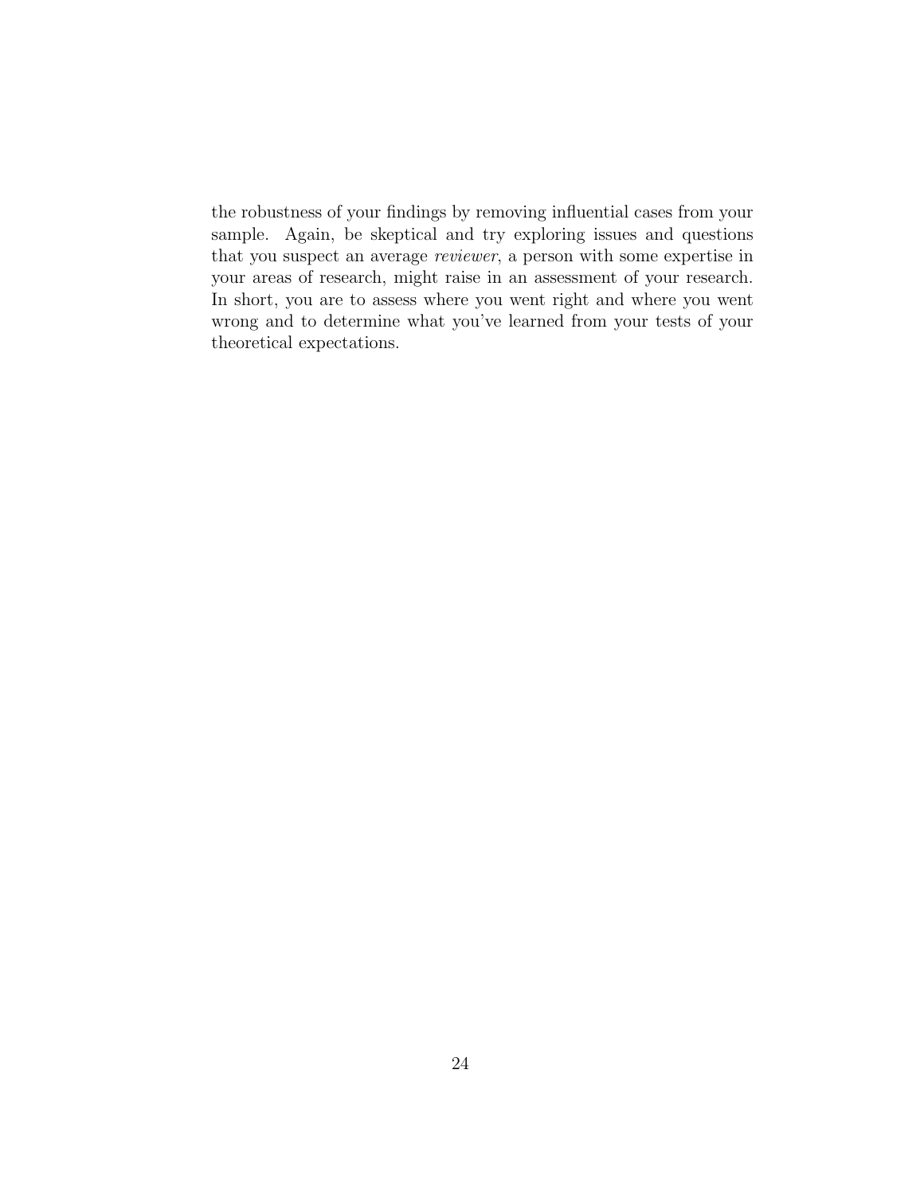the robustness of your findings by removing influential cases from your sample. Again, be skeptical and try exploring issues and questions that you suspect an average *reviewer*, a person with some expertise in your areas of research, might raise in an assessment of your research. In short, you are to assess where you went right and where you went wrong and to determine what you've learned from your tests of your theoretical expectations.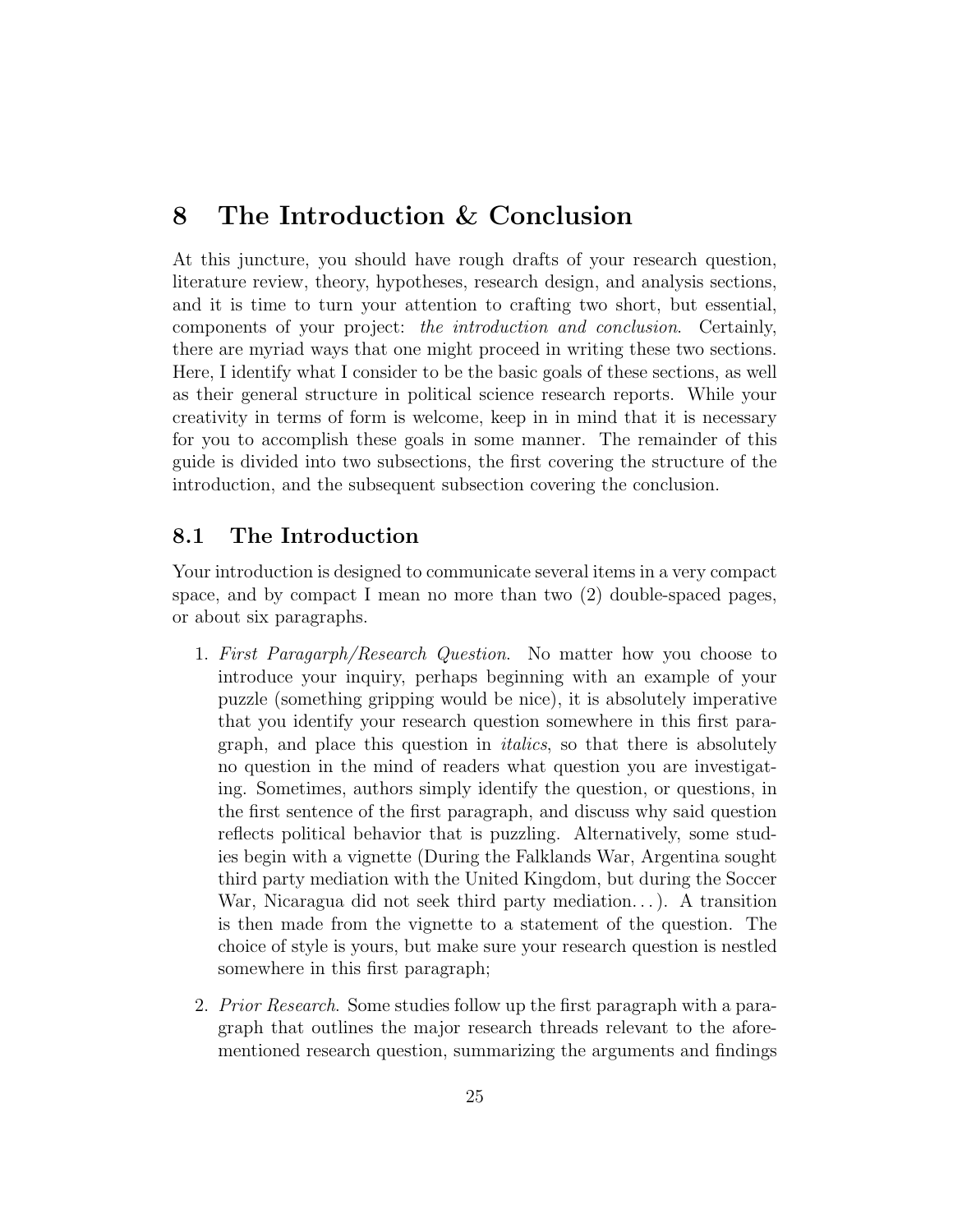# 8 The Introduction & Conclusion

At this juncture, you should have rough drafts of your research question, literature review, theory, hypotheses, research design, and analysis sections, and it is time to turn your attention to crafting two short, but essential, components of your project: *the introduction and conclusion*. Certainly, there are myriad ways that one might proceed in writing these two sections. Here, I identify what I consider to be the basic goals of these sections, as well as their general structure in political science research reports. While your creativity in terms of form is welcome, keep in in mind that it is necessary for you to accomplish these goals in some manner. The remainder of this guide is divided into two subsections, the first covering the structure of the introduction, and the subsequent subsection covering the conclusion.

## 8.1 The Introduction

Your introduction is designed to communicate several items in a very compact space, and by compact I mean no more than two (2) double-spaced pages, or about six paragraphs.

1. *First Paragarph/Research Question*. No matter how you choose to introduce your inquiry, perhaps beginning with an example of your puzzle (something gripping would be nice), it is absolutely imperative that you identify your research question somewhere in this first paragraph, and place this question in *italics*, so that there is absolutely no question in the mind of readers what question you are investigating. Sometimes, authors simply identify the question, or questions, in the first sentence of the first paragraph, and discuss why said question reflects political behavior that is puzzling. Alternatively, some studies begin with a vignette (During the Falklands War, Argentina sought third party mediation with the United Kingdom, but during the Soccer War, Nicaragua did not seek third party mediation...). A transition is then made from the vignette to a statement of the question. The choice of style is yours, but make sure your research question is nestled somewhere in this first paragraph;

2. *Prior Research*. Some studies follow up the first paragraph with a paragraph that outlines the major research threads relevant to the aforementioned research question, summarizing the arguments and findings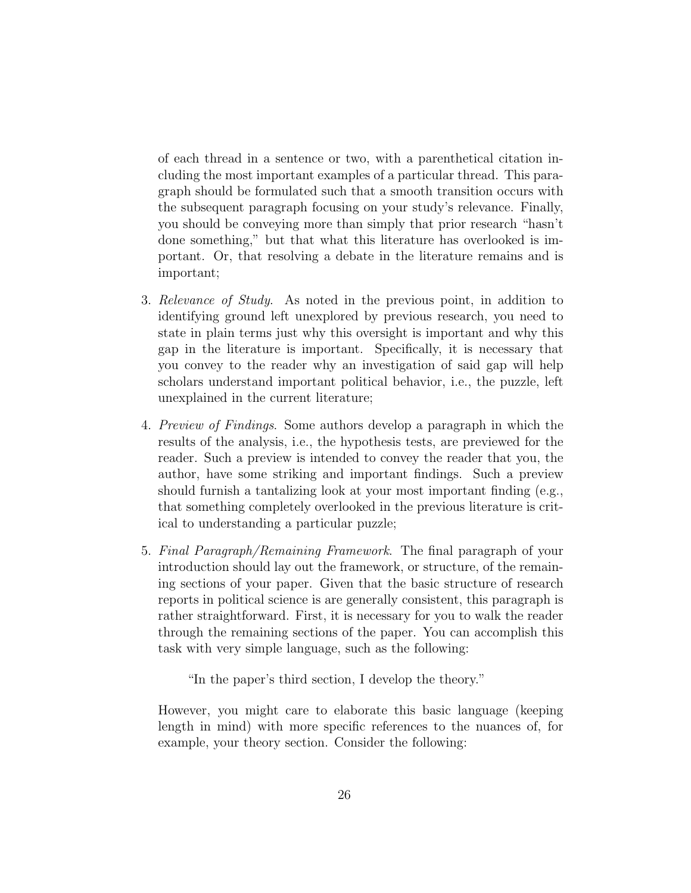of each thread in a sentence or two, with a parenthetical citation including the most important examples of a particular thread. This paragraph should be formulated such that a smooth transition occurs with the subsequent paragraph focusing on your study's relevance. Finally, you should be conveying more than simply that prior research "hasn't done something," but that what this literature has overlooked is important. Or, that resolving a debate in the literature remains and is important;

3. *Relevance of Study*. As noted in the previous point, in addition to identifying ground left unexplored by previous research, you need to state in plain terms just why this oversight is important and why this gap in the literature is important. Specifically, it is necessary that you convey to the reader why an investigation of said gap will help scholars understand important political behavior, i.e., the puzzle, left unexplained in the current literature;

4. *Preview of Findings*. Some authors develop a paragraph in which the results of the analysis, i.e., the hypothesis tests, are previewed for the reader. Such a preview is intended to convey the reader that you, the author, have some striking and important findings. Such a preview should furnish a tantalizing look at your most important finding (e.g., that something completely overlooked in the previous literature is critical to understanding a particular puzzle;

5. *Final Paragraph/Remaining Framework*. The final paragraph of your introduction should lay out the framework, or structure, of the remaining sections of your paper. Given that the basic structure of research reports in political science is are generally consistent, this paragraph is rather straightforward. First, it is necessary for you to walk the reader through the remaining sections of the paper. You can accomplish this task with very simple language, such as the following:

   > "In the paper's third section, I develop the theory."

   However, you might care to elaborate this basic language (keeping length in mind) with more specific references to the nuances of, for example, your theory section. Consider the following: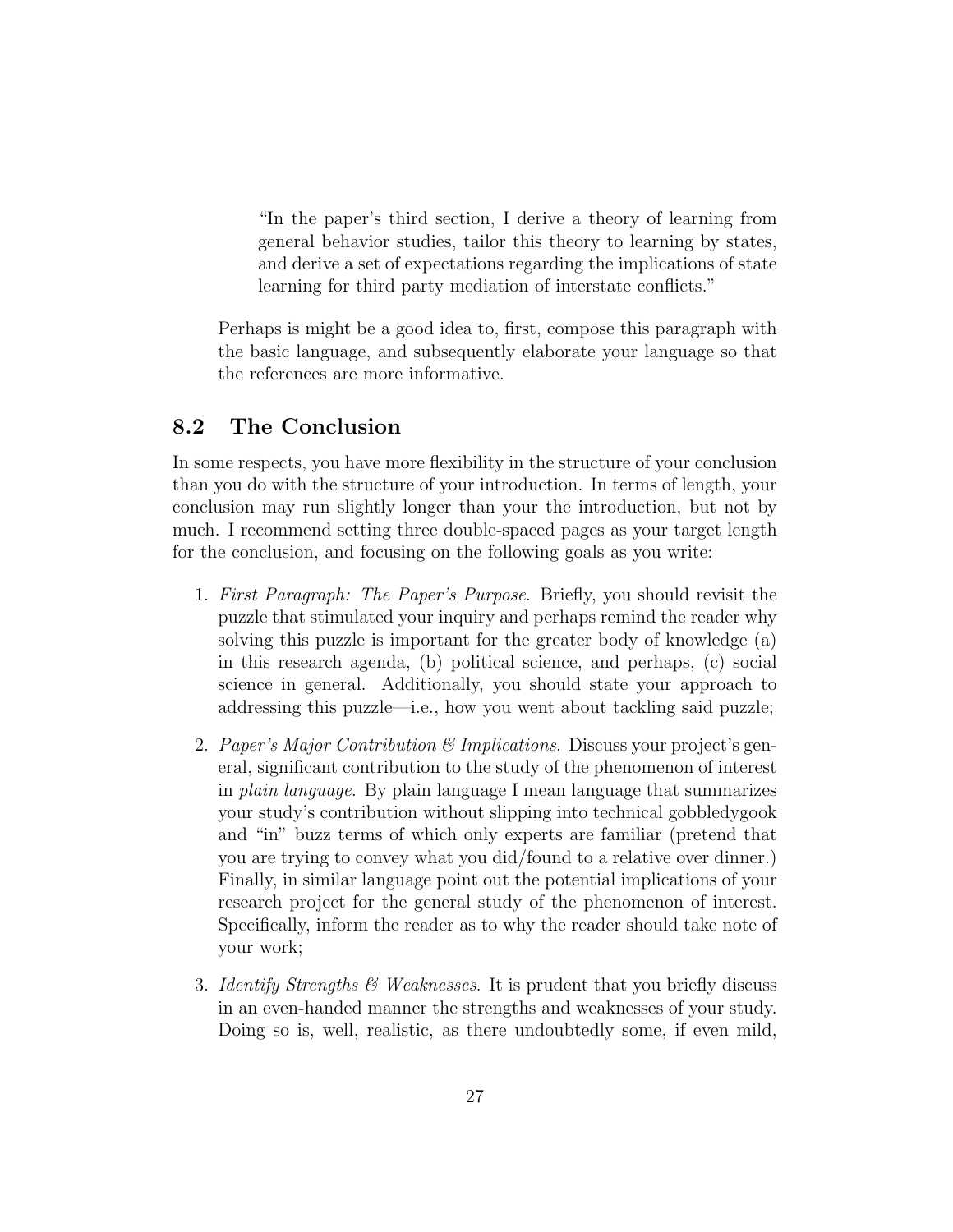> "In the paper's third section, I derive a theory of learning from general behavior studies, tailor this theory to learning by states, and derive a set of expectations regarding the implications of state learning for third party mediation of interstate conflicts."

Perhaps is might be a good idea to, first, compose this paragraph with the basic language, and subsequently elaborate your language so that the references are more informative.

## 8.2 The Conclusion

In some respects, you have more flexibility in the structure of your conclusion than you do with the structure of your introduction. In terms of length, your conclusion may run slightly longer than your the introduction, but not by much. I recommend setting three double-spaced pages as your target length for the conclusion, and focusing on the following goals as you write:

1. *First Paragraph: The Paper's Purpose*. Briefly, you should revisit the puzzle that stimulated your inquiry and perhaps remind the reader why solving this puzzle is important for the greater body of knowledge (a) in this research agenda, (b) political science, and perhaps, (c) social science in general. Additionally, you should state your approach to addressing this puzzle—i.e., how you went about tackling said puzzle;
2. *Paper's Major Contribution & Implications*. Discuss your project's general, significant contribution to the study of the phenomenon of interest in *plain language*. By plain language I mean language that summarizes your study's contribution without slipping into technical gobbledygook and "in" buzz terms of which only experts are familiar (pretend that you are trying to convey what you did/found to a relative over dinner.) Finally, in similar language point out the potential implications of your research project for the general study of the phenomenon of interest. Specifically, inform the reader as to why the reader should take note of your work;
3. *Identify Strengths & Weaknesses*. It is prudent that you briefly discuss in an even-handed manner the strengths and weaknesses of your study. Doing so is, well, realistic, as there undoubtedly some, if even mild,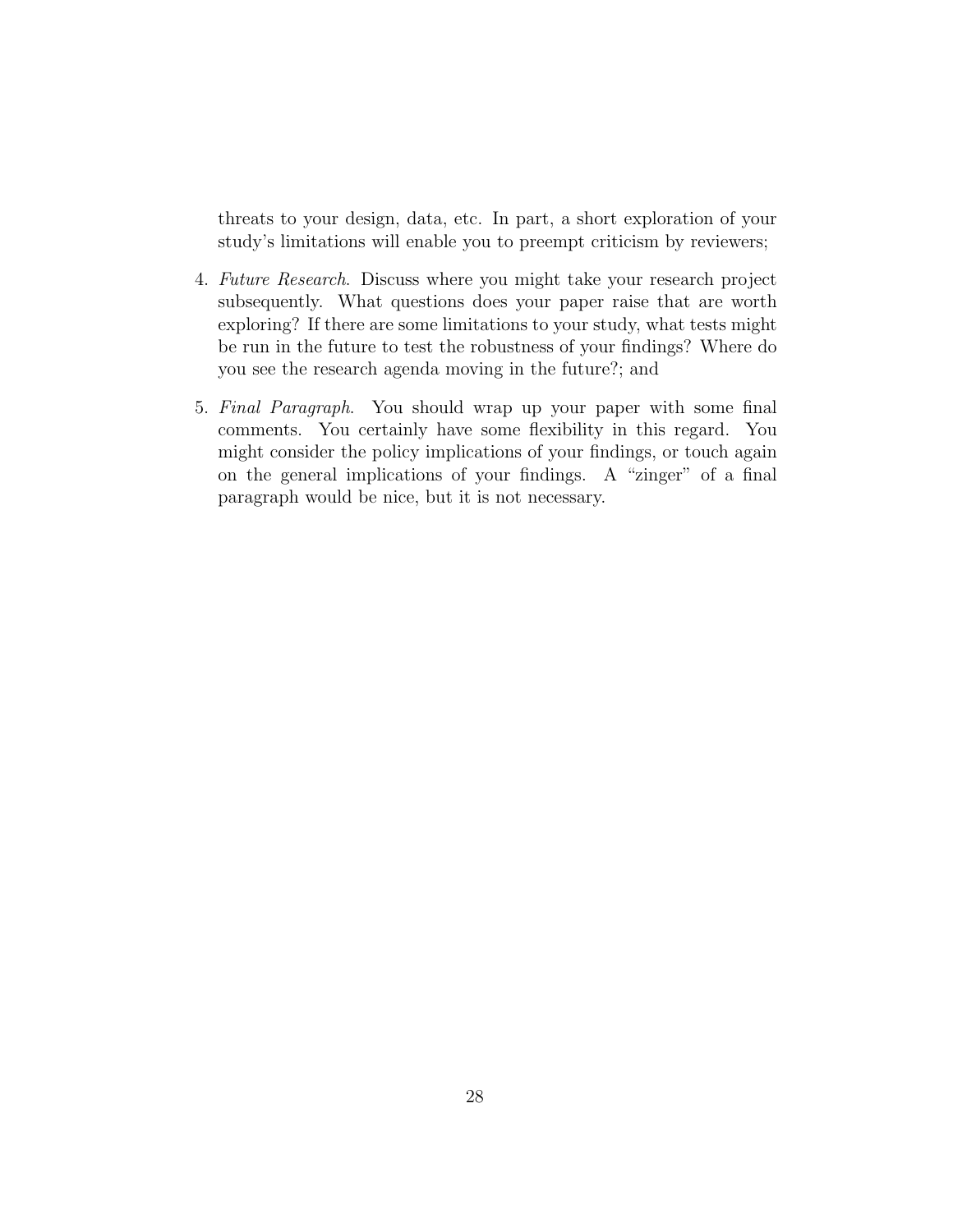threats to your design, data, etc. In part, a short exploration of your study's limitations will enable you to preempt criticism by reviewers;

4. *Future Research*. Discuss where you might take your research project subsequently. What questions does your paper raise that are worth exploring? If there are some limitations to your study, what tests might be run in the future to test the robustness of your findings? Where do you see the research agenda moving in the future?; and

5. *Final Paragraph*. You should wrap up your paper with some final comments. You certainly have some flexibility in this regard. You might consider the policy implications of your findings, or touch again on the general implications of your findings. A "zinger" of a final paragraph would be nice, but it is not necessary.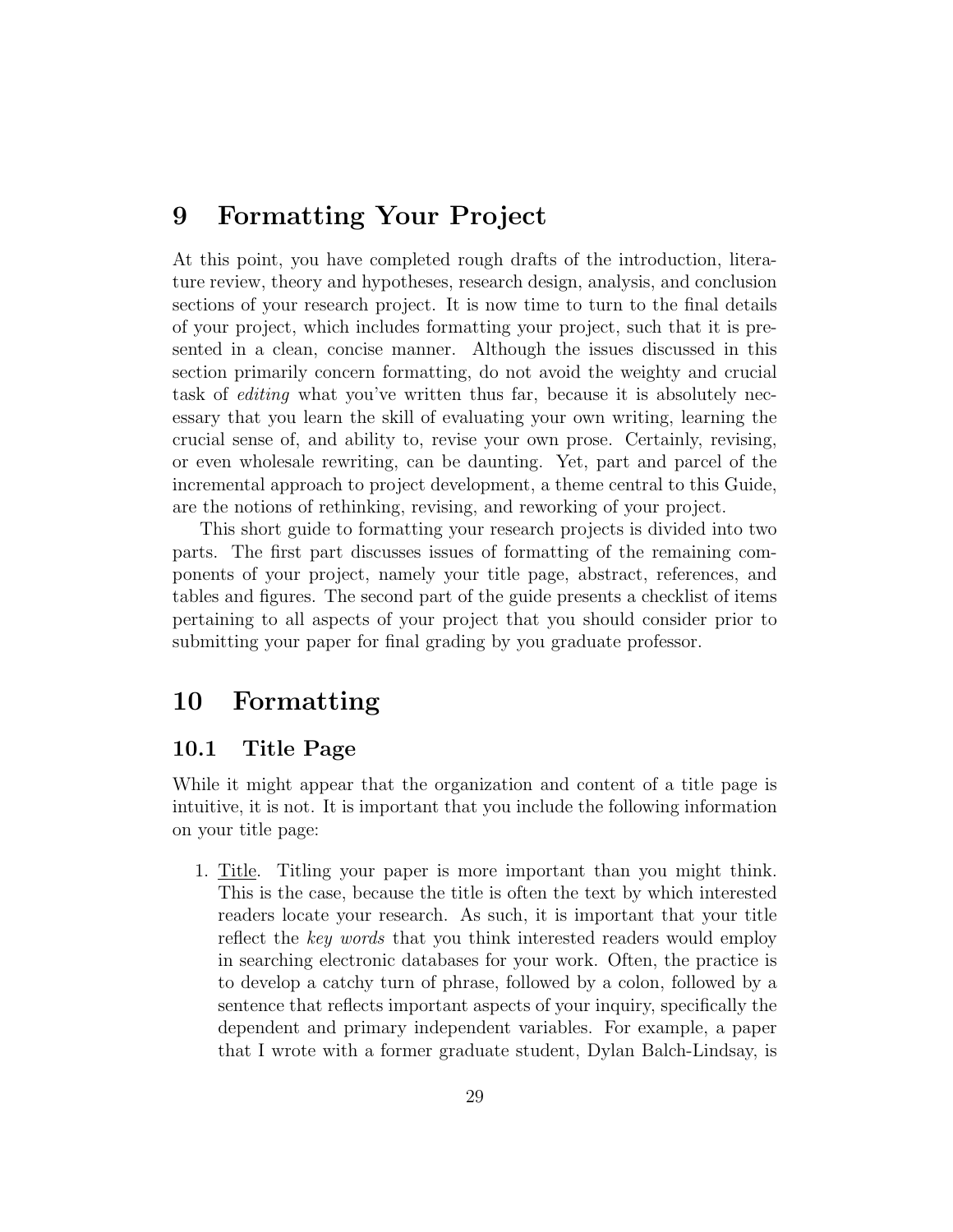# 9 Formatting Your Project

At this point, you have completed rough drafts of the introduction, literature review, theory and hypotheses, research design, analysis, and conclusion sections of your research project. It is now time to turn to the final details of your project, which includes formatting your project, such that it is presented in a clean, concise manner. Although the issues discussed in this section primarily concern formatting, do not avoid the weighty and crucial task of *editing* what you've written thus far, because it is absolutely necessary that you learn the skill of evaluating your own writing, learning the crucial sense of, and ability to, revise your own prose. Certainly, revising, or even wholesale rewriting, can be daunting. Yet, part and parcel of the incremental approach to project development, a theme central to this Guide, are the notions of rethinking, revising, and reworking of your project.

This short guide to formatting your research projects is divided into two parts. The first part discusses issues of formatting of the remaining components of your project, namely your title page, abstract, references, and tables and figures. The second part of the guide presents a checklist of items pertaining to all aspects of your project that you should consider prior to submitting your paper for final grading by you graduate professor.

# 10 Formatting

## 10.1 Title Page

While it might appear that the organization and content of a title page is intuitive, it is not. It is important that you include the following information on your title page:

1. Title. Titling your paper is more important than you might think. This is the case, because the title is often the text by which interested readers locate your research. As such, it is important that your title reflect the *key words* that you think interested readers would employ in searching electronic databases for your work. Often, the practice is to develop a catchy turn of phrase, followed by a colon, followed by a sentence that reflects important aspects of your inquiry, specifically the dependent and primary independent variables. For example, a paper that I wrote with a former graduate student, Dylan Balch-Lindsay, is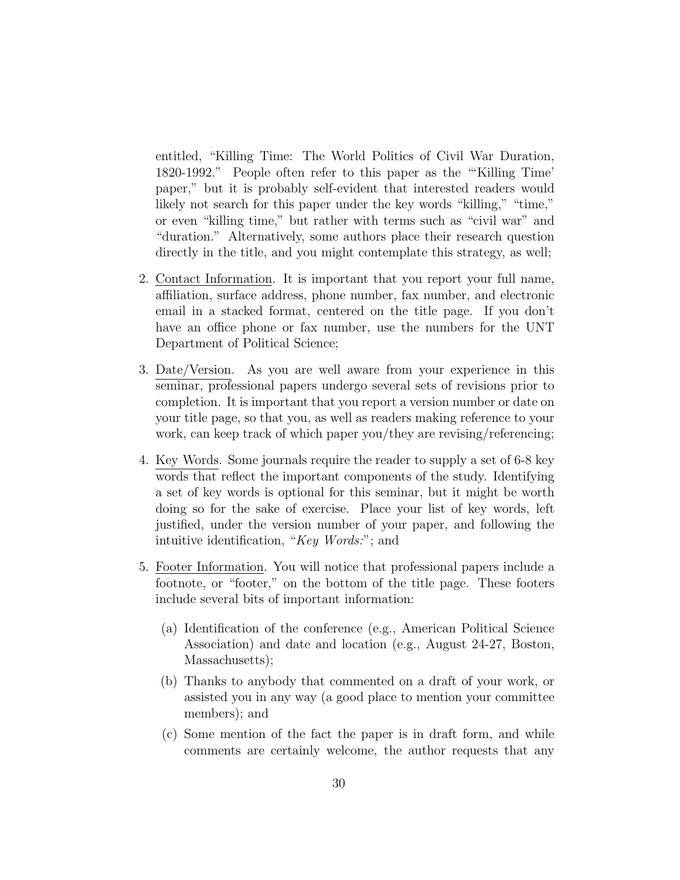entitled, "Killing Time: The World Politics of Civil War Duration, 1820-1992." People often refer to this paper as the "'Killing Time' paper," but it is probably self-evident that interested readers would likely not search for this paper under the key words "killing," "time," or even "killing time," but rather with terms such as "civil war" and "duration." Alternatively, some authors place their research question directly in the title, and you might contemplate this strategy, as well;

2. <u>Contact Information</u>. It is important that you report your full name, affiliation, surface address, phone number, fax number, and electronic email in a stacked format, centered on the title page. If you don't have an office phone or fax number, use the numbers for the UNT Department of Political Science;

3. <u>Date/Version</u>. As you are well aware from your experience in this seminar, professional papers undergo several sets of revisions prior to completion. It is important that you report a version number or date on your title page, so that you, as well as readers making reference to your work, can keep track of which paper you/they are revising/referencing;

4. <u>Key Words</u>. Some journals require the reader to supply a set of 6-8 key words that reflect the important components of the study. Identifying a set of key words is optional for this seminar, but it might be worth doing so for the sake of exercise. Place your list of key words, left justified, under the version number of your paper, and following the intuitive identification, "*Key Words:*"; and

5. <u>Footer Information</u>. You will notice that professional papers include a footnote, or "footer," on the bottom of the title page. These footers include several bits of important information:

   (a) Identification of the conference (e.g., American Political Science Association) and date and location (e.g., August 24-27, Boston, Massachusetts);

   (b) Thanks to anybody that commented on a draft of your work, or assisted you in any way (a good place to mention your committee members); and

   (c) Some mention of the fact the paper is in draft form, and while comments are certainly welcome, the author requests that any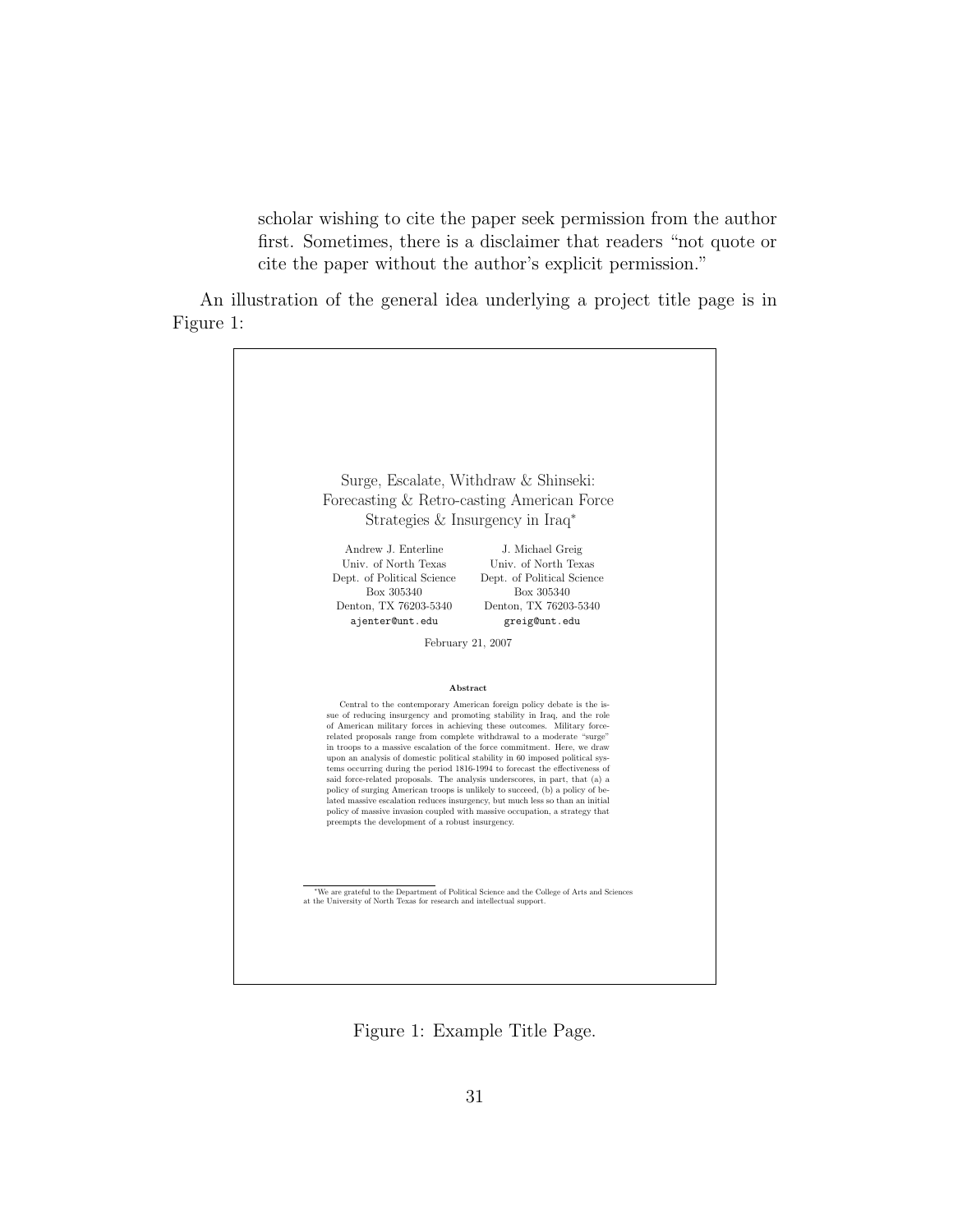scholar wishing to cite the paper seek permission from the author first. Sometimes, there is a disclaimer that readers "not quote or cite the paper without the author's explicit permission."

An illustration of the general idea underlying a project title page is in Figure 1:

---

Surge, Escalate, Withdraw & Shinseki: Forecasting & Retro-casting American Force Strategies & Insurgency in Iraq*

| Andrew J. Enterline | J. Michael Greig |
|---|---|
| Univ. of North Texas | Univ. of North Texas |
| Dept. of Political Science | Dept. of Political Science |
| Box 305340 | Box 305340 |
| Denton, TX 76203-5340 | Denton, TX 76203-5340 |
| `ajenter@unt.edu` | `greig@unt.edu` |

February 21, 2007

**Abstract**

Central to the contemporary American foreign policy debate is the issue of reducing insurgency and promoting stability in Iraq, and the role of American military forces in achieving these outcomes. Military force-related proposals range from complete withdrawal to a moderate "surge" in troops to a massive escalation of the force commitment. Here, we draw upon an analysis of domestic political stability in 60 imposed political systems occurring during the period 1816-1994 to forecast the effectiveness of said force-related proposals. The analysis underscores, in part, that (a) a policy of surging American troops is unlikely to succeed, (b) a policy of belated massive escalation reduces insurgency, but much less so than an initial policy of massive invasion coupled with massive occupation, a strategy that preempts the development of a robust insurgency.

*We are grateful to the Department of Political Science and the College of Arts and Sciences at the University of North Texas for research and intellectual support.

---

Figure 1: Example Title Page.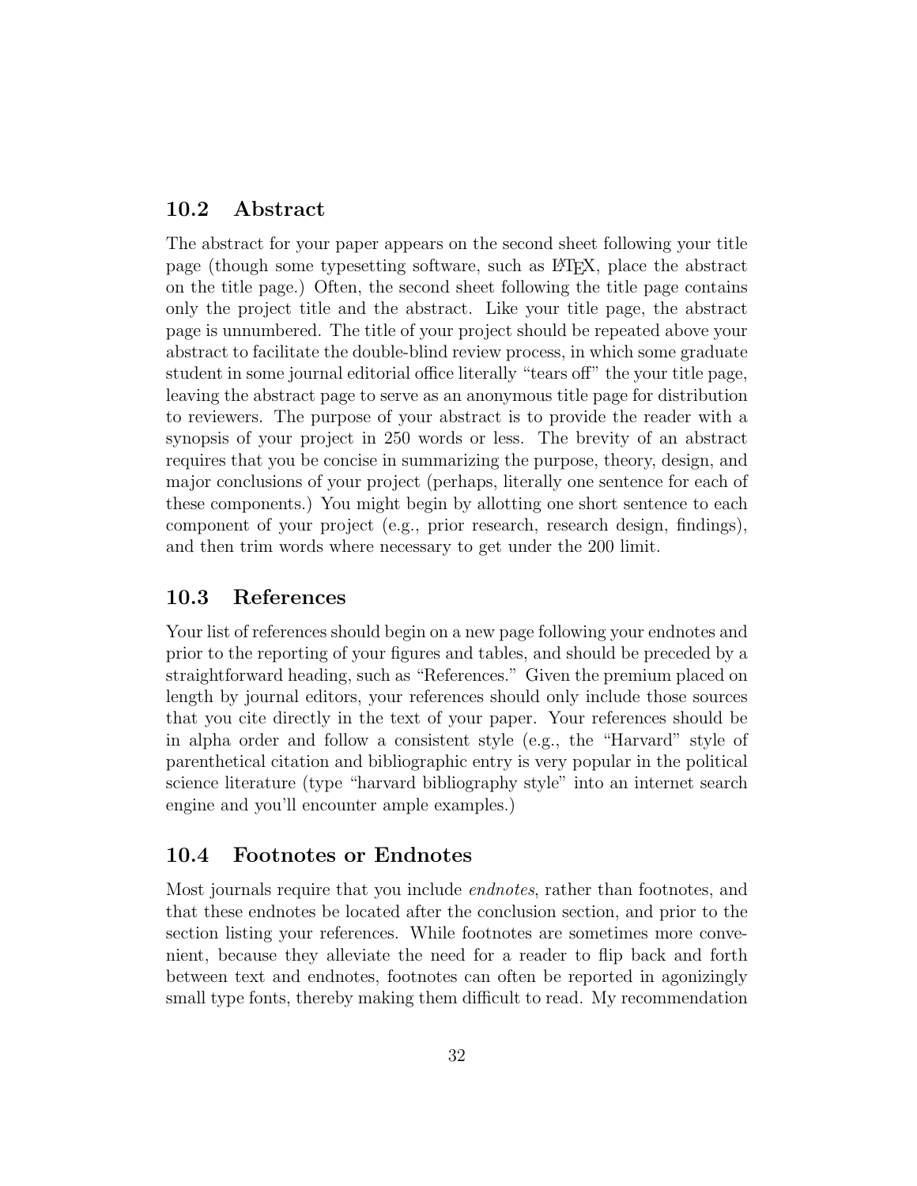## 10.2 Abstract

The abstract for your paper appears on the second sheet following your title page (though some typesetting software, such as LaTeX, place the abstract on the title page.) Often, the second sheet following the title page contains only the project title and the abstract. Like your title page, the abstract page is unnumbered. The title of your project should be repeated above your abstract to facilitate the double-blind review process, in which some graduate student in some journal editorial office literally "tears off" the your title page, leaving the abstract page to serve as an anonymous title page for distribution to reviewers. The purpose of your abstract is to provide the reader with a synopsis of your project in 250 words or less. The brevity of an abstract requires that you be concise in summarizing the purpose, theory, design, and major conclusions of your project (perhaps, literally one sentence for each of these components.) You might begin by allotting one short sentence to each component of your project (e.g., prior research, research design, findings), and then trim words where necessary to get under the 200 limit.

## 10.3 References

Your list of references should begin on a new page following your endnotes and prior to the reporting of your figures and tables, and should be preceded by a straightforward heading, such as "References." Given the premium placed on length by journal editors, your references should only include those sources that you cite directly in the text of your paper. Your references should be in alpha order and follow a consistent style (e.g., the "Harvard" style of parenthetical citation and bibliographic entry is very popular in the political science literature (type "harvard bibliography style" into an internet search engine and you'll encounter ample examples.)

## 10.4 Footnotes or Endnotes

Most journals require that you include *endnotes*, rather than footnotes, and that these endnotes be located after the conclusion section, and prior to the section listing your references. While footnotes are sometimes more convenient, because they alleviate the need for a reader to flip back and forth between text and endnotes, footnotes can often be reported in agonizingly small type fonts, thereby making them difficult to read. My recommendation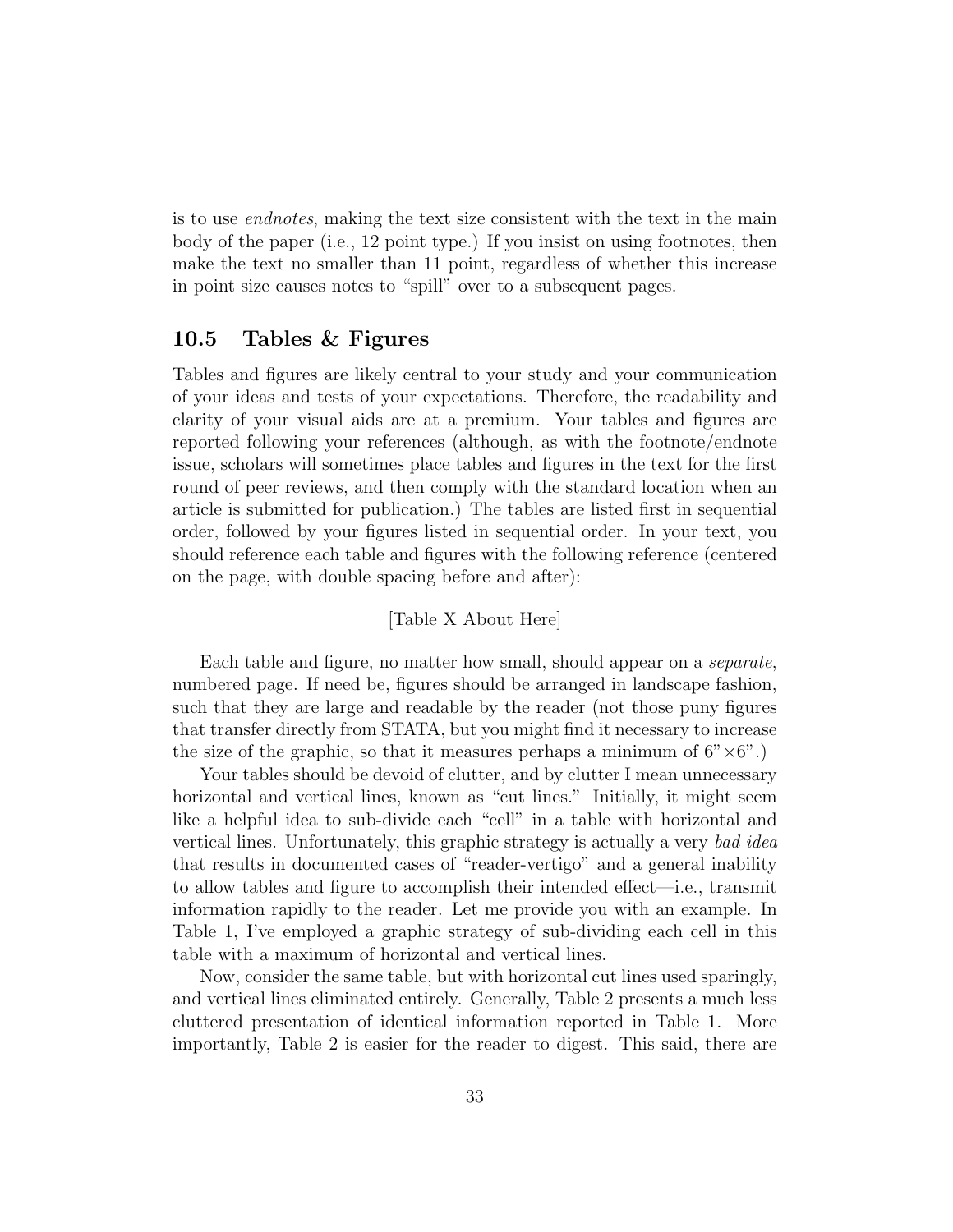is to use *endnotes*, making the text size consistent with the text in the main body of the paper (i.e., 12 point type.) If you insist on using footnotes, then make the text no smaller than 11 point, regardless of whether this increase in point size causes notes to "spill" over to a subsequent pages.

## 10.5 Tables & Figures

Tables and figures are likely central to your study and your communication of your ideas and tests of your expectations. Therefore, the readability and clarity of your visual aids are at a premium. Your tables and figures are reported following your references (although, as with the footnote/endnote issue, scholars will sometimes place tables and figures in the text for the first round of peer reviews, and then comply with the standard location when an article is submitted for publication.) The tables are listed first in sequential order, followed by your figures listed in sequential order. In your text, you should reference each table and figures with the following reference (centered on the page, with double spacing before and after):

[Table X About Here]

Each table and figure, no matter how small, should appear on a *separate*, numbered page. If need be, figures should be arranged in landscape fashion, such that they are large and readable by the reader (not those puny figures that transfer directly from STATA, but you might find it necessary to increase the size of the graphic, so that it measures perhaps a minimum of 6"×6".)

Your tables should be devoid of clutter, and by clutter I mean unnecessary horizontal and vertical lines, known as "cut lines." Initially, it might seem like a helpful idea to sub-divide each "cell" in a table with horizontal and vertical lines. Unfortunately, this graphic strategy is actually a very *bad idea* that results in documented cases of "reader-vertigo" and a general inability to allow tables and figure to accomplish their intended effect—i.e., transmit information rapidly to the reader. Let me provide you with an example. In Table 1, I've employed a graphic strategy of sub-dividing each cell in this table with a maximum of horizontal and vertical lines.

Now, consider the same table, but with horizontal cut lines used sparingly, and vertical lines eliminated entirely. Generally, Table 2 presents a much less cluttered presentation of identical information reported in Table 1. More importantly, Table 2 is easier for the reader to digest. This said, there are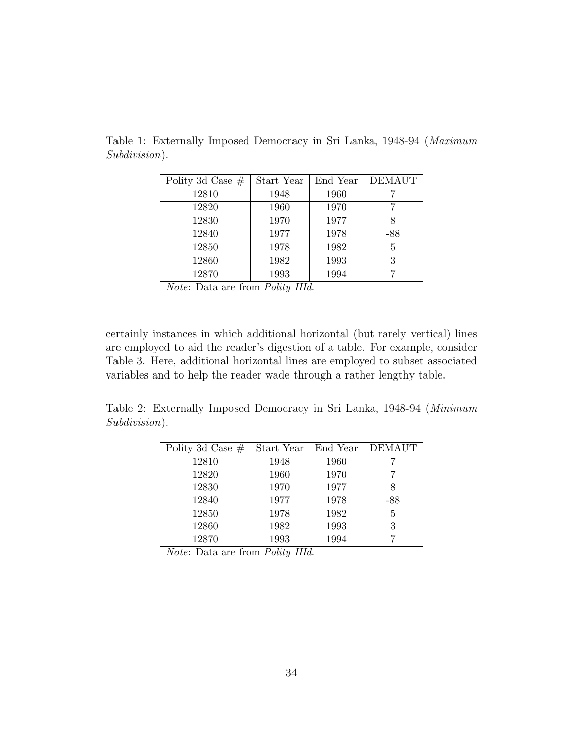Table 1: Externally Imposed Democracy in Sri Lanka, 1948-94 (*Maximum Subdivision*).

| Polity 3d Case # | Start Year | End Year | DEMAUT |
|---|---|---|---|
| 12810 | 1948 | 1960 | 7 |
| 12820 | 1960 | 1970 | 7 |
| 12830 | 1970 | 1977 | 8 |
| 12840 | 1977 | 1978 | -88 |
| 12850 | 1978 | 1982 | 5 |
| 12860 | 1982 | 1993 | 3 |
| 12870 | 1993 | 1994 | 7 |

*Note*: Data are from *Polity IIId*.

certainly instances in which additional horizontal (but rarely vertical) lines are employed to aid the reader's digestion of a table. For example, consider Table 3. Here, additional horizontal lines are employed to subset associated variables and to help the reader wade through a rather lengthy table.

Table 2: Externally Imposed Democracy in Sri Lanka, 1948-94 (*Minimum Subdivision*).

| Polity 3d Case # | Start Year | End Year | DEMAUT |
|---|---|---|---|
| 12810 | 1948 | 1960 | 7 |
| 12820 | 1960 | 1970 | 7 |
| 12830 | 1970 | 1977 | 8 |
| 12840 | 1977 | 1978 | -88 |
| 12850 | 1978 | 1982 | 5 |
| 12860 | 1982 | 1993 | 3 |
| 12870 | 1993 | 1994 | 7 |

*Note*: Data are from *Polity IIId*.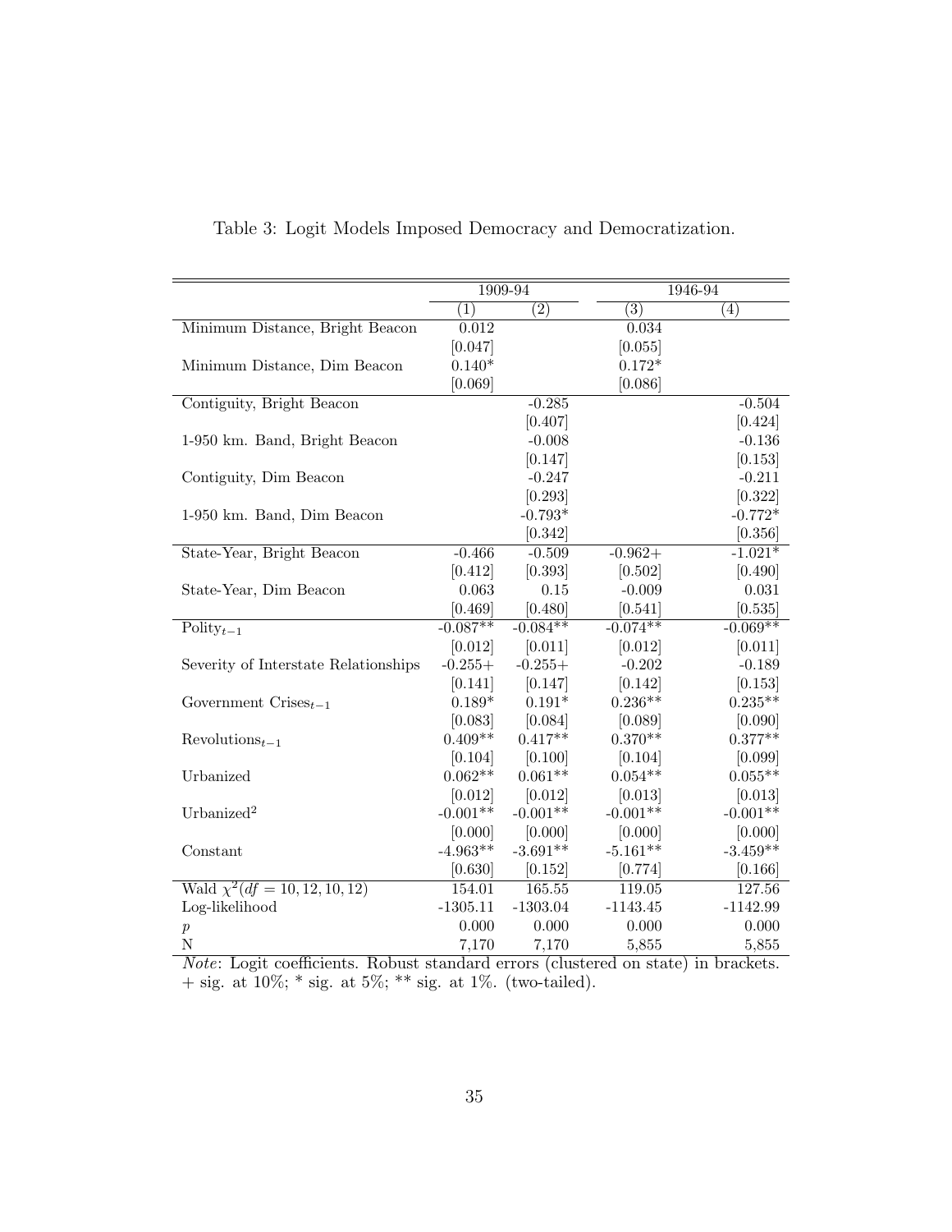Table 3: Logit Models Imposed Democracy and Democratization.

| | 1909-94 | | 1946-94 | |
|---|---|---|---|---|
| | (1) | (2) | (3) | (4) |
| Minimum Distance, Bright Beacon | 0.012 | | 0.034 | |
| | [0.047] | | [0.055] | |
| Minimum Distance, Dim Beacon | 0.140* | | 0.172* | |
| | [0.069] | | [0.086] | |
| Contiguity, Bright Beacon | | -0.285 | | -0.504 |
| | | [0.407] | | [0.424] |
| 1-950 km. Band, Bright Beacon | | -0.008 | | -0.136 |
| | | [0.147] | | [0.153] |
| Contiguity, Dim Beacon | | -0.247 | | -0.211 |
| | | [0.293] | | [0.322] |
| 1-950 km. Band, Dim Beacon | | -0.793* | | -0.772* |
| | | [0.342] | | [0.356] |
| State-Year, Bright Beacon | -0.466 | -0.509 | -0.962+ | -1.021* |
| | [0.412] | [0.393] | [0.502] | [0.490] |
| State-Year, Dim Beacon | 0.063 | 0.15 | -0.009 | 0.031 |
| | [0.469] | [0.480] | [0.541] | [0.535] |
| $\text{Polity}_{t-1}$ | -0.087** | -0.084** | -0.074** | -0.069** |
| | [0.012] | [0.011] | [0.012] | [0.011] |
| Severity of Interstate Relationships | -0.255+ | -0.255+ | -0.202 | -0.189 |
| | [0.141] | [0.147] | [0.142] | [0.153] |
| $\text{Government Crises}_{t-1}$ | 0.189* | 0.191* | 0.236** | 0.235** |
| | [0.083] | [0.084] | [0.089] | [0.090] |
| $\text{Revolutions}_{t-1}$ | 0.409** | 0.417** | 0.370** | 0.377** |
| | [0.104] | [0.100] | [0.104] | [0.099] |
| Urbanized | 0.062** | 0.061** | 0.054** | 0.055** |
| | [0.012] | [0.012] | [0.013] | [0.013] |
| $\text{Urbanized}^2$ | -0.001** | -0.001** | -0.001** | -0.001** |
| | [0.000] | [0.000] | [0.000] | [0.000] |
| Constant | -4.963** | -3.691** | -5.161** | -3.459** |
| | [0.630] | [0.152] | [0.774] | [0.166] |
| Wald $\chi^2(df = 10, 12, 10, 12)$ | 154.01 | 165.55 | 119.05 | 127.56 |
| Log-likelihood | -1305.11 | -1303.04 | -1143.45 | -1142.99 |
| $p$ | 0.000 | 0.000 | 0.000 | 0.000 |
| N | 7,170 | 7,170 | 5,855 | 5,855 |

*Note*: Logit coefficients. Robust standard errors (clustered on state) in brackets. + sig. at 10%; * sig. at 5%; ** sig. at 1%. (two-tailed).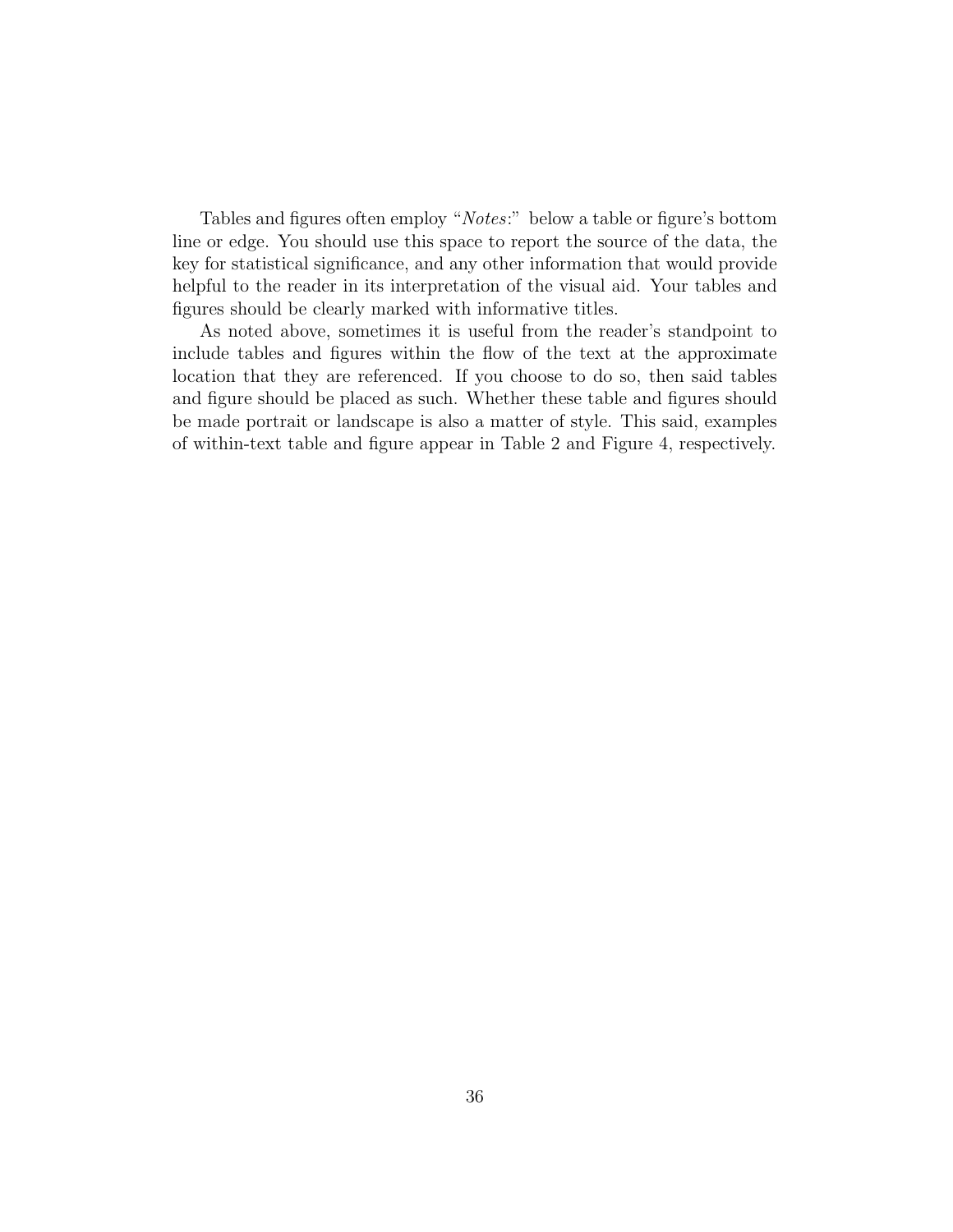Tables and figures often employ "*Notes*:" below a table or figure's bottom line or edge. You should use this space to report the source of the data, the key for statistical significance, and any other information that would provide helpful to the reader in its interpretation of the visual aid. Your tables and figures should be clearly marked with informative titles.

As noted above, sometimes it is useful from the reader's standpoint to include tables and figures within the flow of the text at the approximate location that they are referenced. If you choose to do so, then said tables and figure should be placed as such. Whether these table and figures should be made portrait or landscape is also a matter of style. This said, examples of within-text table and figure appear in Table 2 and Figure 4, respectively.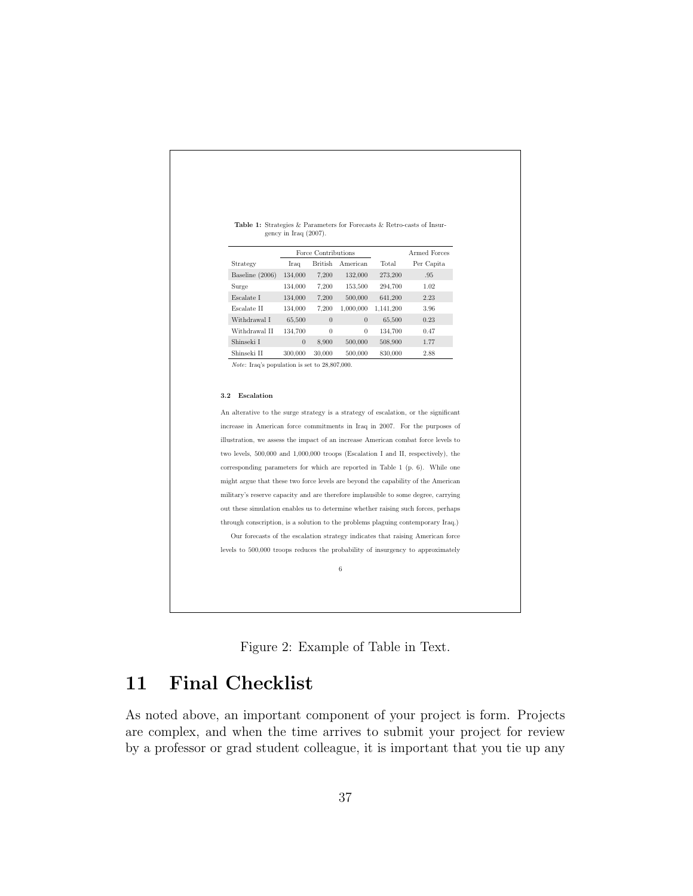**Table 1:** Strategies & Parameters for Forecasts & Retro-casts of Insurgency in Iraq (2007).

| | Force Contributions | | | | Armed Forces |
|---|---|---|---|---|---|
| Strategy | Iraq | British | American | Total | Per Capita |
| Baseline (2006) | 134,000 | 7,200 | 132,000 | 273,200 | .95 |
| Surge | 134,000 | 7,200 | 153,500 | 294,700 | 1.02 |
| Escalate I | 134,000 | 7,200 | 500,000 | 641,200 | 2.23 |
| Escalate II | 134,000 | 7,200 | 1,000,000 | 1,141,200 | 3.96 |
| Withdrawal I | 65,500 | 0 | 0 | 65,500 | 0.23 |
| Withdrawal II | 134,700 | 0 | 0 | 134,700 | 0.47 |
| Shinseki I | 0 | 8,900 | 500,000 | 508,900 | 1.77 |
| Shinseki II | 300,000 | 30,000 | 500,000 | 830,000 | 2.88 |

*Note*: Iraq's population is set to 28,807,000.

**3.2 Escalation**

An alternative to the surge strategy is a strategy of escalation, or the significant increase in American force commitments in Iraq in 2007. For the purposes of illustration, we assess the impact of an increase American combat force levels to two levels, 500,000 and 1,000,000 troops (Escalation I and II, respectively), the corresponding parameters for which are reported in Table 1 (p. 6). While one might argue that these two force levels are beyond the capability of the American military's reserve capacity and are therefore implausible to some degree, carrying out these simulation enables us to determine whether raising such forces, perhaps through conscription, is a solution to the problems plaguing contemporary Iraq.)

Our forecasts of the escalation strategy indicates that raising American force levels to 500,000 troops reduces the probability of insurgency to approximately

6

Figure 2: Example of Table in Text.

# 11 Final Checklist

As noted above, an important component of your project is form. Projects are complex, and when the time arrives to submit your project for review by a professor or grad student colleague, it is important that you tie up any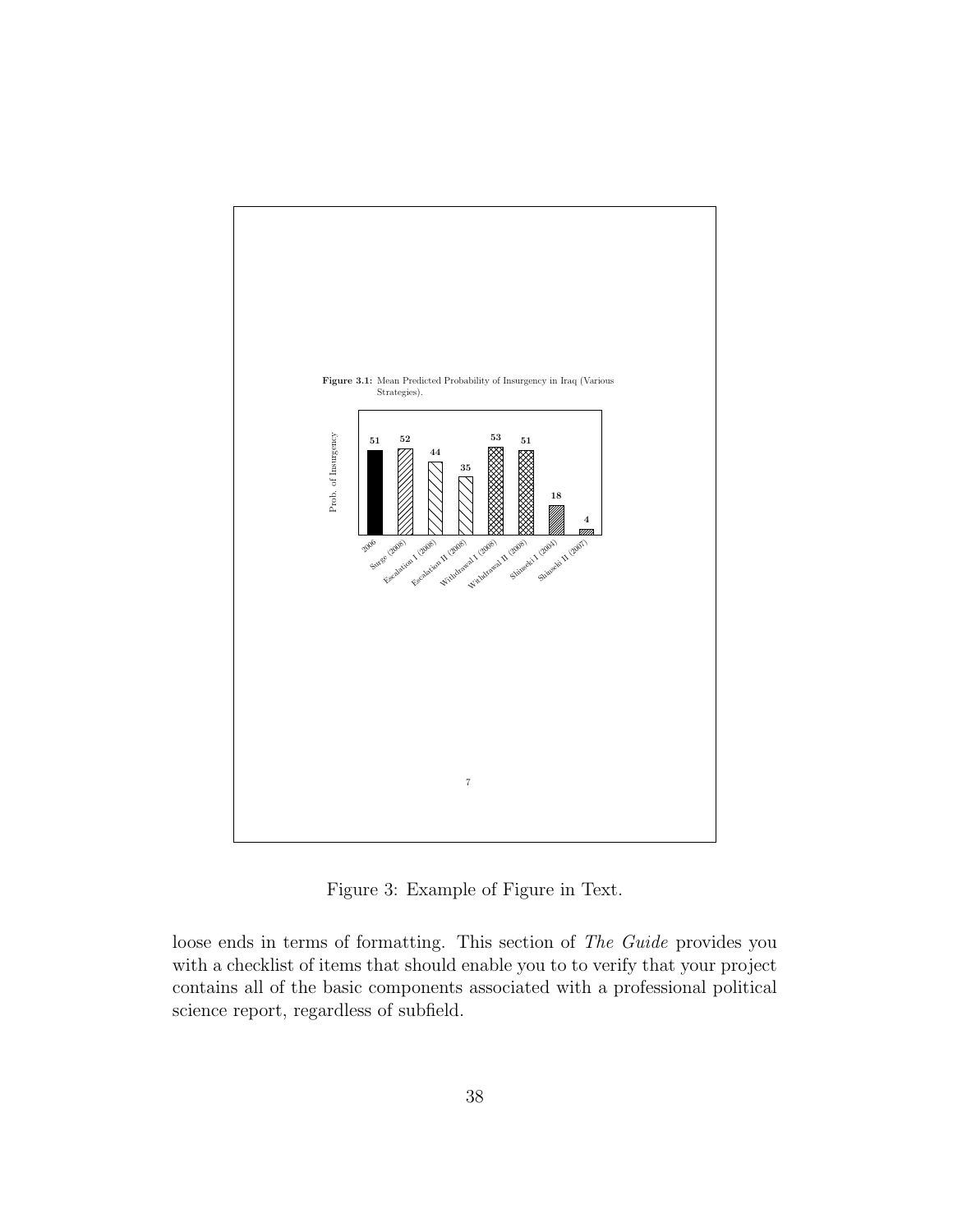**Figure 3.1:** Mean Predicted Probability of Insurgency in Iraq (Various Strategies).

| Strategy | Prob. of Insurgency |
|---|---|
| 2006 | 51 |
| Surge (2008) | 52 |
| Escalation I (2008) | 44 |
| Escalation II (2008) | 35 |
| Withdrawal I (2008) | 53 |
| Withdrawal II (2008) | 51 |
| Shinseki I (2004) | 18 |
| Shinseki II (2007) | 4 |

7

Figure 3: Example of Figure in Text.

loose ends in terms of formatting. This section of *The Guide* provides you with a checklist of items that should enable you to to verify that your project contains all of the basic components associated with a professional political science report, regardless of subfield.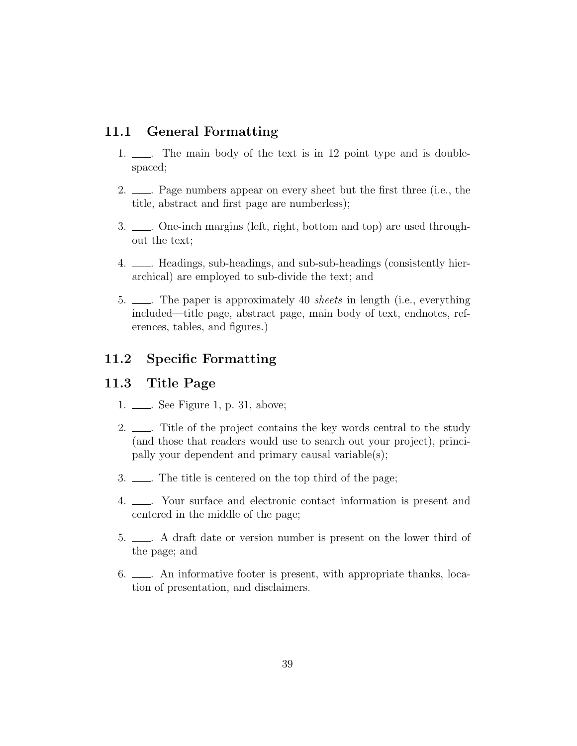### 11.1 General Formatting

1. \_\_\_\_. The main body of the text is in 12 point type and is double-spaced;

2. \_\_\_\_. Page numbers appear on every sheet but the first three (i.e., the title, abstract and first page are numberless);

3. \_\_\_\_. One-inch margins (left, right, bottom and top) are used throughout the text;

4. \_\_\_\_. Headings, sub-headings, and sub-sub-headings (consistently hierarchical) are employed to sub-divide the text; and

5. \_\_\_\_. The paper is approximately 40 *sheets* in length (i.e., everything included—title page, abstract page, main body of text, endnotes, references, tables, and figures.)

### 11.2 Specific Formatting

### 11.3 Title Page

1. \_\_\_\_. See Figure 1, p. 31, above;

2. \_\_\_\_. Title of the project contains the key words central to the study (and those that readers would use to search out your project), principally your dependent and primary causal variable(s);

3. \_\_\_\_. The title is centered on the top third of the page;

4. \_\_\_\_. Your surface and electronic contact information is present and centered in the middle of the page;

5. \_\_\_\_. A draft date or version number is present on the lower third of the page; and

6. \_\_\_\_. An informative footer is present, with appropriate thanks, location of presentation, and disclaimers.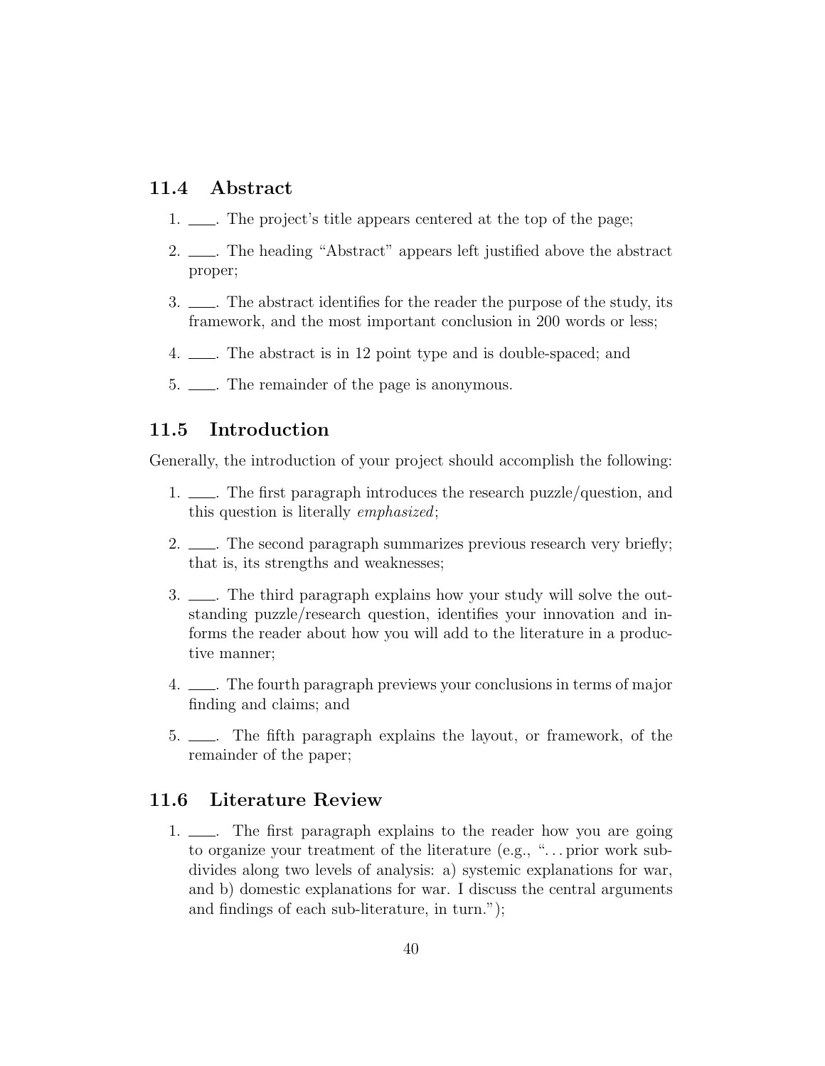## 11.4 Abstract

1. \_\_\_\_. The project's title appears centered at the top of the page;
2. \_\_\_\_. The heading "Abstract" appears left justified above the abstract proper;
3. \_\_\_\_. The abstract identifies for the reader the purpose of the study, its framework, and the most important conclusion in 200 words or less;
4. \_\_\_\_. The abstract is in 12 point type and is double-spaced; and
5. \_\_\_\_. The remainder of the page is anonymous.

## 11.5 Introduction

Generally, the introduction of your project should accomplish the following:

1. \_\_\_\_. The first paragraph introduces the research puzzle/question, and this question is literally *emphasized*;
2. \_\_\_\_. The second paragraph summarizes previous research very briefly; that is, its strengths and weaknesses;
3. \_\_\_\_. The third paragraph explains how your study will solve the outstanding puzzle/research question, identifies your innovation and informs the reader about how you will add to the literature in a productive manner;
4. \_\_\_\_. The fourth paragraph previews your conclusions in terms of major finding and claims; and
5. \_\_\_\_. The fifth paragraph explains the layout, or framework, of the remainder of the paper;

## 11.6 Literature Review

1. \_\_\_\_. The first paragraph explains to the reader how you are going to organize your treatment of the literature (e.g., "...prior work subdivides along two levels of analysis: a) systemic explanations for war, and b) domestic explanations for war. I discuss the central arguments and findings of each sub-literature, in turn.");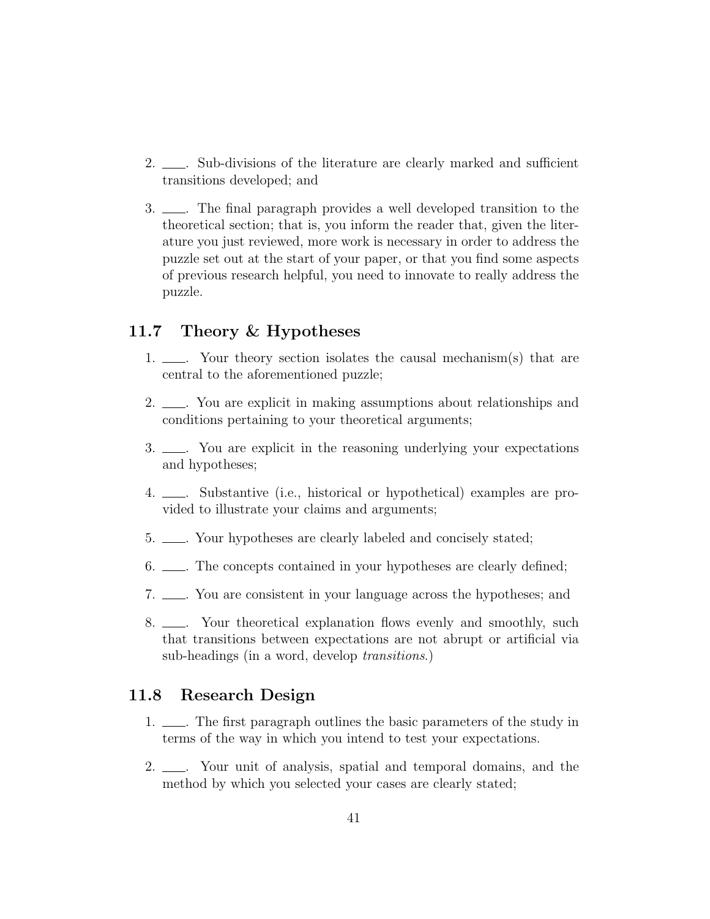2. \_\_\_\_. Sub-divisions of the literature are clearly marked and sufficient transitions developed; and

3. \_\_\_\_. The final paragraph provides a well developed transition to the theoretical section; that is, you inform the reader that, given the literature you just reviewed, more work is necessary in order to address the puzzle set out at the start of your paper, or that you find some aspects of previous research helpful, you need to innovate to really address the puzzle.

## 11.7 Theory & Hypotheses

1. \_\_\_\_. Your theory section isolates the causal mechanism(s) that are central to the aforementioned puzzle;

2. \_\_\_\_. You are explicit in making assumptions about relationships and conditions pertaining to your theoretical arguments;

3. \_\_\_\_. You are explicit in the reasoning underlying your expectations and hypotheses;

4. \_\_\_\_. Substantive (i.e., historical or hypothetical) examples are provided to illustrate your claims and arguments;

5. \_\_\_\_. Your hypotheses are clearly labeled and concisely stated;

6. \_\_\_\_. The concepts contained in your hypotheses are clearly defined;

7. \_\_\_\_. You are consistent in your language across the hypotheses; and

8. \_\_\_\_. Your theoretical explanation flows evenly and smoothly, such that transitions between expectations are not abrupt or artificial via sub-headings (in a word, develop *transitions*.)

## 11.8 Research Design

1. \_\_\_\_. The first paragraph outlines the basic parameters of the study in terms of the way in which you intend to test your expectations.

2. \_\_\_\_. Your unit of analysis, spatial and temporal domains, and the method by which you selected your cases are clearly stated;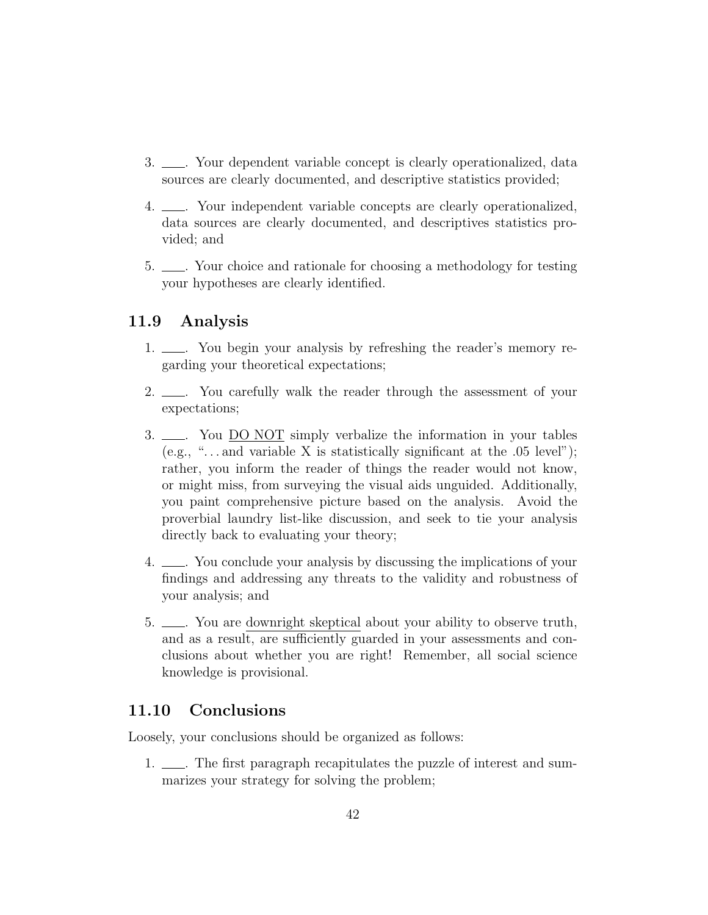3. ___. Your dependent variable concept is clearly operationalized, data sources are clearly documented, and descriptive statistics provided;

4. ___. Your independent variable concepts are clearly operationalized, data sources are clearly documented, and descriptives statistics provided; and

5. ___. Your choice and rationale for choosing a methodology for testing your hypotheses are clearly identified.

## 11.9 Analysis

1. ___. You begin your analysis by refreshing the reader's memory regarding your theoretical expectations;

2. ___. You carefully walk the reader through the assessment of your expectations;

3. ___. You <u>DO NOT</u> simply verbalize the information in your tables (e.g., "…and variable X is statistically significant at the .05 level"); rather, you inform the reader of things the reader would not know, or might miss, from surveying the visual aids unguided. Additionally, you paint comprehensive picture based on the analysis. Avoid the proverbial laundry list-like discussion, and seek to tie your analysis directly back to evaluating your theory;

4. ___. You conclude your analysis by discussing the implications of your findings and addressing any threats to the validity and robustness of your analysis; and

5. ___. You are <u>downright skeptical</u> about your ability to observe truth, and as a result, are sufficiently guarded in your assessments and conclusions about whether you are right! Remember, all social science knowledge is provisional.

## 11.10 Conclusions

Loosely, your conclusions should be organized as follows:

1. ___. The first paragraph recapitulates the puzzle of interest and summarizes your strategy for solving the problem;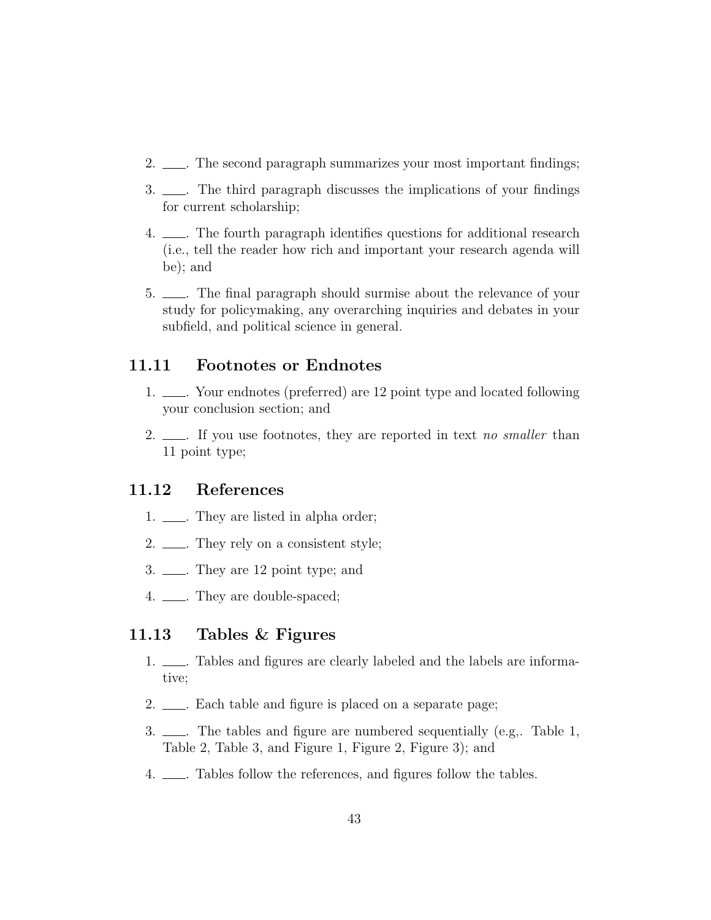2. ____. The second paragraph summarizes your most important findings;

3. ____. The third paragraph discusses the implications of your findings for current scholarship;

4. ____. The fourth paragraph identifies questions for additional research (i.e., tell the reader how rich and important your research agenda will be); and

5. ____. The final paragraph should surmise about the relevance of your study for policymaking, any overarching inquiries and debates in your subfield, and political science in general.

## 11.11 Footnotes or Endnotes

1. ____. Your endnotes (preferred) are 12 point type and located following your conclusion section; and

2. ____. If you use footnotes, they are reported in text *no smaller* than 11 point type;

## 11.12 References

1. ____. They are listed in alpha order;

2. ____. They rely on a consistent style;

3. ____. They are 12 point type; and

4. ____. They are double-spaced;

## 11.13 Tables & Figures

1. ____. Tables and figures are clearly labeled and the labels are informative;

2. ____. Each table and figure is placed on a separate page;

3. ____. The tables and figure are numbered sequentially (e.g,. Table 1, Table 2, Table 3, and Figure 1, Figure 2, Figure 3); and

4. ____. Tables follow the references, and figures follow the tables.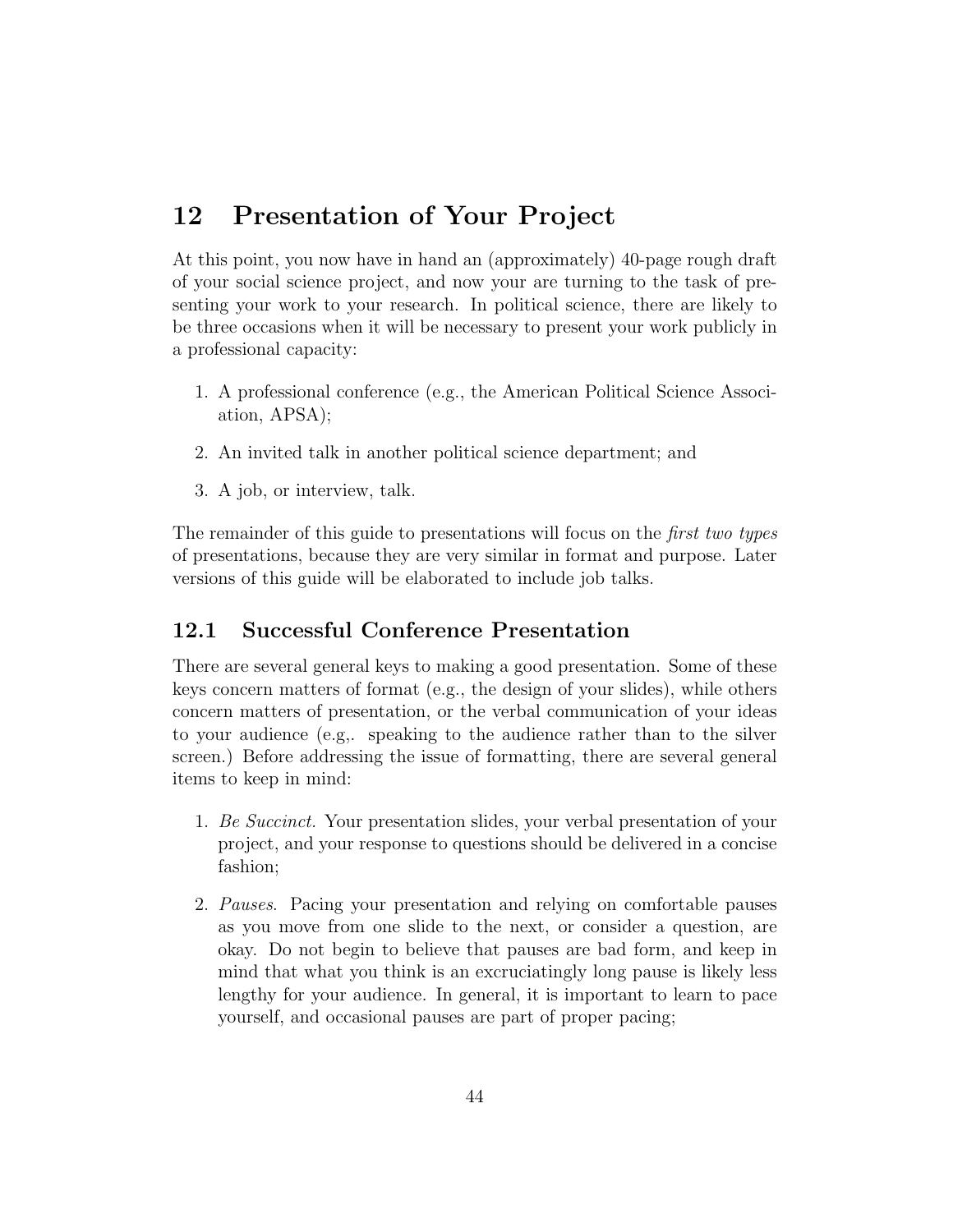## 12 Presentation of Your Project

At this point, you now have in hand an (approximately) 40-page rough draft of your social science project, and now your are turning to the task of presenting your work to your research. In political science, there are likely to be three occasions when it will be necessary to present your work publicly in a professional capacity:

1. A professional conference (e.g., the American Political Science Association, APSA);
2. An invited talk in another political science department; and
3. A job, or interview, talk.

The remainder of this guide to presentations will focus on the *first two types* of presentations, because they are very similar in format and purpose. Later versions of this guide will be elaborated to include job talks.

### 12.1 Successful Conference Presentation

There are several general keys to making a good presentation. Some of these keys concern matters of format (e.g., the design of your slides), while others concern matters of presentation, or the verbal communication of your ideas to your audience (e.g,. speaking to the audience rather than to the silver screen.) Before addressing the issue of formatting, there are several general items to keep in mind:

1. *Be Succinct.* Your presentation slides, your verbal presentation of your project, and your response to questions should be delivered in a concise fashion;
2. *Pauses*. Pacing your presentation and relying on comfortable pauses as you move from one slide to the next, or consider a question, are okay. Do not begin to believe that pauses are bad form, and keep in mind that what you think is an excruciatingly long pause is likely less lengthy for your audience. In general, it is important to learn to pace yourself, and occasional pauses are part of proper pacing;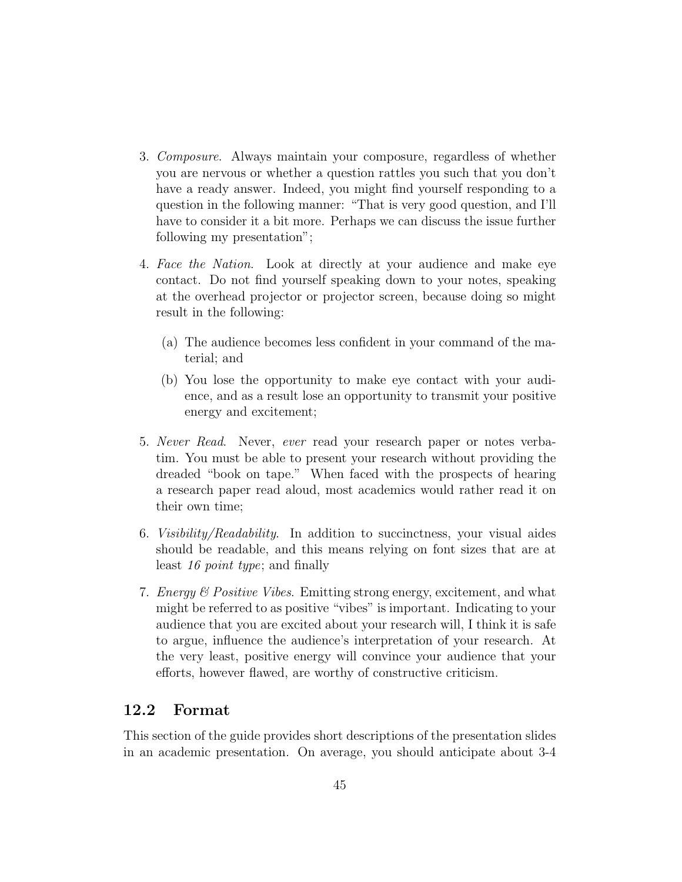3. *Composure*. Always maintain your composure, regardless of whether you are nervous or whether a question rattles you such that you don't have a ready answer. Indeed, you might find yourself responding to a question in the following manner: "That is very good question, and I'll have to consider it a bit more. Perhaps we can discuss the issue further following my presentation";

4. *Face the Nation*. Look at directly at your audience and make eye contact. Do not find yourself speaking down to your notes, speaking at the overhead projector or projector screen, because doing so might result in the following:

   (a) The audience becomes less confident in your command of the material; and

   (b) You lose the opportunity to make eye contact with your audience, and as a result lose an opportunity to transmit your positive energy and excitement;

5. *Never Read*. Never, *ever* read your research paper or notes verbatim. You must be able to present your research without providing the dreaded "book on tape." When faced with the prospects of hearing a research paper read aloud, most academics would rather read it on their own time;

6. *Visibility/Readability*. In addition to succinctness, your visual aides should be readable, and this means relying on font sizes that are at least *16 point type*; and finally

7. *Energy & Positive Vibes*. Emitting strong energy, excitement, and what might be referred to as positive "vibes" is important. Indicating to your audience that you are excited about your research will, I think it is safe to argue, influence the audience's interpretation of your research. At the very least, positive energy will convince your audience that your efforts, however flawed, are worthy of constructive criticism.

## 12.2 Format

This section of the guide provides short descriptions of the presentation slides in an academic presentation. On average, you should anticipate about 3-4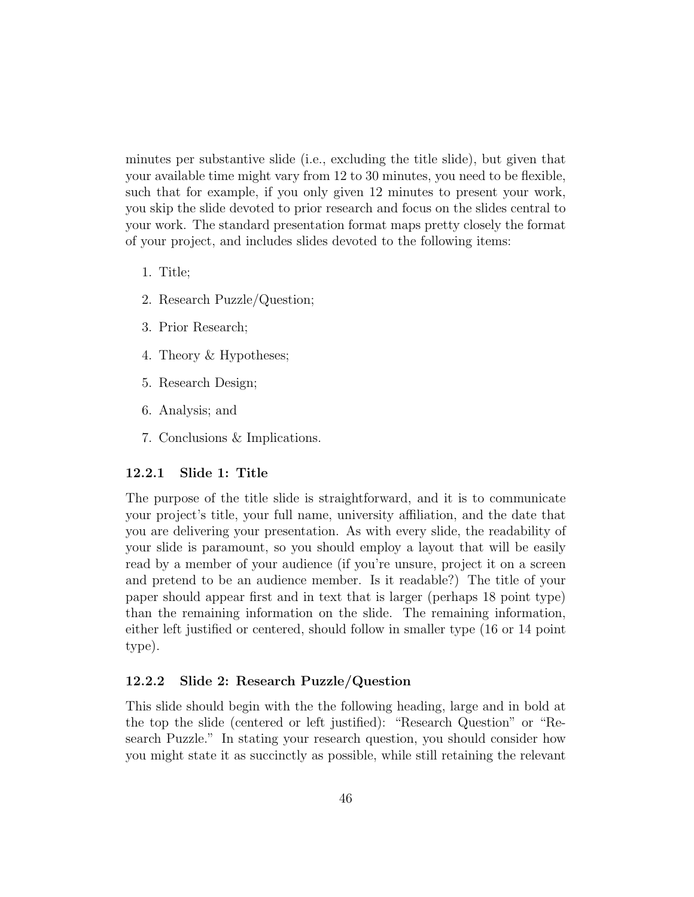minutes per substantive slide (i.e., excluding the title slide), but given that your available time might vary from 12 to 30 minutes, you need to be flexible, such that for example, if you only given 12 minutes to present your work, you skip the slide devoted to prior research and focus on the slides central to your work. The standard presentation format maps pretty closely the format of your project, and includes slides devoted to the following items:

1. Title;
2. Research Puzzle/Question;
3. Prior Research;
4. Theory & Hypotheses;
5. Research Design;
6. Analysis; and
7. Conclusions & Implications.

### 12.2.1 Slide 1: Title

The purpose of the title slide is straightforward, and it is to communicate your project's title, your full name, university affiliation, and the date that you are delivering your presentation. As with every slide, the readability of your slide is paramount, so you should employ a layout that will be easily read by a member of your audience (if you're unsure, project it on a screen and pretend to be an audience member. Is it readable?) The title of your paper should appear first and in text that is larger (perhaps 18 point type) than the remaining information on the slide. The remaining information, either left justified or centered, should follow in smaller type (16 or 14 point type).

### 12.2.2 Slide 2: Research Puzzle/Question

This slide should begin with the the following heading, large and in bold at the top the slide (centered or left justified): "Research Question" or "Research Puzzle." In stating your research question, you should consider how you might state it as succinctly as possible, while still retaining the relevant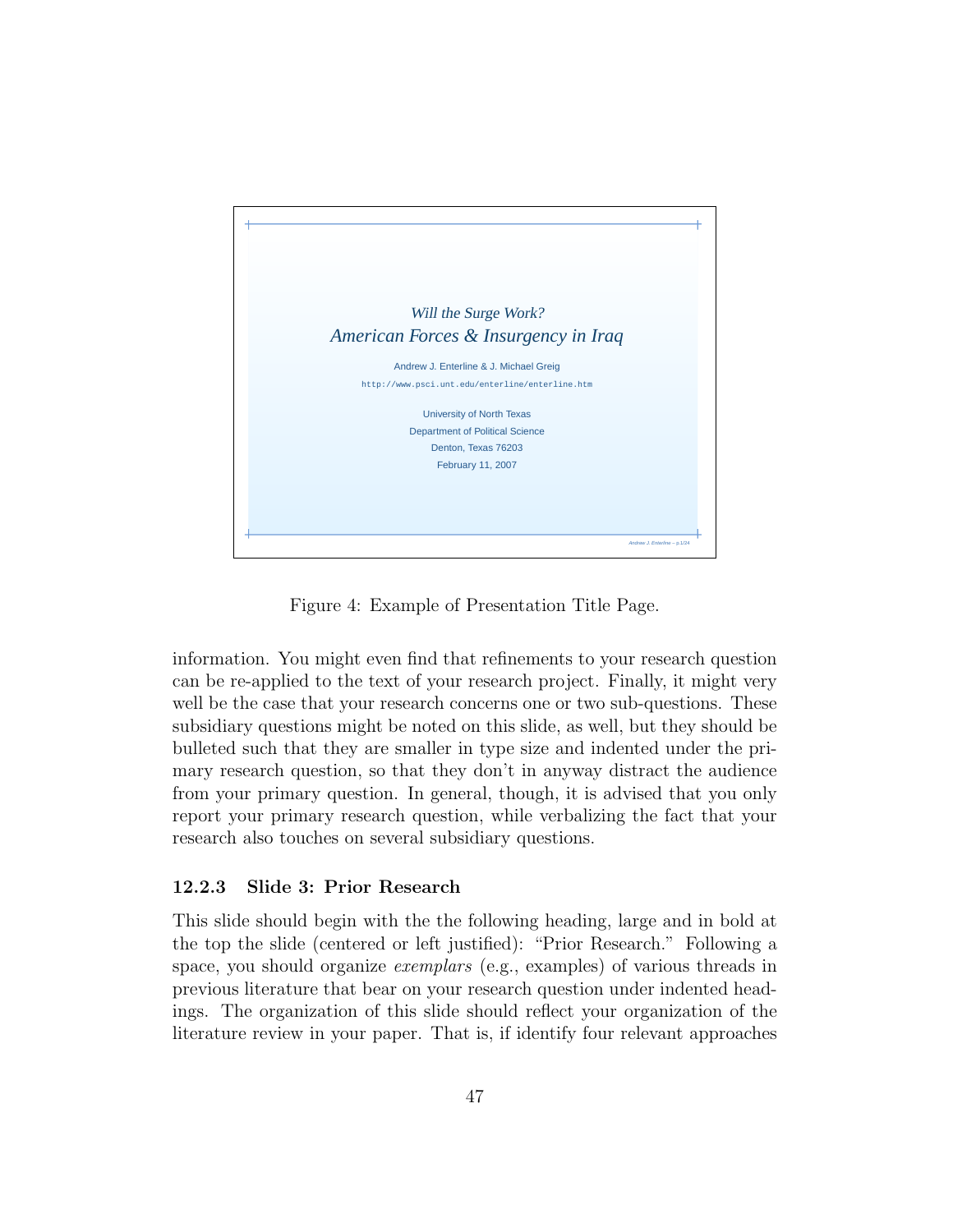*Will the Surge Work?*

*American Forces & Insurgency in Iraq*

Andrew J. Enterline & J. Michael Greig

`http://www.psci.unt.edu/enterline/enterline.htm`

University of North Texas

Department of Political Science

Denton, Texas 76203

February 11, 2007

Figure 4: Example of Presentation Title Page.

information. You might even find that refinements to your research question can be re-applied to the text of your research project. Finally, it might very well be the case that your research concerns one or two sub-questions. These subsidiary questions might be noted on this slide, as well, but they should be bulleted such that they are smaller in type size and indented under the primary research question, so that they don't in anyway distract the audience from your primary question. In general, though, it is advised that you only report your primary research question, while verbalizing the fact that your research also touches on several subsidiary questions.

### 12.2.3 Slide 3: Prior Research

This slide should begin with the the following heading, large and in bold at the top the slide (centered or left justified): "Prior Research." Following a space, you should organize *exemplars* (e.g., examples) of various threads in previous literature that bear on your research question under indented headings. The organization of this slide should reflect your organization of the literature review in your paper. That is, if identify four relevant approaches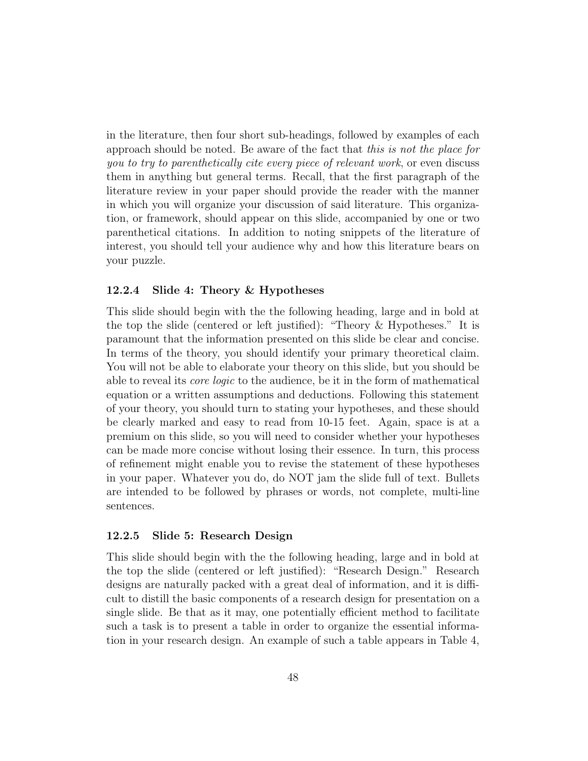in the literature, then four short sub-headings, followed by examples of each approach should be noted. Be aware of the fact that *this is not the place for you to try to parenthetically cite every piece of relevant work*, or even discuss them in anything but general terms. Recall, that the first paragraph of the literature review in your paper should provide the reader with the manner in which you will organize your discussion of said literature. This organization, or framework, should appear on this slide, accompanied by one or two parenthetical citations. In addition to noting snippets of the literature of interest, you should tell your audience why and how this literature bears on your puzzle.

### 12.2.4 Slide 4: Theory & Hypotheses

This slide should begin with the the following heading, large and in bold at the top the slide (centered or left justified): "Theory & Hypotheses." It is paramount that the information presented on this slide be clear and concise. In terms of the theory, you should identify your primary theoretical claim. You will not be able to elaborate your theory on this slide, but you should be able to reveal its *core logic* to the audience, be it in the form of mathematical equation or a written assumptions and deductions. Following this statement of your theory, you should turn to stating your hypotheses, and these should be clearly marked and easy to read from 10-15 feet. Again, space is at a premium on this slide, so you will need to consider whether your hypotheses can be made more concise without losing their essence. In turn, this process of refinement might enable you to revise the statement of these hypotheses in your paper. Whatever you do, do NOT jam the slide full of text. Bullets are intended to be followed by phrases or words, not complete, multi-line sentences.

### 12.2.5 Slide 5: Research Design

This slide should begin with the the following heading, large and in bold at the top the slide (centered or left justified): "Research Design." Research designs are naturally packed with a great deal of information, and it is difficult to distill the basic components of a research design for presentation on a single slide. Be that as it may, one potentially efficient method to facilitate such a task is to present a table in order to organize the essential information in your research design. An example of such a table appears in Table 4,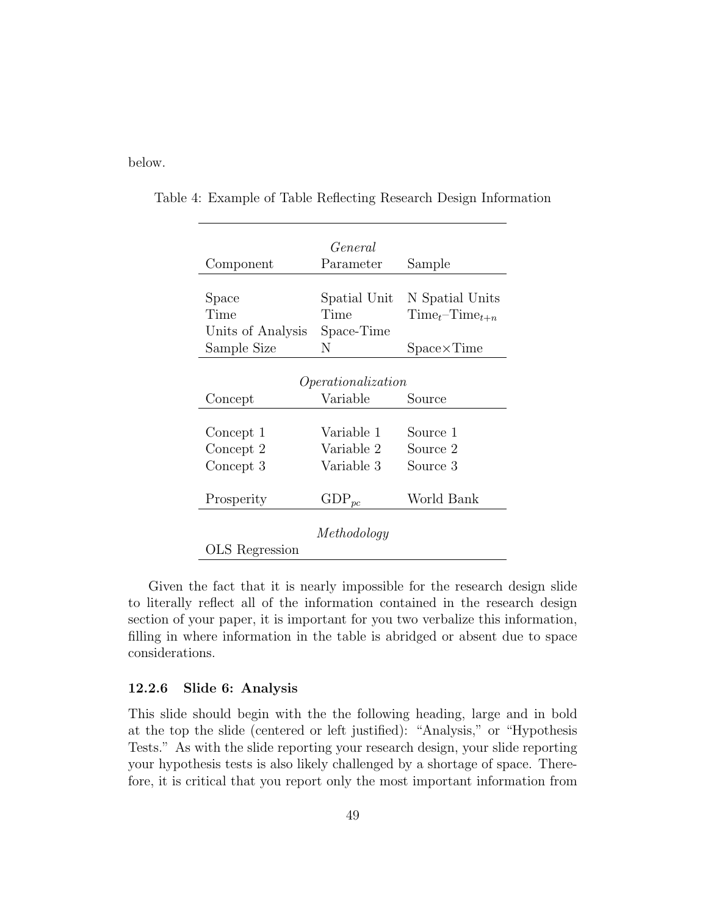below.

Table 4: Example of Table Reflecting Research Design Information

| | *General* | |
|---|---|---|
| Component | Parameter | Sample |
| Space | Spatial Unit | N Spatial Units |
| Time | Time | $\text{Time}_t$–$\text{Time}_{t+n}$ |
| Units of Analysis | Space-Time | |
| Sample Size | N | Space×Time |
| | *Operationalization* | |
| Concept | Variable | Source |
| Concept 1 | Variable 1 | Source 1 |
| Concept 2 | Variable 2 | Source 2 |
| Concept 3 | Variable 3 | Source 3 |
| Prosperity | $\text{GDP}_{pc}$ | World Bank |
| | *Methodology* | |
| OLS Regression | | |

Given the fact that it is nearly impossible for the research design slide to literally reflect all of the information contained in the research design section of your paper, it is important for you two verbalize this information, filling in where information in the table is abridged or absent due to space considerations.

#### 12.2.6 Slide 6: Analysis

This slide should begin with the the following heading, large and in bold at the top the slide (centered or left justified): "Analysis," or "Hypothesis Tests." As with the slide reporting your research design, your slide reporting your hypothesis tests is also likely challenged by a shortage of space. Therefore, it is critical that you report only the most important information from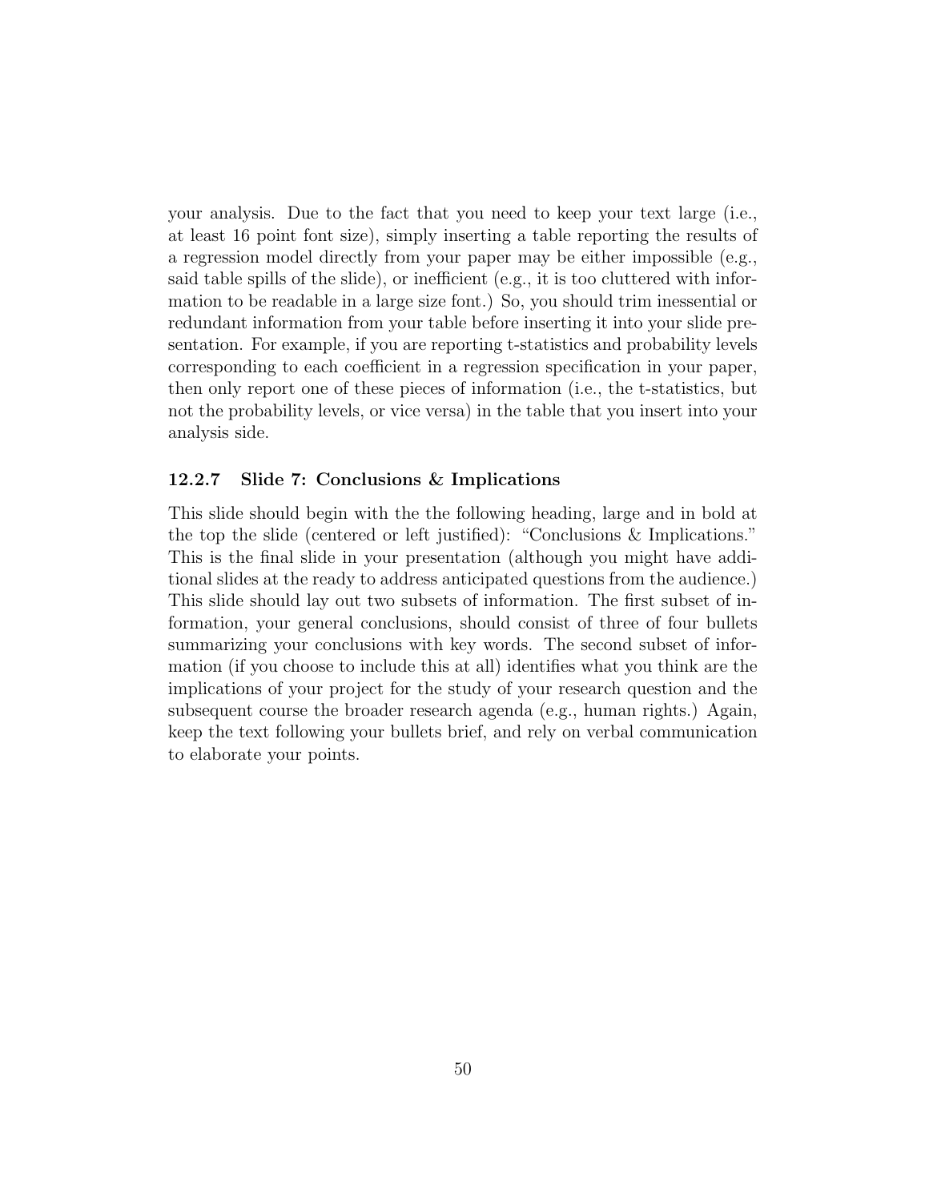your analysis. Due to the fact that you need to keep your text large (i.e., at least 16 point font size), simply inserting a table reporting the results of a regression model directly from your paper may be either impossible (e.g., said table spills of the slide), or inefficient (e.g., it is too cluttered with information to be readable in a large size font.) So, you should trim inessential or redundant information from your table before inserting it into your slide presentation. For example, if you are reporting t-statistics and probability levels corresponding to each coefficient in a regression specification in your paper, then only report one of these pieces of information (i.e., the t-statistics, but not the probability levels, or vice versa) in the table that you insert into your analysis side.

### 12.2.7 Slide 7: Conclusions & Implications

This slide should begin with the the following heading, large and in bold at the top the slide (centered or left justified): "Conclusions & Implications." This is the final slide in your presentation (although you might have additional slides at the ready to address anticipated questions from the audience.) This slide should lay out two subsets of information. The first subset of information, your general conclusions, should consist of three of four bullets summarizing your conclusions with key words. The second subset of information (if you choose to include this at all) identifies what you think are the implications of your project for the study of your research question and the subsequent course the broader research agenda (e.g., human rights.) Again, keep the text following your bullets brief, and rely on verbal communication to elaborate your points.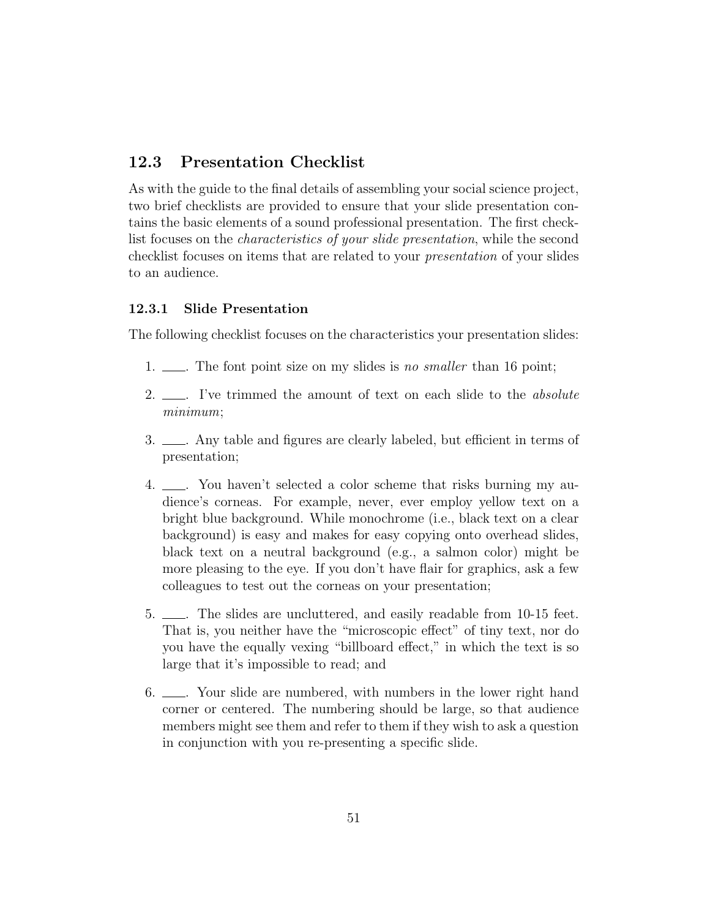## 12.3 Presentation Checklist

As with the guide to the final details of assembling your social science project, two brief checklists are provided to ensure that your slide presentation contains the basic elements of a sound professional presentation. The first checklist focuses on the *characteristics of your slide presentation*, while the second checklist focuses on items that are related to your *presentation* of your slides to an audience.

### 12.3.1 Slide Presentation

The following checklist focuses on the characteristics your presentation slides:

1. ___. The font point size on my slides is *no smaller* than 16 point;
2. ___. I've trimmed the amount of text on each slide to the *absolute minimum*;
3. ___. Any table and figures are clearly labeled, but efficient in terms of presentation;
4. ___. You haven't selected a color scheme that risks burning my audience's corneas. For example, never, ever employ yellow text on a bright blue background. While monochrome (i.e., black text on a clear background) is easy and makes for easy copying onto overhead slides, black text on a neutral background (e.g., a salmon color) might be more pleasing to the eye. If you don't have flair for graphics, ask a few colleagues to test out the corneas on your presentation;
5. ___. The slides are uncluttered, and easily readable from 10-15 feet. That is, you neither have the "microscopic effect" of tiny text, nor do you have the equally vexing "billboard effect," in which the text is so large that it's impossible to read; and
6. ___. Your slide are numbered, with numbers in the lower right hand corner or centered. The numbering should be large, so that audience members might see them and refer to them if they wish to ask a question in conjunction with you re-presenting a specific slide.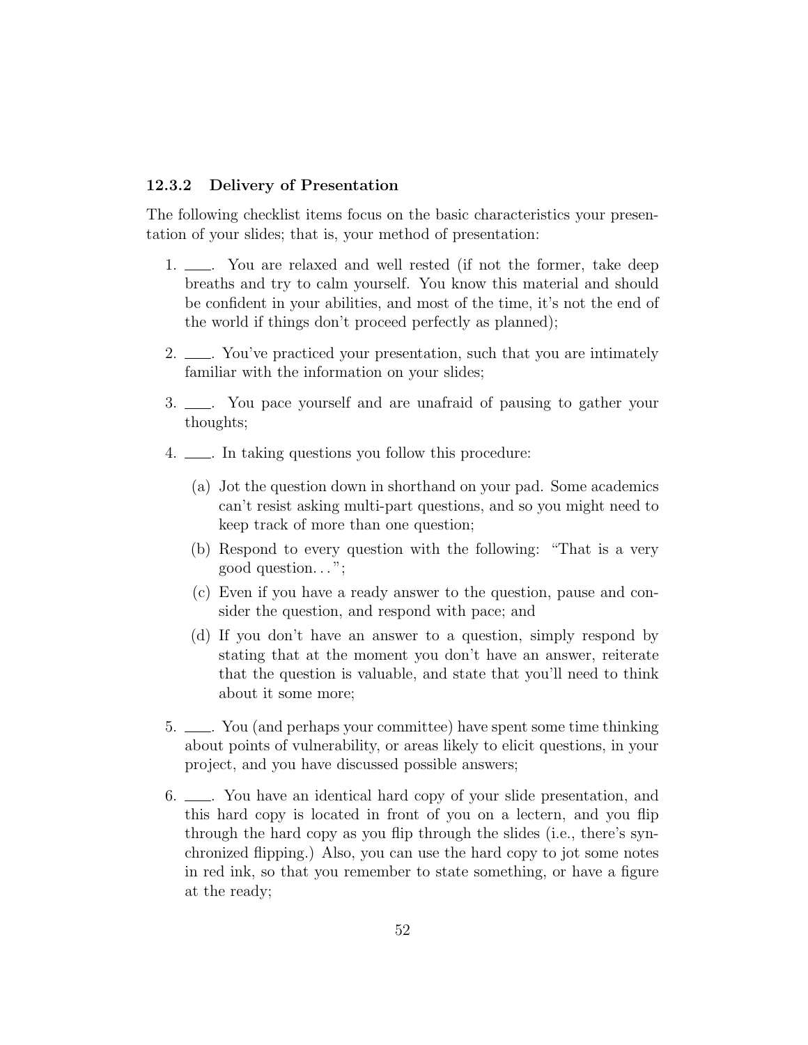### 12.3.2 Delivery of Presentation

The following checklist items focus on the basic characteristics your presentation of your slides; that is, your method of presentation:

1. \_\_\_\_. You are relaxed and well rested (if not the former, take deep breaths and try to calm yourself. You know this material and should be confident in your abilities, and most of the time, it's not the end of the world if things don't proceed perfectly as planned);

2. \_\_\_\_. You've practiced your presentation, such that you are intimately familiar with the information on your slides;

3. \_\_\_\_. You pace yourself and are unafraid of pausing to gather your thoughts;

4. \_\_\_\_. In taking questions you follow this procedure:

   (a) Jot the question down in shorthand on your pad. Some academics can't resist asking multi-part questions, and so you might need to keep track of more than one question;

   (b) Respond to every question with the following: "That is a very good question. . . ";

   (c) Even if you have a ready answer to the question, pause and consider the question, and respond with pace; and

   (d) If you don't have an answer to a question, simply respond by stating that at the moment you don't have an answer, reiterate that the question is valuable, and state that you'll need to think about it some more;

5. \_\_\_\_. You (and perhaps your committee) have spent some time thinking about points of vulnerability, or areas likely to elicit questions, in your project, and you have discussed possible answers;

6. \_\_\_\_. You have an identical hard copy of your slide presentation, and this hard copy is located in front of you on a lectern, and you flip through the hard copy as you flip through the slides (i.e., there's synchronized flipping.) Also, you can use the hard copy to jot some notes in red ink, so that you remember to state something, or have a figure at the ready;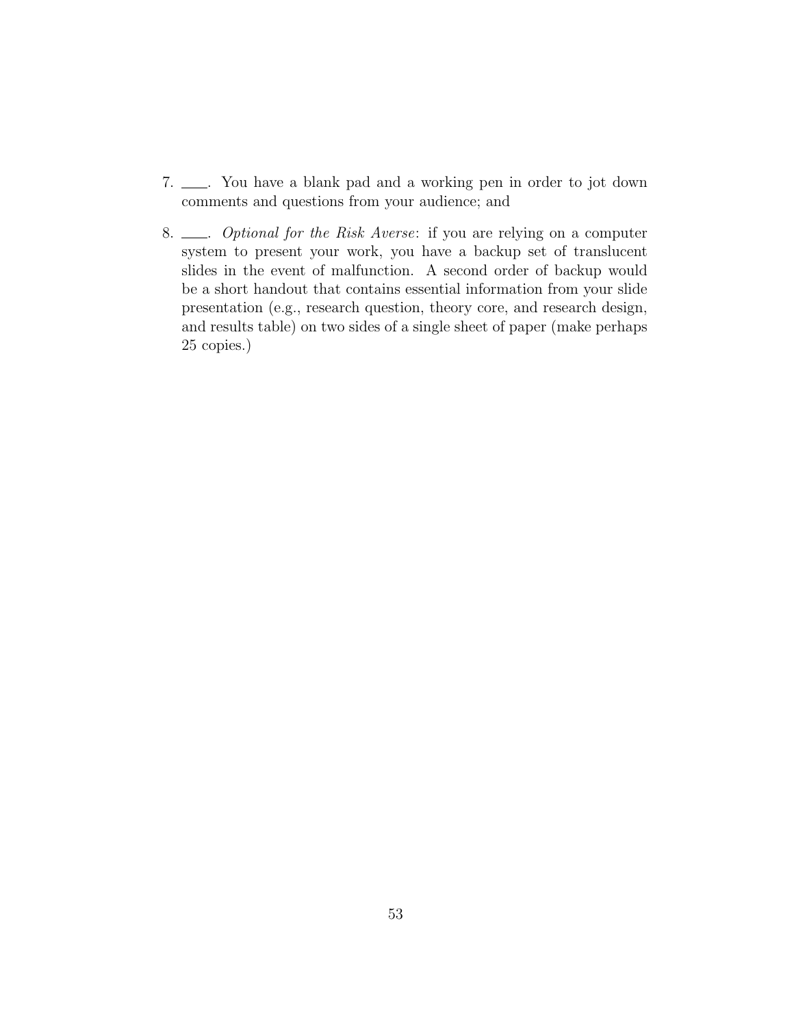7. \_\_\_\_. You have a blank pad and a working pen in order to jot down comments and questions from your audience; and

8. \_\_\_\_. *Optional for the Risk Averse*: if you are relying on a computer system to present your work, you have a backup set of translucent slides in the event of malfunction. A second order of backup would be a short handout that contains essential information from your slide presentation (e.g., research question, theory core, and research design, and results table) on two sides of a single sheet of paper (make perhaps 25 copies.)